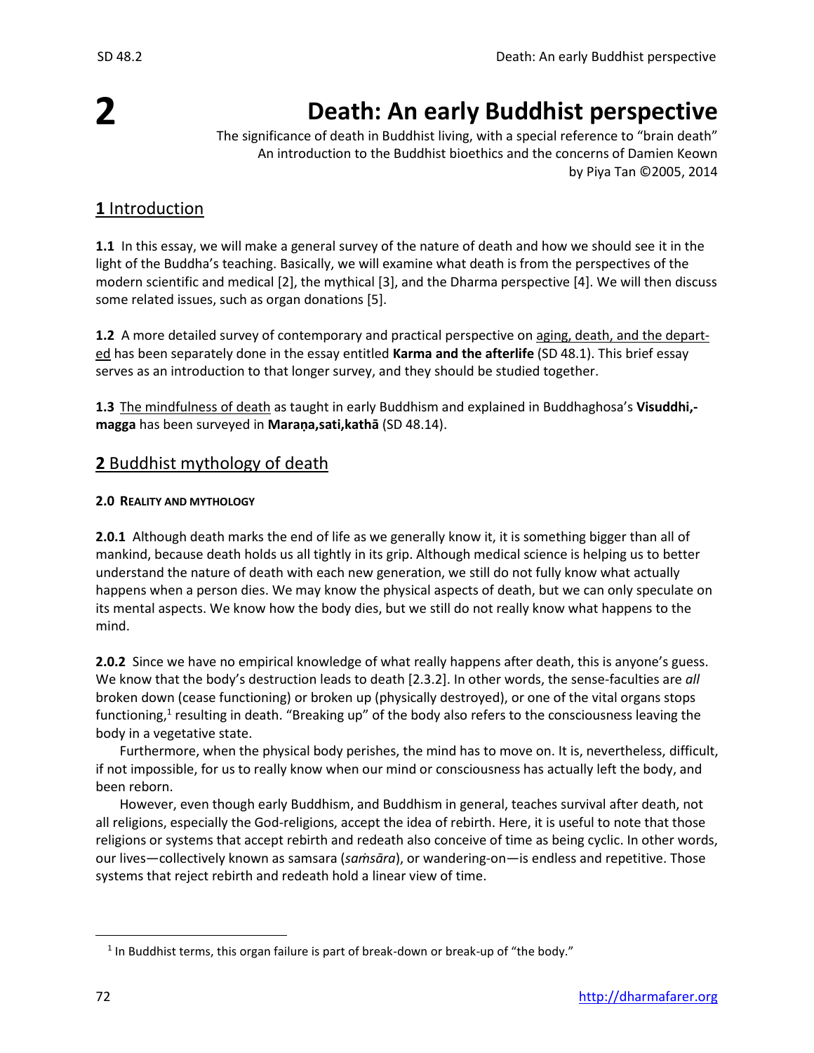# 2 Death: An early Buddhist perspective

The significance of death in Buddhist living, with a special reference to "brain death"
An introduction to the Buddhist bioethics and the concerns of Damien Keown
by Piya Tan ©2005, 2014

## **1** Introduction

**1.1** In this essay, we will make a general survey of the nature of death and how we should see it in the light of the Buddha's teaching. Basically, we will examine what death is from the perspectives of the modern scientific and medical [2], the mythical [3], and the Dharma perspective [4]. We will then discuss some related issues, such as organ donations [5].

**1.2** A more detailed survey of contemporary and practical perspective on aging, death, and the departed has been separately done in the essay entitled **Karma and the afterlife** (SD 48.1). This brief essay serves as an introduction to that longer survey, and they should be studied together.

**1.3** The mindfulness of death as taught in early Buddhism and explained in Buddhaghosa's **Visuddhi,-magga** has been surveyed in **Maraṇa,sati,kathā** (SD 48.14).

## **2** Buddhist mythology of death

#### 2.0 Reality and mythology

**2.0.1** Although death marks the end of life as we generally know it, it is something bigger than all of mankind, because death holds us all tightly in its grip. Although medical science is helping us to better understand the nature of death with each new generation, we still do not fully know what actually happens when a person dies. We may know the physical aspects of death, but we can only speculate on its mental aspects. We know how the body dies, but we still do not really know what happens to the mind.

**2.0.2** Since we have no empirical knowledge of what really happens after death, this is anyone's guess. We know that the body's destruction leads to death [2.3.2]. In other words, the sense-faculties are *all* broken down (cease functioning) or broken up (physically destroyed), or one of the vital organs stops functioning,[1] resulting in death. "Breaking up" of the body also refers to the consciousness leaving the body in a vegetative state.

Furthermore, when the physical body perishes, the mind has to move on. It is, nevertheless, difficult, if not impossible, for us to really know when our mind or consciousness has actually left the body, and been reborn.

However, even though early Buddhism, and Buddhism in general, teaches survival after death, not all religions, especially the God-religions, accept the idea of rebirth. Here, it is useful to note that those religions or systems that accept rebirth and redeath also conceive of time as being cyclic. In other words, our lives—collectively known as samsara (*saṁsāra*), or wandering-on—is endless and repetitive. Those systems that reject rebirth and redeath hold a linear view of time.

---

[1] In Buddhist terms, this organ failure is part of break-down or break-up of "the body."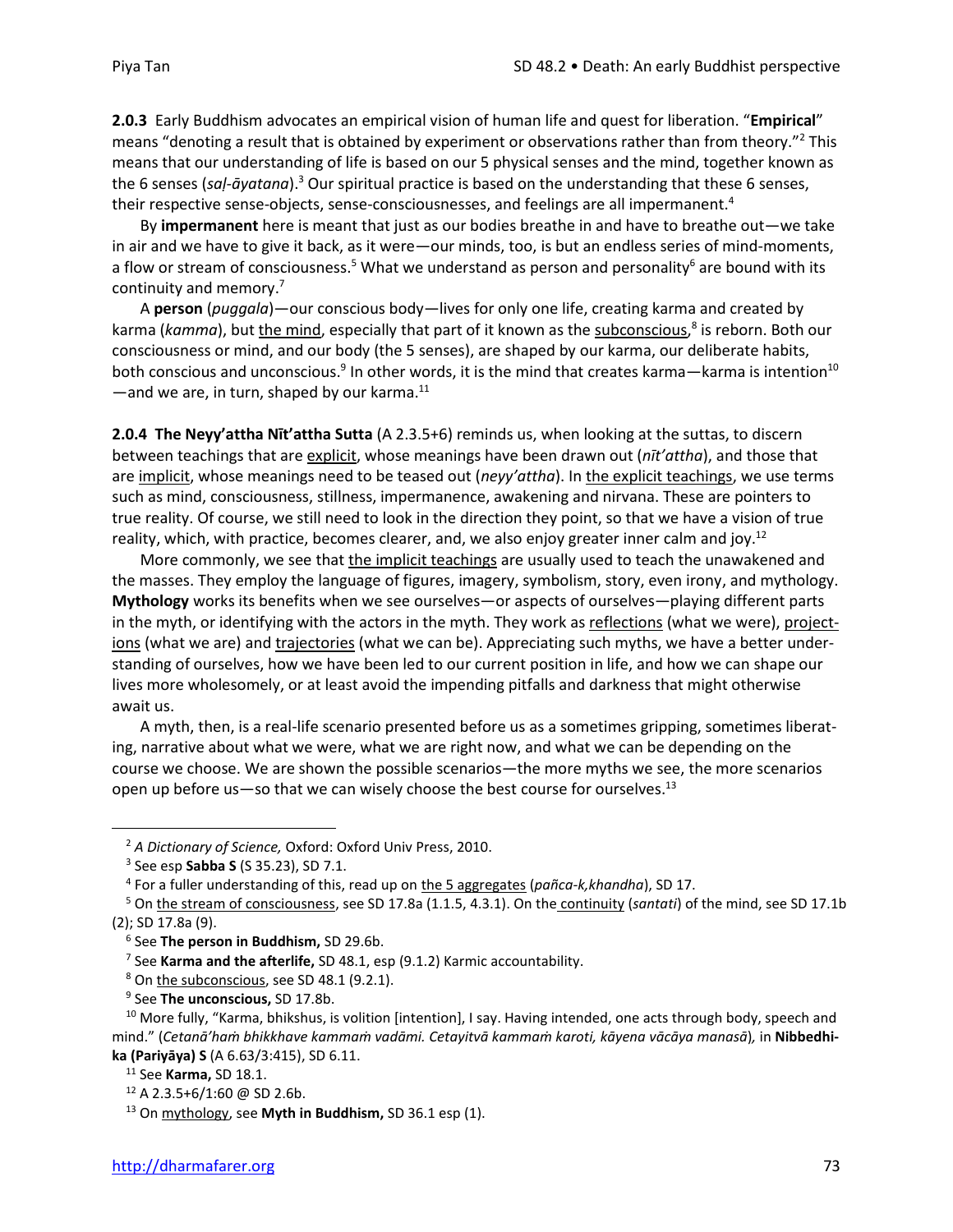**2.0.3** Early Buddhism advocates an empirical vision of human life and quest for liberation. "**Empirical**" means "denoting a result that is obtained by experiment or observations rather than from theory."[2] This means that our understanding of life is based on our 5 physical senses and the mind, together known as the 6 senses (*saḷ-āyatana*).[3] Our spiritual practice is based on the understanding that these 6 senses, their respective sense-objects, sense-consciousnesses, and feelings are all impermanent.[4]

By **impermanent** here is meant that just as our bodies breathe in and have to breathe out—we take in air and we have to give it back, as it were—our minds, too, is but an endless series of mind-moments, a flow or stream of consciousness.[5] What we understand as person and personality[6] are bound with its continuity and memory.[7]

A **person** (*puggala*)—our conscious body—lives for only one life, creating karma and created by karma (*kamma*), but the mind, especially that part of it known as the subconscious,[8] is reborn. Both our consciousness or mind, and our body (the 5 senses), are shaped by our karma, our deliberate habits, both conscious and unconscious.[9] In other words, it is the mind that creates karma—karma is intention[10] —and we are, in turn, shaped by our karma.[11]

**2.0.4 The Neyy'attha Nīt'attha Sutta** (A 2.3.5+6) reminds us, when looking at the suttas, to discern between teachings that are explicit, whose meanings have been drawn out (*nīt'attha*), and those that are implicit, whose meanings need to be teased out (*neyy'attha*). In the explicit teachings, we use terms such as mind, consciousness, stillness, impermanence, awakening and nirvana. These are pointers to true reality. Of course, we still need to look in the direction they point, so that we have a vision of true reality, which, with practice, becomes clearer, and, we also enjoy greater inner calm and joy.[12]

More commonly, we see that the implicit teachings are usually used to teach the unawakened and the masses. They employ the language of figures, imagery, symbolism, story, even irony, and mythology. **Mythology** works its benefits when we see ourselves—or aspects of ourselves—playing different parts in the myth, or identifying with the actors in the myth. They work as reflections (what we were), projections (what we are) and trajectories (what we can be). Appreciating such myths, we have a better understanding of ourselves, how we have been led to our current position in life, and how we can shape our lives more wholesomely, or at least avoid the impending pitfalls and darkness that might otherwise await us.

A myth, then, is a real-life scenario presented before us as a sometimes gripping, sometimes liberating, narrative about what we were, what we are right now, and what we can be depending on the course we choose. We are shown the possible scenarios—the more myths we see, the more scenarios open up before us—so that we can wisely choose the best course for ourselves.[13]

---

[2] *A Dictionary of Science,* Oxford: Oxford Univ Press, 2010.

[3] See esp **Sabba S** (S 35.23), SD 7.1.

[4] For a fuller understanding of this, read up on the 5 aggregates (*pañca-k,khandha*), SD 17.

[5] On the stream of consciousness, see SD 17.8a (1.1.5, 4.3.1). On the continuity (*santati*) of the mind, see SD 17.1b (2); SD 17.8a (9).

[6] See **The person in Buddhism,** SD 29.6b.

[7] See **Karma and the afterlife,** SD 48.1, esp (9.1.2) Karmic accountability.

[8] On the subconscious, see SD 48.1 (9.2.1).

[9] See **The unconscious,** SD 17.8b.

[10] More fully, "Karma, bhikshus, is volition [intention], I say. Having intended, one acts through body, speech and mind." (*Cetanā'haṁ bhikkhave kammaṁ vadāmi. Cetayitvā kammaṁ karoti, kāyena vācāya manasā*)*,* in **Nibbedhika (Pariyāya) S** (A 6.63/3:415), SD 6.11.

[11] See **Karma,** SD 18.1.

[12] A 2.3.5+6/1:60 @ SD 2.6b.

[13] On mythology, see **Myth in Buddhism,** SD 36.1 esp (1).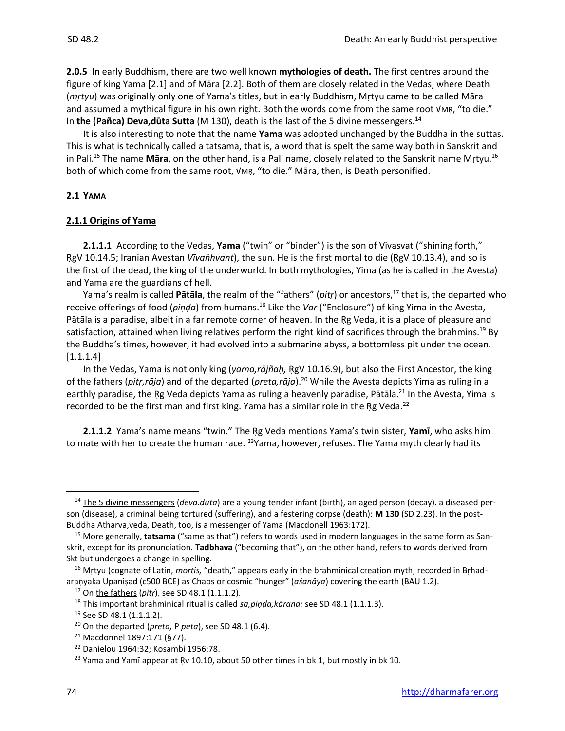**2.0.5** In early Buddhism, there are two well known **mythologies of death.** The first centres around the figure of king Yama [2.1] and of Māra [2.2]. Both of them are closely related in the Vedas, where Death (*mṛtyu*) was originally only one of Yama's titles, but in early Buddhism, Mṛtyu came to be called Māra and assumed a mythical figure in his own right. Both the words come from the same root √MṚ, "to die." In **the (Pañca) Deva,dūta Sutta** (M 130), death is the last of the 5 divine messengers.[14]

It is also interesting to note that the name **Yama** was adopted unchanged by the Buddha in the suttas. This is what is technically called a tatsama, that is, a word that is spelt the same way both in Sanskrit and in Pali.[15] The name **Māra**, on the other hand, is a Pali name, closely related to the Sanskrit name Mṛtyu,[16] both of which come from the same root, √MṚ, "to die." Māra, then, is Death personified.

## 2.1 YAMA

### 2.1.1 Origins of Yama

**2.1.1.1** According to the Vedas, **Yama** ("twin" or "binder") is the son of Vivasvat ("shining forth," ṚgV 10.14.5; Iranian Avestan *Vīvaṅhvant*), the sun. He is the first mortal to die (ṚgV 10.13.4), and so is the first of the dead, the king of the underworld. In both mythologies, Yima (as he is called in the Avesta) and Yama are the guardians of hell.

Yama's realm is called **Pātāla**, the realm of the "fathers" (*pitṛ*) or ancestors,[17] that is, the departed who receive offerings of food (*piṇḍa*) from humans.[18] Like the *Var* ("Enclosure") of king Yima in the Avesta, Pātāla is a paradise, albeit in a far remote corner of heaven. In the Ṛg Veda, it is a place of pleasure and satisfaction, attained when living relatives perform the right kind of sacrifices through the brahmins.[19] By the Buddha's times, however, it had evolved into a submarine abyss, a bottomless pit under the ocean. [1.1.1.4]

In the Vedas, Yama is not only king (*yama,rājñaḥ,* ṚgV 10.16.9), but also the First Ancestor, the king of the fathers (*pitṛ,rāja*) and of the departed (*preta,rāja*).[20] While the Avesta depicts Yima as ruling in a earthly paradise, the Ṛg Veda depicts Yama as ruling a heavenly paradise, Pātāla.[21] In the Avesta, Yima is recorded to be the first man and first king. Yama has a similar role in the Ṛg Veda.[22]

**2.1.1.2** Yama's name means "twin." The Ṛg Veda mentions Yama's twin sister, **Yamī**, who asks him to mate with her to create the human race. [23]Yama, however, refuses. The Yama myth clearly had its

---

[14] The 5 divine messengers (*deva.dūta*) are a young tender infant (birth), an aged person (decay). a diseased person (disease), a criminal being tortured (suffering), and a festering corpse (death): **M 130** (SD 2.23). In the post-Buddha Atharva,veda, Death, too, is a messenger of Yama (Macdonell 1963:172).

[15] More generally, **tatsama** ("same as that") refers to words used in modern languages in the same form as Sanskrit, except for its pronunciation. **Tadbhava** ("becoming that"), on the other hand, refers to words derived from Skt but undergoes a change in spelling.

[16] Mṛtyu (cognate of Latin, *mortis,* "death," appears early in the brahminical creation myth, recorded in Bṛhad-araṇyaka Upaniṣad (c500 BCE) as Chaos or cosmic "hunger" (*aśanāya*) covering the earth (BAU 1.2).

[17] On the fathers (*pitṛ*), see SD 48.1 (1.1.1.2).

[18] This important brahminical ritual is called *sa,piṇḍa,kāraṇa:* see SD 48.1 (1.1.1.3).

[19] See SD 48.1 (1.1.1.2).

[20] On the departed (*preta,* P *peta*), see SD 48.1 (6.4).

[21] Macdonnel 1897:171 (§77).

[22] Danielou 1964:32; Kosambi 1956:78.

[23] Yama and Yamī appear at Ṛv 10.10, about 50 other times in bk 1, but mostly in bk 10.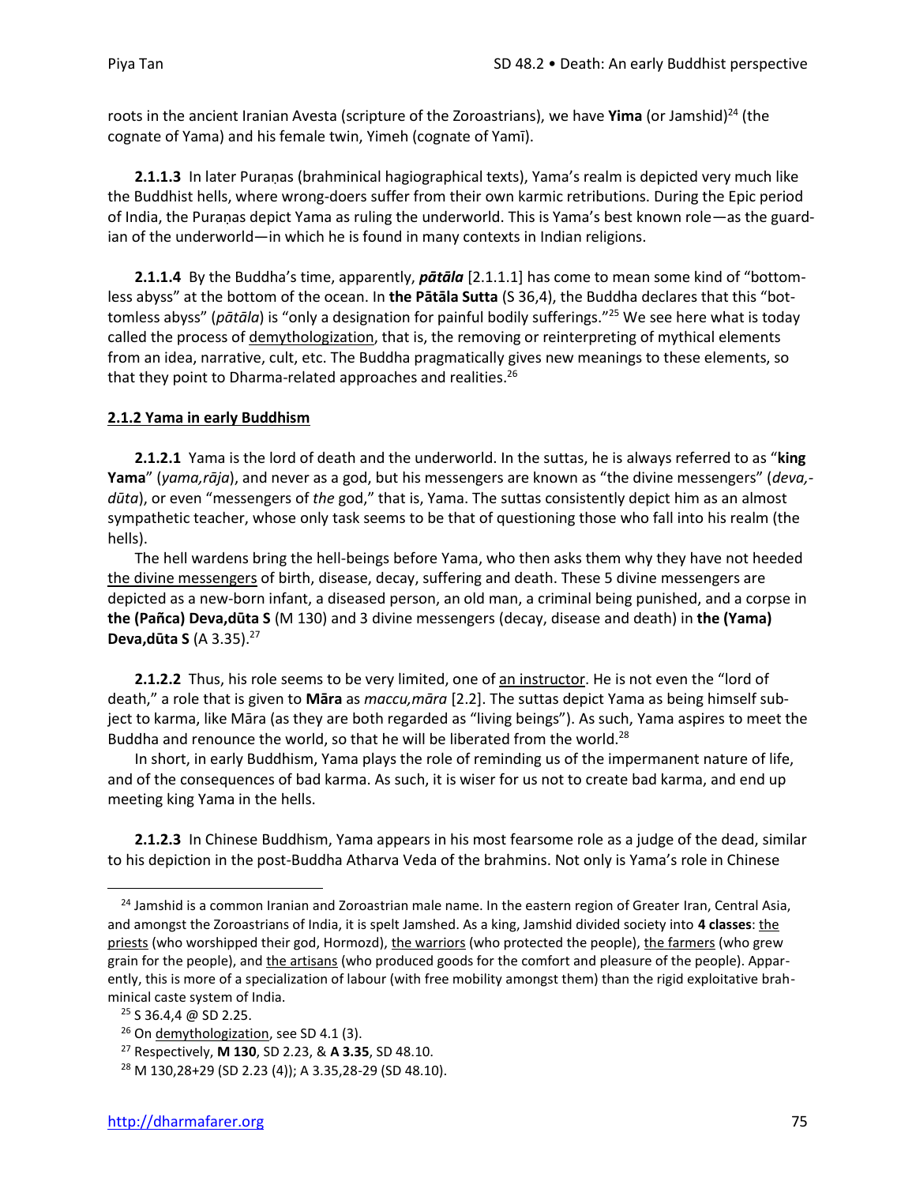roots in the ancient Iranian Avesta (scripture of the Zoroastrians), we have **Yima** (or Jamshid)[24] (the cognate of Yama) and his female twin, Yimeh (cognate of Yamī).

**2.1.1.3** In later Puraṇas (brahminical hagiographical texts), Yama's realm is depicted very much like the Buddhist hells, where wrong-doers suffer from their own karmic retributions. During the Epic period of India, the Puraṇas depict Yama as ruling the underworld. This is Yama's best known role—as the guardian of the underworld—in which he is found in many contexts in Indian religions.

**2.1.1.4** By the Buddha's time, apparently, ***pātāla*** [2.1.1.1] has come to mean some kind of "bottomless abyss" at the bottom of the ocean. In **the Pātāla Sutta** (S 36,4), the Buddha declares that this "bottomless abyss" (*pātāla*) is "only a designation for painful bodily sufferings."[25] We see here what is today called the process of demythologization, that is, the removing or reinterpreting of mythical elements from an idea, narrative, cult, etc. The Buddha pragmatically gives new meanings to these elements, so that they point to Dharma-related approaches and realities.[26]

### 2.1.2 Yama in early Buddhism

**2.1.2.1** Yama is the lord of death and the underworld. In the suttas, he is always referred to as "**king Yama**" (*yama,rāja*), and never as a god, but his messengers are known as "the divine messengers" (*deva,dūta*), or even "messengers of *the* god," that is, Yama. The suttas consistently depict him as an almost sympathetic teacher, whose only task seems to be that of questioning those who fall into his realm (the hells).

The hell wardens bring the hell-beings before Yama, who then asks them why they have not heeded the divine messengers of birth, disease, decay, suffering and death. These 5 divine messengers are depicted as a new-born infant, a diseased person, an old man, a criminal being punished, and a corpse in **the (Pañca) Deva,dūta S** (M 130) and 3 divine messengers (decay, disease and death) in **the (Yama) Deva,dūta S** (A 3.35).[27]

**2.1.2.2** Thus, his role seems to be very limited, one of an instructor. He is not even the "lord of death," a role that is given to **Māra** as *maccu,māra* [2.2]. The suttas depict Yama as being himself subject to karma, like Māra (as they are both regarded as "living beings"). As such, Yama aspires to meet the Buddha and renounce the world, so that he will be liberated from the world.[28]

In short, in early Buddhism, Yama plays the role of reminding us of the impermanent nature of life, and of the consequences of bad karma. As such, it is wiser for us not to create bad karma, and end up meeting king Yama in the hells.

**2.1.2.3** In Chinese Buddhism, Yama appears in his most fearsome role as a judge of the dead, similar to his depiction in the post-Buddha Atharva Veda of the brahmins. Not only is Yama's role in Chinese

---

[24] Jamshid is a common Iranian and Zoroastrian male name. In the eastern region of Greater Iran, Central Asia, and amongst the Zoroastrians of India, it is spelt Jamshed. As a king, Jamshid divided society into **4 classes**: the priests (who worshipped their god, Hormozd), the warriors (who protected the people), the farmers (who grew grain for the people), and the artisans (who produced goods for the comfort and pleasure of the people). Apparently, this is more of a specialization of labour (with free mobility amongst them) than the rigid exploitative brahminical caste system of India.

[25] S 36.4,4 @ SD 2.25.

[26] On demythologization, see SD 4.1 (3).

[27] Respectively, **M 130**, SD 2.23, & **A 3.35**, SD 48.10.

[28] M 130,28+29 (SD 2.23 (4)); A 3.35,28-29 (SD 48.10).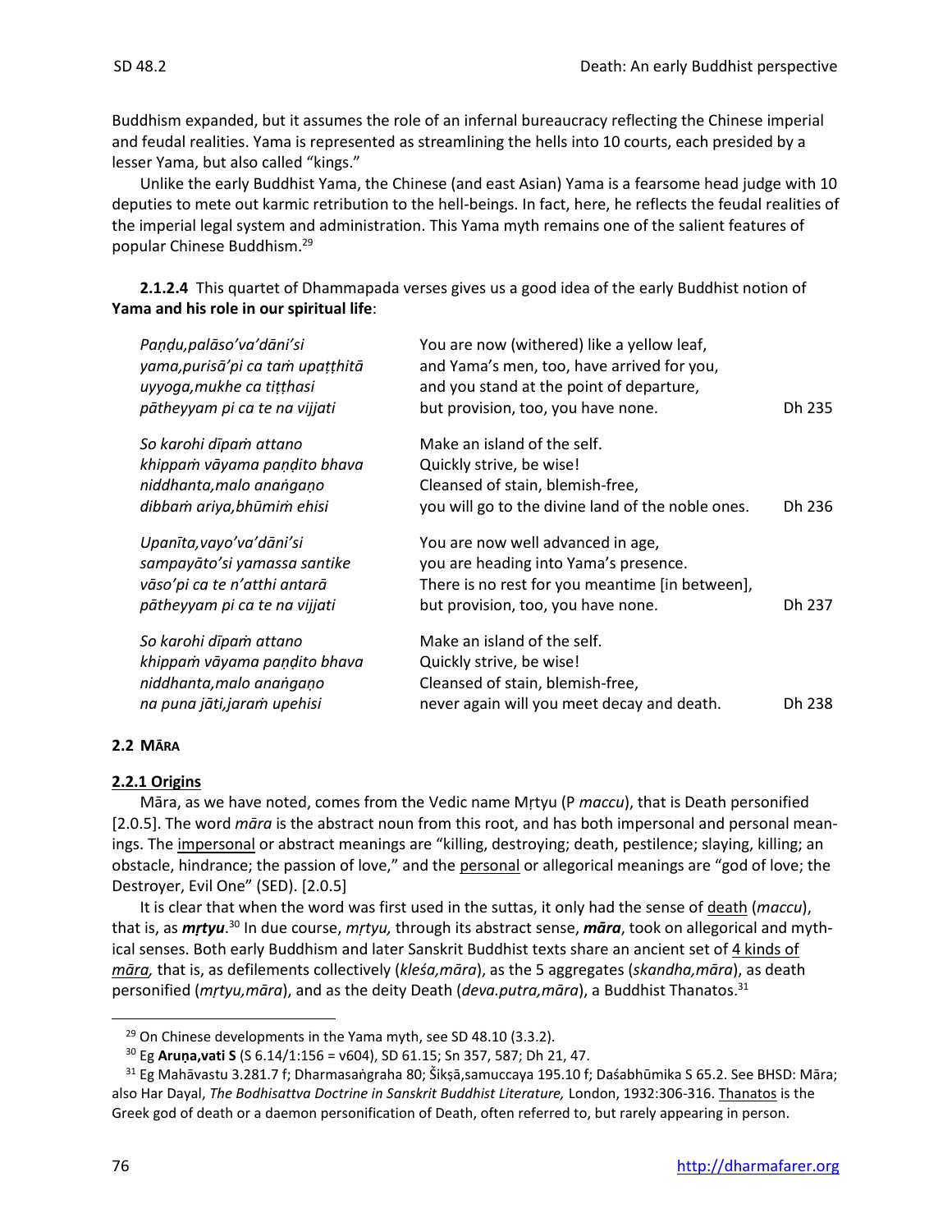Buddhism expanded, but it assumes the role of an infernal bureaucracy reflecting the Chinese imperial and feudal realities. Yama is represented as streamlining the hells into 10 courts, each presided by a lesser Yama, but also called "kings."

Unlike the early Buddhist Yama, the Chinese (and east Asian) Yama is a fearsome head judge with 10 deputies to mete out karmic retribution to the hell-beings. In fact, here, he reflects the feudal realities of the imperial legal system and administration. This Yama myth remains one of the salient features of popular Chinese Buddhism.[29]

**2.1.2.4** This quartet of Dhammapada verses gives us a good idea of the early Buddhist notion of **Yama and his role in our spiritual life**:

| | | |
|---|---|---|
| *Paṇḍu,palāso'va'dāni'si*<br>*yama,purisā'pi ca taṁ upaṭṭhitā*<br>*uyyoga,mukhe ca tiṭṭhasi*<br>*pātheyyam pi ca te na vijjati* | You are now (withered) like a yellow leaf,<br>and Yama's men, too, have arrived for you,<br>and you stand at the point of departure,<br>but provision, too, you have none. | Dh 235 |
| *So karohi dīpaṁ attano*<br>*khippaṁ vāyama paṇḍito bhava*<br>*niddhanta,malo anaṅgaṇo*<br>*dibbaṁ ariya,bhūmiṁ ehisi* | Make an island of the self.<br>Quickly strive, be wise!<br>Cleansed of stain, blemish-free,<br>you will go to the divine land of the noble ones. | Dh 236 |
| *Upanīta,vayo'va'dāni'si*<br>*sampayāto'si yamassa santike*<br>*vāso'pi ca te n'atthi antarā*<br>*pātheyyam pi ca te na vijjati* | You are now well advanced in age,<br>you are heading into Yama's presence.<br>There is no rest for you meantime [in between],<br>but provision, too, you have none. | Dh 237 |
| *So karohi dīpaṁ attano*<br>*khippaṁ vāyama paṇḍito bhava*<br>*niddhanta,malo anaṅgaṇo*<br>*na puna jāti,jaraṁ upehisi* | Make an island of the self.<br>Quickly strive, be wise!<br>Cleansed of stain, blemish-free,<br>never again will you meet decay and death. | Dh 238 |

## 2.2 MĀRA

### 2.2.1 Origins

Māra, as we have noted, comes from the Vedic name Mṛtyu (P *maccu*), that is Death personified [2.0.5]. The word *māra* is the abstract noun from this root, and has both impersonal and personal meanings. The impersonal or abstract meanings are "killing, destroying; death, pestilence; slaying, killing; an obstacle, hindrance; the passion of love," and the personal or allegorical meanings are "god of love; the Destroyer, Evil One" (SED). [2.0.5]

It is clear that when the word was first used in the suttas, it only had the sense of death (*maccu*), that is, as ***mṛtyu***.[30] In due course, *mṛtyu,* through its abstract sense, ***māra***, took on allegorical and mythical senses. Both early Buddhism and later Sanskrit Buddhist texts share an ancient set of 4 kinds of *māra,* that is, as defilements collectively (*kleśa,māra*), as the 5 aggregates (*skandha,māra*), as death personified (*mṛtyu,māra*), and as the deity Death (*deva.putra,māra*), a Buddhist Thanatos.[31]

---

[29] On Chinese developments in the Yama myth, see SD 48.10 (3.3.2).

[30] Eg **Aruṇa,vati S** (S 6.14/1:156 = v604), SD 61.15; Sn 357, 587; Dh 21, 47.

[31] Eg Mahāvastu 3.281.7 f; Dharmasaṅgraha 80; Šikṣā,samuccaya 195.10 f; Daśabhūmika S 65.2. See BHSD: Māra; also Har Dayal, *The Bodhisattva Doctrine in Sanskrit Buddhist Literature,* London, 1932:306-316. Thanatos is the Greek god of death or a daemon personification of Death, often referred to, but rarely appearing in person.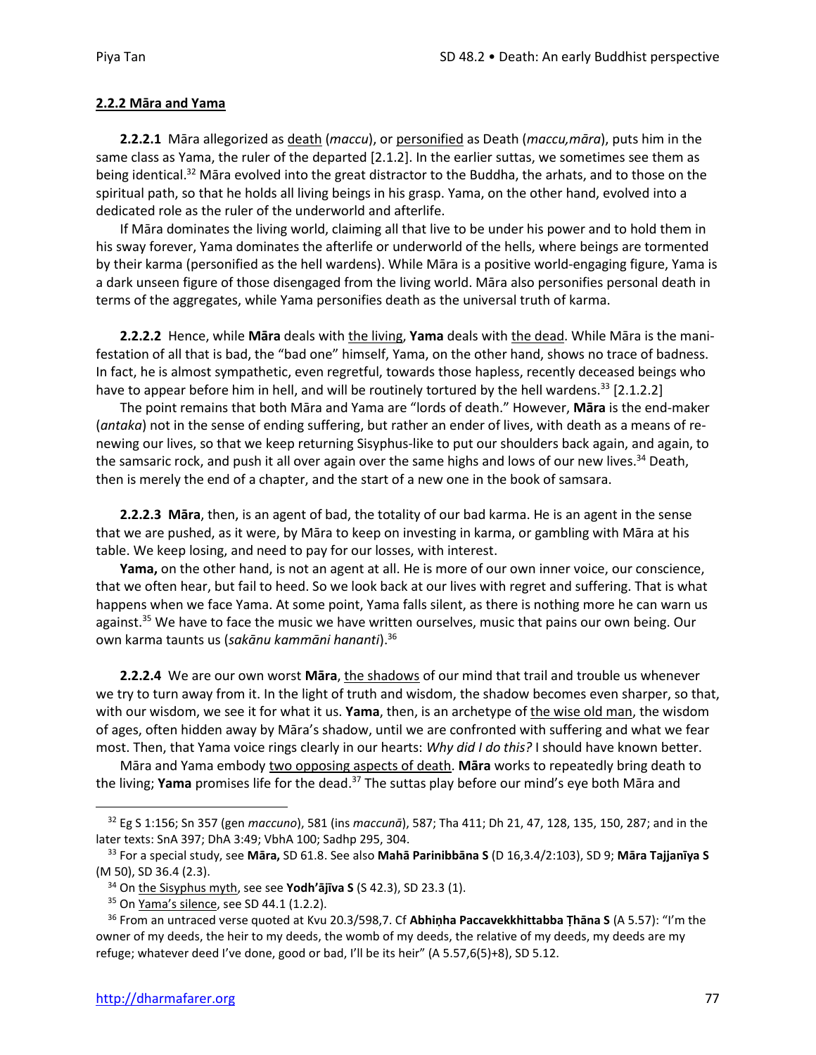#### 2.2.2 Māra and Yama

**2.2.2.1** Māra allegorized as death (*maccu*), or personified as Death (*maccu,māra*), puts him in the same class as Yama, the ruler of the departed [2.1.2]. In the earlier suttas, we sometimes see them as being identical.[32] Māra evolved into the great distractor to the Buddha, the arhats, and to those on the spiritual path, so that he holds all living beings in his grasp. Yama, on the other hand, evolved into a dedicated role as the ruler of the underworld and afterlife.

If Māra dominates the living world, claiming all that live to be under his power and to hold them in his sway forever, Yama dominates the afterlife or underworld of the hells, where beings are tormented by their karma (personified as the hell wardens). While Māra is a positive world-engaging figure, Yama is a dark unseen figure of those disengaged from the living world. Māra also personifies personal death in terms of the aggregates, while Yama personifies death as the universal truth of karma.

**2.2.2.2** Hence, while **Māra** deals with the living, **Yama** deals with the dead. While Māra is the manifestation of all that is bad, the "bad one" himself, Yama, on the other hand, shows no trace of badness. In fact, he is almost sympathetic, even regretful, towards those hapless, recently deceased beings who have to appear before him in hell, and will be routinely tortured by the hell wardens.[33] [2.1.2.2]

The point remains that both Māra and Yama are "lords of death." However, **Māra** is the end-maker (*antaka*) not in the sense of ending suffering, but rather an ender of lives, with death as a means of renewing our lives, so that we keep returning Sisyphus-like to put our shoulders back again, and again, to the samsaric rock, and push it all over again over the same highs and lows of our new lives.[34] Death, then is merely the end of a chapter, and the start of a new one in the book of samsara.

**2.2.2.3** **Māra**, then, is an agent of bad, the totality of our bad karma. He is an agent in the sense that we are pushed, as it were, by Māra to keep on investing in karma, or gambling with Māra at his table. We keep losing, and need to pay for our losses, with interest.

**Yama,** on the other hand, is not an agent at all. He is more of our own inner voice, our conscience, that we often hear, but fail to heed. So we look back at our lives with regret and suffering. That is what happens when we face Yama. At some point, Yama falls silent, as there is nothing more he can warn us against.[35] We have to face the music we have written ourselves, music that pains our own being. Our own karma taunts us (*sakānu kammāni hananti*).[36]

**2.2.2.4** We are our own worst **Māra**, the shadows of our mind that trail and trouble us whenever we try to turn away from it. In the light of truth and wisdom, the shadow becomes even sharper, so that, with our wisdom, we see it for what it us. **Yama**, then, is an archetype of the wise old man, the wisdom of ages, often hidden away by Māra's shadow, until we are confronted with suffering and what we fear most. Then, that Yama voice rings clearly in our hearts: *Why did I do this?* I should have known better.

Māra and Yama embody two opposing aspects of death. **Māra** works to repeatedly bring death to the living; **Yama** promises life for the dead.[37] The suttas play before our mind's eye both Māra and

---

[32] Eg S 1:156; Sn 357 (gen *maccuno*), 581 (ins *maccunā*), 587; Tha 411; Dh 21, 47, 128, 135, 150, 287; and in the later texts: SnA 397; DhA 3:49; VbhA 100; Sadhp 295, 304.

[33] For a special study, see **Māra,** SD 61.8. See also **Mahā Parinibbāna S** (D 16,3.4/2:103), SD 9; **Māra Tajjanīya S** (M 50), SD 36.4 (2.3).

[34] On the Sisyphus myth, see see **Yodh'ājīva S** (S 42.3), SD 23.3 (1).

[35] On Yama's silence, see SD 44.1 (1.2.2).

[36] From an untraced verse quoted at Kvu 20.3/598,7. Cf **Abhiṇha Paccavekkhittabba Ṭhāna S** (A 5.57): "I'm the owner of my deeds, the heir to my deeds, the womb of my deeds, the relative of my deeds, my deeds are my refuge; whatever deed I've done, good or bad, I'll be its heir" (A 5.57,6(5)+8), SD 5.12.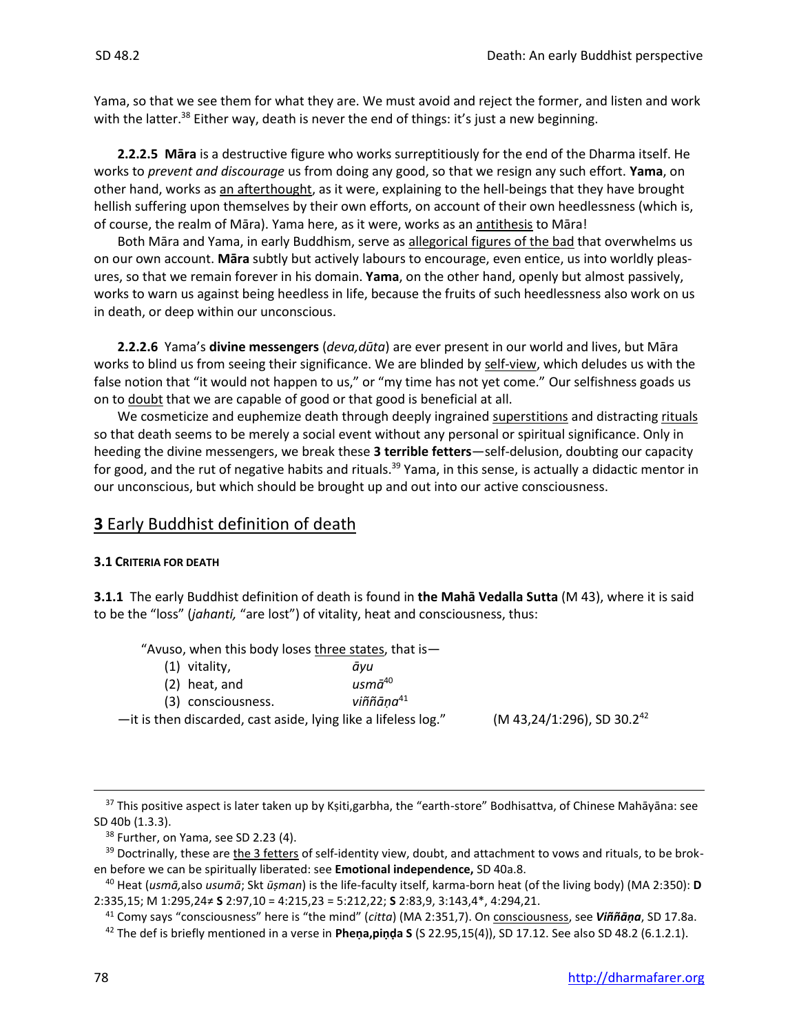Yama, so that we see them for what they are. We must avoid and reject the former, and listen and work with the latter.[38] Either way, death is never the end of things: it's just a new beginning.

**2.2.2.5 Māra** is a destructive figure who works surreptitiously for the end of the Dharma itself. He works to *prevent and discourage* us from doing any good, so that we resign any such effort. **Yama**, on other hand, works as an afterthought, as it were, explaining to the hell-beings that they have brought hellish suffering upon themselves by their own efforts, on account of their own heedlessness (which is, of course, the realm of Māra). Yama here, as it were, works as an antithesis to Māra!

Both Māra and Yama, in early Buddhism, serve as allegorical figures of the bad that overwhelms us on our own account. **Māra** subtly but actively labours to encourage, even entice, us into worldly pleasures, so that we remain forever in his domain. **Yama**, on the other hand, openly but almost passively, works to warn us against being heedless in life, because the fruits of such heedlessness also work on us in death, or deep within our unconscious.

**2.2.2.6** Yama's **divine messengers** (*deva,dūta*) are ever present in our world and lives, but Māra works to blind us from seeing their significance. We are blinded by self-view, which deludes us with the false notion that "it would not happen to us," or "my time has not yet come." Our selfishness goads us on to doubt that we are capable of good or that good is beneficial at all.

We cosmeticize and euphemize death through deeply ingrained superstitions and distracting rituals so that death seems to be merely a social event without any personal or spiritual significance. Only in heeding the divine messengers, we break these **3 terrible fetters**—self-delusion, doubting our capacity for good, and the rut of negative habits and rituals.[39] Yama, in this sense, is actually a didactic mentor in our unconscious, but which should be brought up and out into our active consciousness.

## 3 Early Buddhist definition of death

### 3.1 Criteria for death

**3.1.1** The early Buddhist definition of death is found in **the Mahā Vedalla Sutta** (M 43), where it is said to be the "loss" (*jahanti,* "are lost") of vitality, heat and consciousness, thus:

> "Avuso, when this body loses three states, that is—
> (1) vitality, *āyu*
> (2) heat, and *usmā*[40]
> (3) consciousness. *viññāṇa*[41]
> —it is then discarded, cast aside, lying like a lifeless log." (M 43,24/1:296), SD 30.2[42]

---

[37] This positive aspect is later taken up by Kṣiti,garbha, the "earth-store" Bodhisattva, of Chinese Mahāyāna: see SD 40b (1.3.3).

[38] Further, on Yama, see SD 2.23 (4).

[39] Doctrinally, these are the 3 fetters of self-identity view, doubt, and attachment to vows and rituals, to be broken before we can be spiritually liberated: see **Emotional independence,** SD 40a.8.

[40] Heat (*usmā,* also *usumā*; Skt *ūṣman*) is the life-faculty itself, karma-born heat (of the living body) (MA 2:350): **D** 2:335,15; M 1:295,24≠ **S** 2:97,10 = 4:215,23 = 5:212,22; **S** 2:83,9, 3:143,4*, 4:294,21.

[41] Comy says "consciousness" here is "the mind" (*citta*) (MA 2:351,7). On consciousness, see ***Viññāṇa***, SD 17.8a.

[42] The def is briefly mentioned in a verse in **Pheṇa,piṇḍa S** (S 22.95,15(4)), SD 17.12. See also SD 48.2 (6.1.2.1).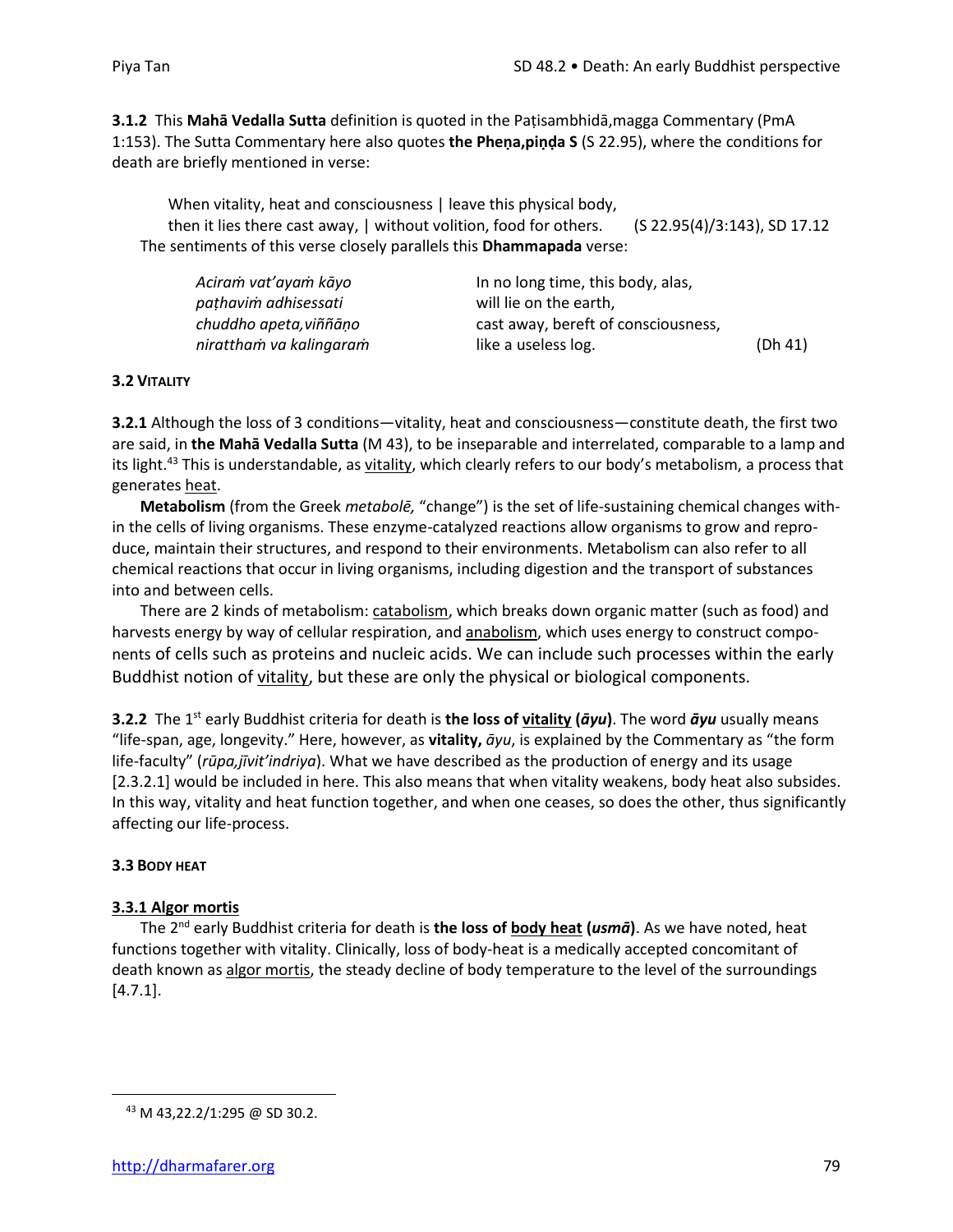**3.1.2** This **Mahā Vedalla Sutta** definition is quoted in the Paṭisambhidā,magga Commentary (PmA 1:153). The Sutta Commentary here also quotes **the Pheṇa,piṇḍa S** (S 22.95), where the conditions for death are briefly mentioned in verse:

> When vitality, heat and consciousness | leave this physical body,
> then it lies there cast away, | without volition, food for others. (S 22.95(4)/3:143), SD 17.12

The sentiments of this verse closely parallels this **Dhammapada** verse:

| | | |
|---|---|---|
| *Aciraṁ vat'ayaṁ kāyo* | In no long time, this body, alas, | |
| *paṭhaviṁ adhisessati* | will lie on the earth, | |
| *chuddho apeta,viññāṇo* | cast away, bereft of consciousness, | |
| *nirattham va kalingaraṁ* | like a useless log. | (Dh 41) |

### 3.2 VITALITY

**3.2.1** Although the loss of 3 conditions—vitality, heat and consciousness—constitute death, the first two are said, in **the Mahā Vedalla Sutta** (M 43), to be inseparable and interrelated, comparable to a lamp and its light.[43] This is understandable, as vitality, which clearly refers to our body's metabolism, a process that generates heat.

**Metabolism** (from the Greek *metabolē,* "change") is the set of life-sustaining chemical changes within the cells of living organisms. These enzyme-catalyzed reactions allow organisms to grow and reproduce, maintain their structures, and respond to their environments. Metabolism can also refer to all chemical reactions that occur in living organisms, including digestion and the transport of substances into and between cells.

There are 2 kinds of metabolism: catabolism, which breaks down organic matter (such as food) and harvests energy by way of cellular respiration, and anabolism, which uses energy to construct components of cells such as proteins and nucleic acids. We can include such processes within the early Buddhist notion of vitality, but these are only the physical or biological components.

**3.2.2** The 1st early Buddhist criteria for death is **the loss of vitality (*āyu*)**. The word ***āyu*** usually means "life-span, age, longevity." Here, however, as **vitality,** *āyu*, is explained by the Commentary as "the form life-faculty" (*rūpa,jīvit'indriya*). What we have described as the production of energy and its usage [2.3.2.1] would be included in here. This also means that when vitality weakens, body heat also subsides. In this way, vitality and heat function together, and when one ceases, so does the other, thus significantly affecting our life-process.

### 3.3 BODY HEAT

#### 3.3.1 Algor mortis

The 2nd early Buddhist criteria for death is **the loss of body heat (*usmā*)**. As we have noted, heat functions together with vitality. Clinically, loss of body-heat is a medically accepted concomitant of death known as algor mortis, the steady decline of body temperature to the level of the surroundings [4.7.1].

---

[43] M 43,22.2/1:295 @ SD 30.2.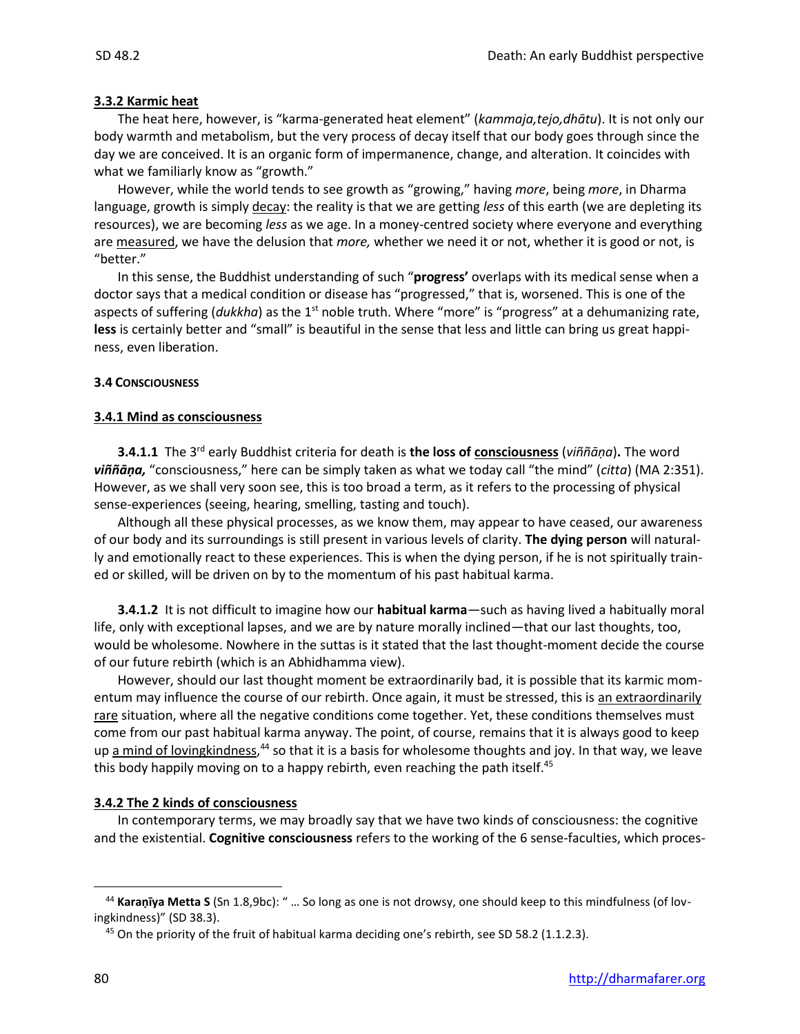### 3.3.2 Karmic heat

The heat here, however, is "karma-generated heat element" (*kammaja,tejo,dhātu*). It is not only our body warmth and metabolism, but the very process of decay itself that our body goes through since the day we are conceived. It is an organic form of impermanence, change, and alteration. It coincides with what we familiarly know as "growth."

However, while the world tends to see growth as "growing," having *more*, being *more*, in Dharma language, growth is simply decay: the reality is that we are getting *less* of this earth (we are depleting its resources), we are becoming *less* as we age. In a money-centred society where everyone and everything are measured, we have the delusion that *more,* whether we need it or not, whether it is good or not, is "better."

In this sense, the Buddhist understanding of such "**progress'** overlaps with its medical sense when a doctor says that a medical condition or disease has "progressed," that is, worsened. This is one of the aspects of suffering (*dukkha*) as the 1st noble truth. Where "more" is "progress" at a dehumanizing rate, **less** is certainly better and "small" is beautiful in the sense that less and little can bring us great happiness, even liberation.

### 3.4 CONSCIOUSNESS

#### 3.4.1 Mind as consciousness

**3.4.1.1** The 3rd early Buddhist criteria for death is **the loss of consciousness** (*viññāṇa*)**.** The word ***viññāṇa,*** "consciousness," here can be simply taken as what we today call "the mind" (*citta*) (MA 2:351). However, as we shall very soon see, this is too broad a term, as it refers to the processing of physical sense-experiences (seeing, hearing, smelling, tasting and touch).

Although all these physical processes, as we know them, may appear to have ceased, our awareness of our body and its surroundings is still present in various levels of clarity. **The dying person** will naturally and emotionally react to these experiences. This is when the dying person, if he is not spiritually trained or skilled, will be driven on by to the momentum of his past habitual karma.

**3.4.1.2** It is not difficult to imagine how our **habitual karma**—such as having lived a habitually moral life, only with exceptional lapses, and we are by nature morally inclined—that our last thoughts, too, would be wholesome. Nowhere in the suttas is it stated that the last thought-moment decide the course of our future rebirth (which is an Abhidhamma view).

However, should our last thought moment be extraordinarily bad, it is possible that its karmic momentum may influence the course of our rebirth. Once again, it must be stressed, this is an extraordinarily rare situation, where all the negative conditions come together. Yet, these conditions themselves must come from our past habitual karma anyway. The point, of course, remains that it is always good to keep up a mind of lovingkindness,[44] so that it is a basis for wholesome thoughts and joy. In that way, we leave this body happily moving on to a happy rebirth, even reaching the path itself.[45]

#### 3.4.2 The 2 kinds of consciousness

In contemporary terms, we may broadly say that we have two kinds of consciousness: the cognitive and the existential. **Cognitive consciousness** refers to the working of the 6 sense-faculties, which proces-

---

[44] **Karaṇīya Metta S** (Sn 1.8,9bc): " … So long as one is not drowsy, one should keep to this mindfulness (of lovingkindness)" (SD 38.3).

[45] On the priority of the fruit of habitual karma deciding one's rebirth, see SD 58.2 (1.1.2.3).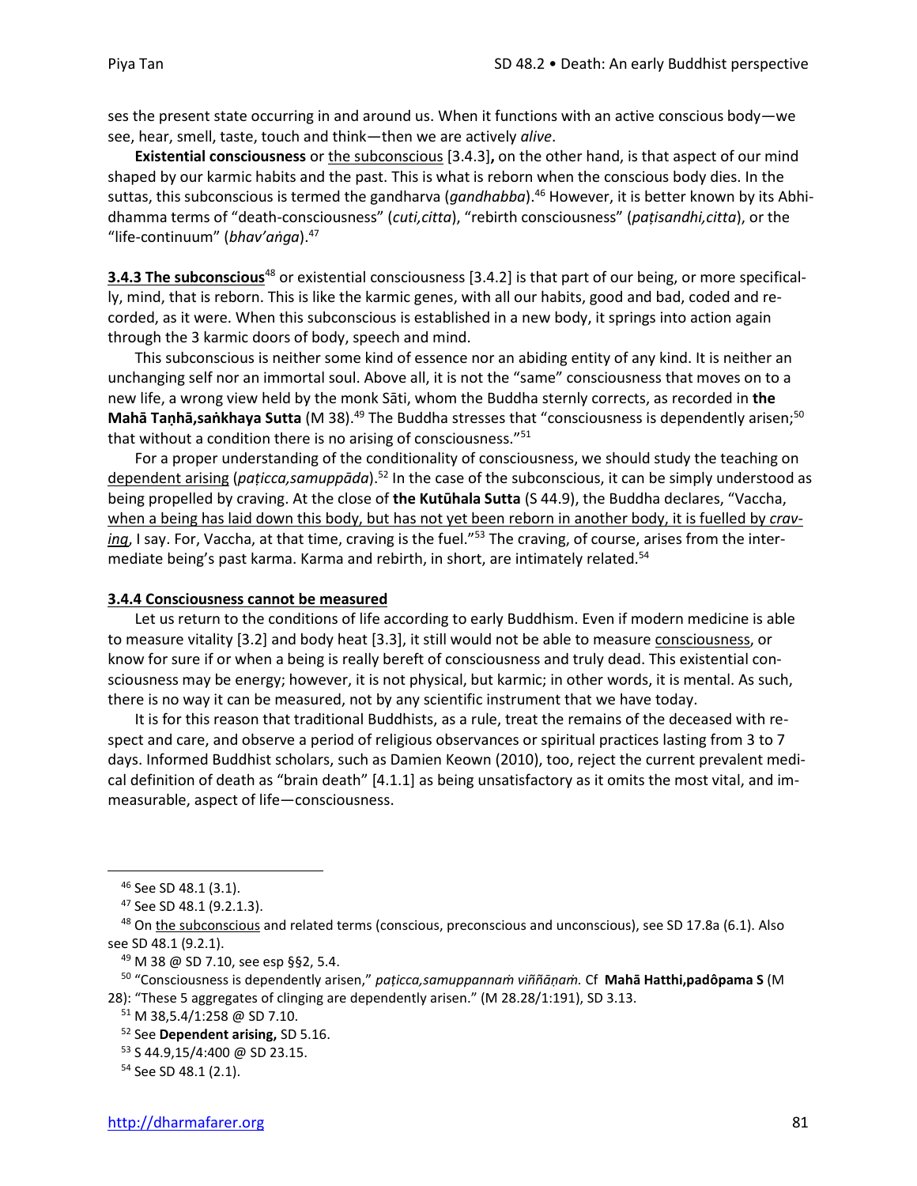ses the present state occurring in and around us. When it functions with an active conscious body—we see, hear, smell, taste, touch and think—then we are actively *alive*.

**Existential consciousness** or the subconscious [3.4.3]**,** on the other hand, is that aspect of our mind shaped by our karmic habits and the past. This is what is reborn when the conscious body dies. In the suttas, this subconscious is termed the gandharva (*gandhabba*).[46] However, it is better known by its Abhidhamma terms of "death-consciousness" (*cuti,citta*), "rebirth consciousness" (*paṭisandhi,citta*), or the "life-continuum" (*bhav'aṅga*).[47]

**3.4.3 The subconscious**[48] or existential consciousness [3.4.2] is that part of our being, or more specifically, mind, that is reborn. This is like the karmic genes, with all our habits, good and bad, coded and recorded, as it were. When this subconscious is established in a new body, it springs into action again through the 3 karmic doors of body, speech and mind.

This subconscious is neither some kind of essence nor an abiding entity of any kind. It is neither an unchanging self nor an immortal soul. Above all, it is not the "same" consciousness that moves on to a new life, a wrong view held by the monk Sāti, whom the Buddha sternly corrects, as recorded in **the Mahā Taṇhā,saṅkhaya Sutta** (M 38).[49] The Buddha stresses that "consciousness is dependently arisen;[50] that without a condition there is no arising of consciousness."[51]

For a proper understanding of the conditionality of consciousness, we should study the teaching on dependent arising (*paṭicca,samuppāda*).[52] In the case of the subconscious, it can be simply understood as being propelled by craving. At the close of **the Kutūhala Sutta** (S 44.9), the Buddha declares, "Vaccha, when a being has laid down this body, but has not yet been reborn in another body, it is fuelled by *craving*, I say. For, Vaccha, at that time, craving is the fuel."[53] The craving, of course, arises from the intermediate being's past karma. Karma and rebirth, in short, are intimately related.[54]

**3.4.4 Consciousness cannot be measured**

Let us return to the conditions of life according to early Buddhism. Even if modern medicine is able to measure vitality [3.2] and body heat [3.3], it still would not be able to measure consciousness, or know for sure if or when a being is really bereft of consciousness and truly dead. This existential consciousness may be energy; however, it is not physical, but karmic; in other words, it is mental. As such, there is no way it can be measured, not by any scientific instrument that we have today.

It is for this reason that traditional Buddhists, as a rule, treat the remains of the deceased with respect and care, and observe a period of religious observances or spiritual practices lasting from 3 to 7 days. Informed Buddhist scholars, such as Damien Keown (2010), too, reject the current prevalent medical definition of death as "brain death" [4.1.1] as being unsatisfactory as it omits the most vital, and immeasurable, aspect of life—consciousness.

---

[46] See SD 48.1 (3.1).

[47] See SD 48.1 (9.2.1.3).

[48] On the subconscious and related terms (conscious, preconscious and unconscious), see SD 17.8a (6.1). Also see SD 48.1 (9.2.1).

[49] M 38 @ SD 7.10, see esp §§2, 5.4.

[50] "Consciousness is dependently arisen," *paṭicca,samuppannaṁ viññāṇaṁ.* Cf **Mahā Hatthi,padôpama S** (M 28): "These 5 aggregates of clinging are dependently arisen." (M 28.28/1:191), SD 3.13.

[51] M 38,5.4/1:258 @ SD 7.10.

[52] See **Dependent arising,** SD 5.16.

[53] S 44.9,15/4:400 @ SD 23.15.

[54] See SD 48.1 (2.1).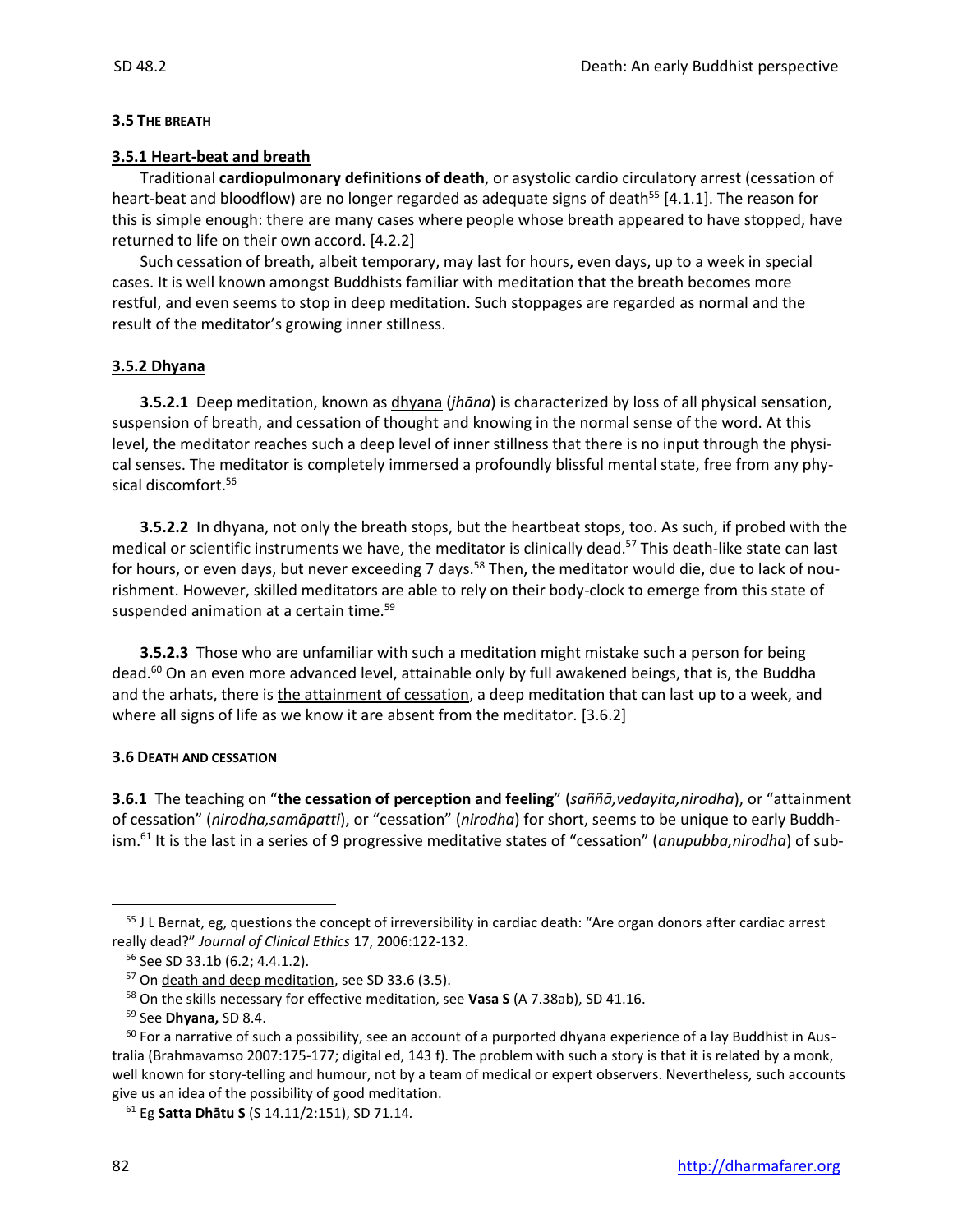### 3.5 The breath

#### 3.5.1 Heart-beat and breath

Traditional **cardiopulmonary definitions of death**, or asystolic cardio circulatory arrest (cessation of heart-beat and bloodflow) are no longer regarded as adequate signs of death[55] [4.1.1]. The reason for this is simple enough: there are many cases where people whose breath appeared to have stopped, have returned to life on their own accord. [4.2.2]

Such cessation of breath, albeit temporary, may last for hours, even days, up to a week in special cases. It is well known amongst Buddhists familiar with meditation that the breath becomes more restful, and even seems to stop in deep meditation. Such stoppages are regarded as normal and the result of the meditator's growing inner stillness.

#### 3.5.2 Dhyana

**3.5.2.1** Deep meditation, known as dhyana (*jhāna*) is characterized by loss of all physical sensation, suspension of breath, and cessation of thought and knowing in the normal sense of the word. At this level, the meditator reaches such a deep level of inner stillness that there is no input through the physical senses. The meditator is completely immersed a profoundly blissful mental state, free from any physical discomfort.[56]

**3.5.2.2** In dhyana, not only the breath stops, but the heartbeat stops, too. As such, if probed with the medical or scientific instruments we have, the meditator is clinically dead.[57] This death-like state can last for hours, or even days, but never exceeding 7 days.[58] Then, the meditator would die, due to lack of nourishment. However, skilled meditators are able to rely on their body-clock to emerge from this state of suspended animation at a certain time.[59]

**3.5.2.3** Those who are unfamiliar with such a meditation might mistake such a person for being dead.[60] On an even more advanced level, attainable only by full awakened beings, that is, the Buddha and the arhats, there is the attainment of cessation, a deep meditation that can last up to a week, and where all signs of life as we know it are absent from the meditator. [3.6.2]

### 3.6 Death and cessation

**3.6.1** The teaching on "**the cessation of perception and feeling**" (*saññā,vedayita,nirodha*), or "attainment of cessation" (*nirodha,samāpatti*), or "cessation" (*nirodha*) for short, seems to be unique to early Buddhism.[61] It is the last in a series of 9 progressive meditative states of "cessation" (*anupubba,nirodha*) of sub-

---

[55] J L Bernat, eg, questions the concept of irreversibility in cardiac death: "Are organ donors after cardiac arrest really dead?" *Journal of Clinical Ethics* 17, 2006:122-132.

[56] See SD 33.1b (6.2; 4.4.1.2).

[57] On death and deep meditation, see SD 33.6 (3.5).

[58] On the skills necessary for effective meditation, see **Vasa S** (A 7.38ab), SD 41.16.

[59] See **Dhyana,** SD 8.4.

[60] For a narrative of such a possibility, see an account of a purported dhyana experience of a lay Buddhist in Australia (Brahmavamso 2007:175-177; digital ed, 143 f). The problem with such a story is that it is related by a monk, well known for story-telling and humour, not by a team of medical or expert observers. Nevertheless, such accounts give us an idea of the possibility of good meditation.

[61] Eg **Satta Dhātu S** (S 14.11/2:151), SD 71.14.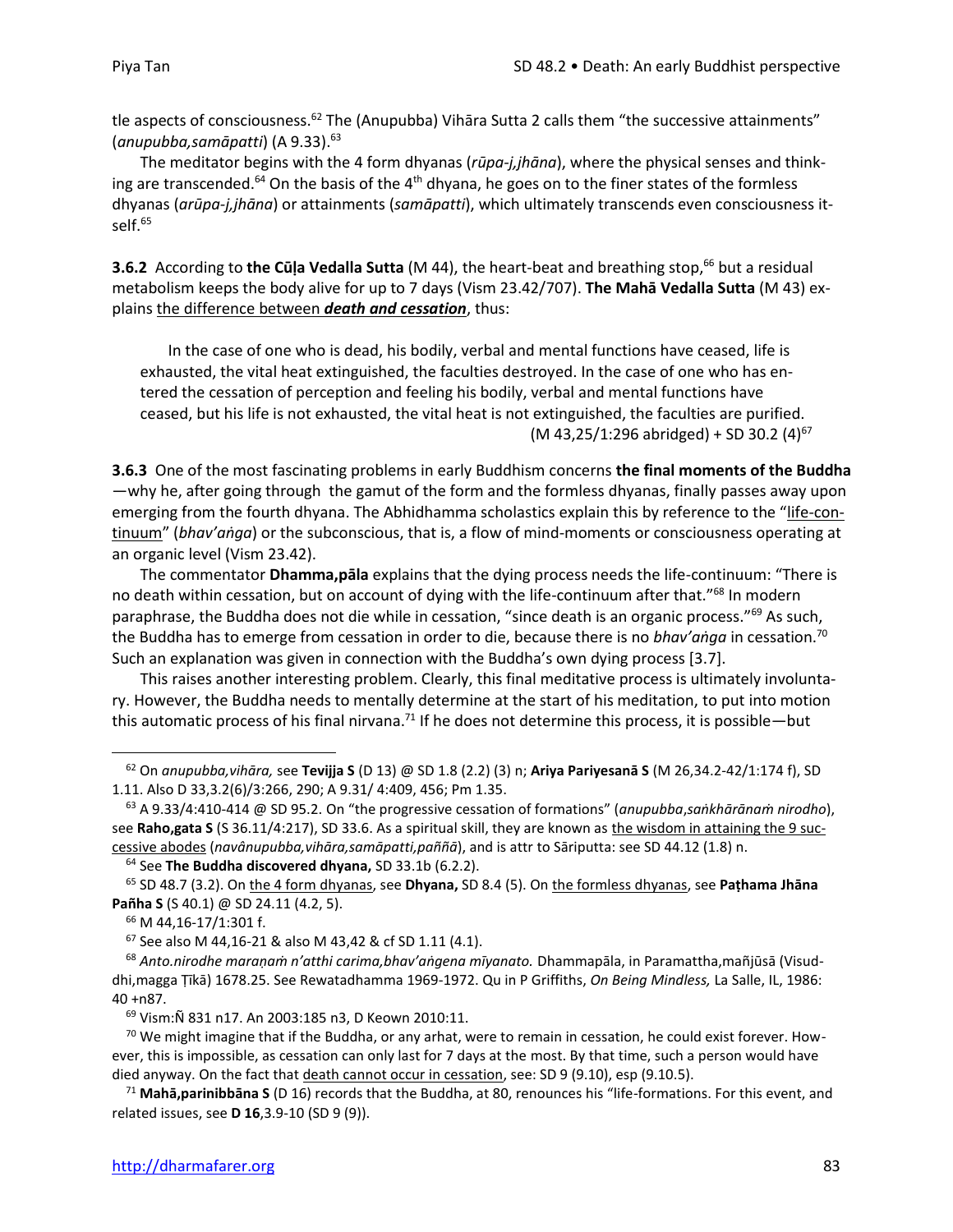tle aspects of consciousness.[62] The (Anupubba) Vihāra Sutta 2 calls them "the successive attainments" (*anupubba,samāpatti*) (A 9.33).[63]

The meditator begins with the 4 form dhyanas (*rūpa-j,jhāna*), where the physical senses and thinking are transcended.[64] On the basis of the 4th dhyana, he goes on to the finer states of the formless dhyanas (*arūpa-j,jhāna*) or attainments (*samāpatti*), which ultimately transcends even consciousness itself.[65]

**3.6.2** According to **the Cūḷa Vedalla Sutta** (M 44), the heart-beat and breathing stop,[66] but a residual metabolism keeps the body alive for up to 7 days (Vism 23.42/707). **The Mahā Vedalla Sutta** (M 43) explains <u>the difference between ***death and cessation***</u>, thus:

> In the case of one who is dead, his bodily, verbal and mental functions have ceased, life is exhausted, the vital heat extinguished, the faculties destroyed. In the case of one who has entered the cessation of perception and feeling his bodily, verbal and mental functions have ceased, but his life is not exhausted, the vital heat is not extinguished, the faculties are purified.
>
> (M 43,25/1:296 abridged) + SD 30.2 (4)[67]

**3.6.3** One of the most fascinating problems in early Buddhism concerns **the final moments of the Buddha**—why he, after going through the gamut of the form and the formless dhyanas, finally passes away upon emerging from the fourth dhyana. The Abhidhamma scholastics explain this by reference to the "<u>life-continuum</u>" (*bhav'aṅga*) or the subconscious, that is, a flow of mind-moments or consciousness operating at an organic level (Vism 23.42).

The commentator **Dhamma,pāla** explains that the dying process needs the life-continuum: "There is no death within cessation, but on account of dying with the life-continuum after that."[68] In modern paraphrase, the Buddha does not die while in cessation, "since death is an organic process."[69] As such, the Buddha has to emerge from cessation in order to die, because there is no *bhav'aṅga* in cessation.[70] Such an explanation was given in connection with the Buddha's own dying process [3.7].

This raises another interesting problem. Clearly, this final meditative process is ultimately involuntary. However, the Buddha needs to mentally determine at the start of his meditation, to put into motion this automatic process of his final nirvana.[71] If he does not determine this process, it is possible—but

---

[62] On *anupubba,vihāra,* see **Tevijja S** (D 13) @ SD 1.8 (2.2) (3) n; **Ariya Pariyesanā S** (M 26,34.2-42/1:174 f), SD 1.11. Also D 33,3.2(6)/3:266, 290; A 9.31/ 4:409, 456; Pm 1.35.

[63] A 9.33/4:410-414 @ SD 95.2. On "the progressive cessation of formations" (*anupubba,saṅkhārānaṁ nirodho*), see **Raho,gata S** (S 36.11/4:217), SD 33.6. As a spiritual skill, they are known as <u>the wisdom in attaining the 9 successive abodes</u> (*navânupubba,vihāra,samāpatti,paññā*), and is attr to Sāriputta: see SD 44.12 (1.8) n.

[64] See **The Buddha discovered dhyana,** SD 33.1b (6.2.2).

[65] SD 48.7 (3.2). On <u>the 4 form dhyanas</u>, see **Dhyana,** SD 8.4 (5). On <u>the formless dhyanas</u>, see **Paṭhama Jhāna Pañha S** (S 40.1) @ SD 24.11 (4.2, 5).

[66] M 44,16-17/1:301 f.

[67] See also M 44,16-21 & also M 43,42 & cf SD 1.11 (4.1).

[68] *Anto.nirodhe maraṇaṁ n'atthi carima,bhav'aṅgena mīyanato.* Dhammapāla, in Paramattha,mañjūsā (Visuddhi,magga Ṭīkā) 1678.25. See Rewatadhamma 1969-1972. Qu in P Griffiths, *On Being Mindless,* La Salle, IL, 1986: 40 +n87.

[69] Vism:Ñ 831 n17. An 2003:185 n3, D Keown 2010:11.

[70] We might imagine that if the Buddha, or any arhat, were to remain in cessation, he could exist forever. However, this is impossible, as cessation can only last for 7 days at the most. By that time, such a person would have died anyway. On the fact that <u>death cannot occur in cessation</u>, see: SD 9 (9.10), esp (9.10.5).

[71] **Mahā,parinibbāna S** (D 16) records that the Buddha, at 80, renounces his "life-formations. For this event, and related issues, see **D 16**,3.9-10 (SD 9 (9)).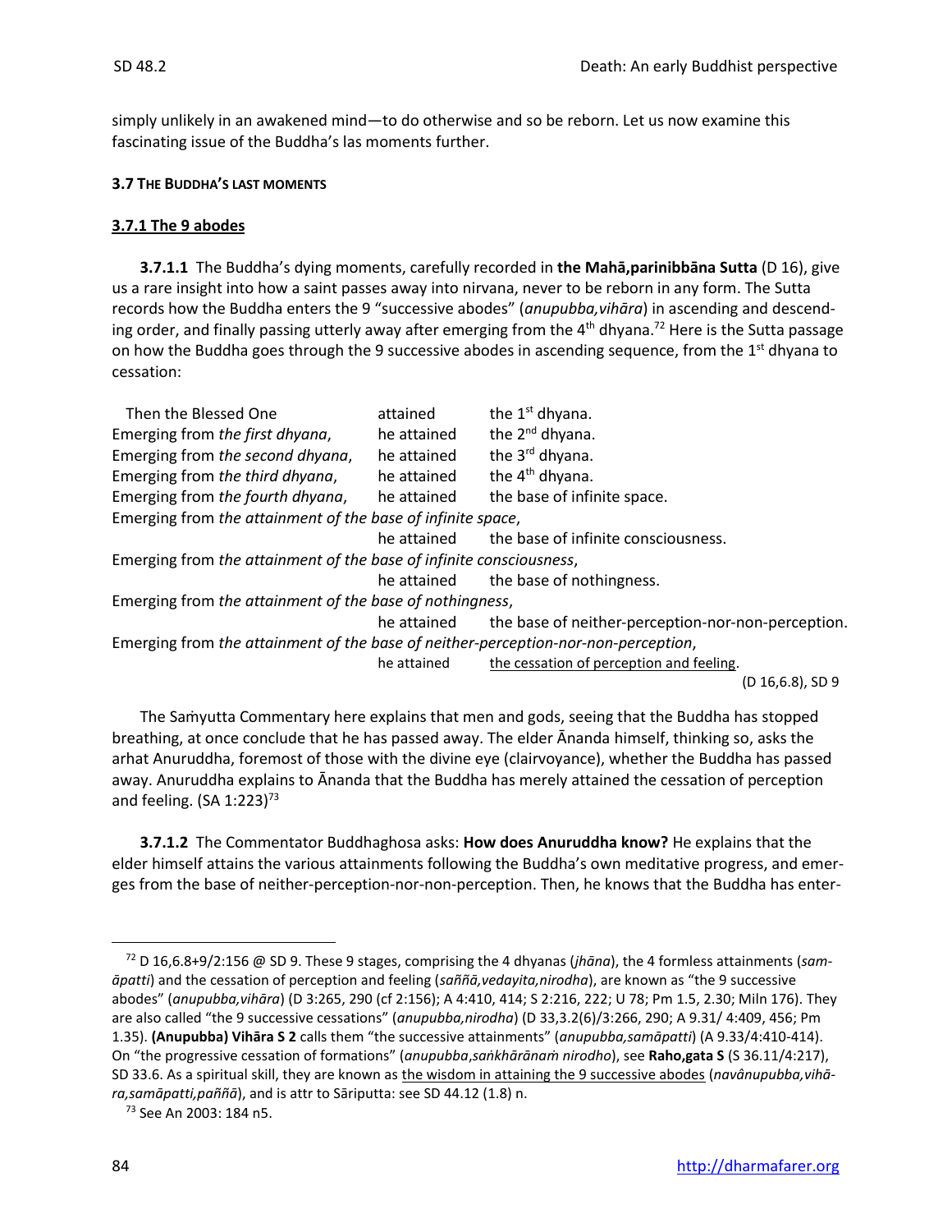simply unlikely in an awakened mind—to do otherwise and so be reborn. Let us now examine this fascinating issue of the Buddha's las moments further.

#### 3.7 The Buddha's last moments

#### 3.7.1 The 9 abodes

**3.7.1.1** The Buddha's dying moments, carefully recorded in **the Mahā,parinibbāna Sutta** (D 16), give us a rare insight into how a saint passes away into nirvana, never to be reborn in any form. The Sutta records how the Buddha enters the 9 "successive abodes" (*anupubba,vihāra*) in ascending and descending order, and finally passing utterly away after emerging from the 4th dhyana.[72] Here is the Sutta passage on how the Buddha goes through the 9 successive abodes in ascending sequence, from the 1st dhyana to cessation:

| | | |
|---|---|---|
| Then the Blessed One | attained | the 1st dhyana. |
| Emerging from *the first dhyana*, | he attained | the 2nd dhyana. |
| Emerging from *the second dhyana*, | he attained | the 3rd dhyana. |
| Emerging from *the third dhyana*, | he attained | the 4th dhyana. |
| Emerging from *the fourth dhyana*, | he attained | the base of infinite space. |
| Emerging from *the attainment of the base of infinite space*, | | |
| | he attained | the base of infinite consciousness. |
| Emerging from *the attainment of the base of infinite consciousness*, | | |
| | he attained | the base of nothingness. |
| Emerging from *the attainment of the base of nothingness*, | | |
| | he attained | the base of neither-perception-nor-non-perception. |
| Emerging from *the attainment of the base of neither-perception-nor-non-perception*, | | |
| | he attained | the cessation of perception and feeling. |

(D 16,6.8), SD 9

The Saṁyutta Commentary here explains that men and gods, seeing that the Buddha has stopped breathing, at once conclude that he has passed away. The elder Ānanda himself, thinking so, asks the arhat Anuruddha, foremost of those with the divine eye (clairvoyance), whether the Buddha has passed away. Anuruddha explains to Ānanda that the Buddha has merely attained the cessation of perception and feeling. (SA 1:223)[73]

**3.7.1.2** The Commentator Buddhaghosa asks: **How does Anuruddha know?** He explains that the elder himself attains the various attainments following the Buddha's own meditative progress, and emerges from the base of neither-perception-nor-non-perception. Then, he knows that the Buddha has enter-

---

[72] D 16,6.8+9/2:156 @ SD 9. These 9 stages, comprising the 4 dhyanas (*jhāna*), the 4 formless attainments (*samāpatti*) and the cessation of perception and feeling (*saññā,vedayita,nirodha*), are known as "the 9 successive abodes" (*anupubba,vihāra*) (D 3:265, 290 (cf 2:156); A 4:410, 414; S 2:216, 222; U 78; Pm 1.5, 2.30; Miln 176). They are also called "the 9 successive cessations" (*anupubba,nirodha*) (D 33,3.2(6)/3:266, 290; A 9.31/ 4:409, 456; Pm 1.35). **(Anupubba) Vihāra S 2** calls them "the successive attainments" (*anupubba,samāpatti*) (A 9.33/4:410-414). On "the progressive cessation of formations" (*anupubba,saṅkhārānaṁ nirodho*), see **Raho,gata S** (S 36.11/4:217), SD 33.6. As a spiritual skill, they are known as the wisdom in attaining the 9 successive abodes (*navânupubba,vihāra,samāpatti,paññā*), and is attr to Sāriputta: see SD 44.12 (1.8) n.

[73] See An 2003: 184 n5.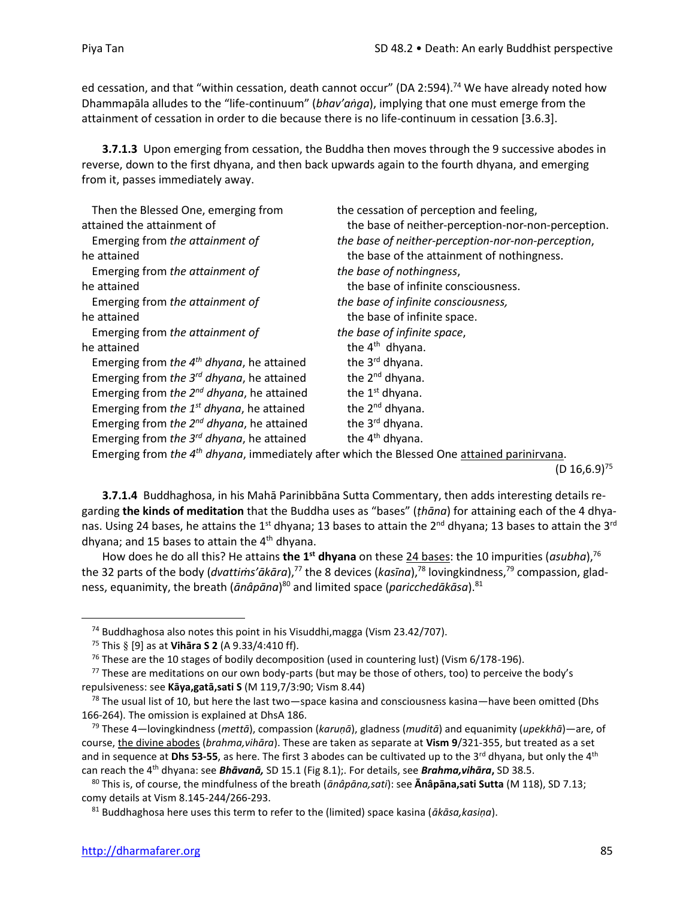ed cessation, and that "within cessation, death cannot occur" (DA 2:594).[74] We have already noted how Dhammapāla alludes to the "life-continuum" (*bhav'aṅga*), implying that one must emerge from the attainment of cessation in order to die because there is no life-continuum in cessation [3.6.3].

**3.7.1.3** Upon emerging from cessation, the Buddha then moves through the 9 successive abodes in reverse, down to the first dhyana, and then back upwards again to the fourth dhyana, and emerging from it, passes immediately away.

| | |
|---|---|
| Then the Blessed One, emerging from | the cessation of perception and feeling, |
| attained the attainment of | the base of neither-perception-nor-non-perception. |
| Emerging from *the attainment of* | *the base of neither-perception-nor-non-perception*, |
| he attained | the base of the attainment of nothingness. |
| Emerging from *the attainment of* | *the base of nothingness*, |
| he attained | the base of infinite consciousness. |
| Emerging from *the attainment of* | *the base of infinite consciousness,* |
| he attained | the base of infinite space. |
| Emerging from *the attainment of* | *the base of infinite space*, |
| he attained | the 4th dhyana. |
| Emerging from *the 4th dhyana*, he attained | the 3rd dhyana. |
| Emerging from *the 3rd dhyana*, he attained | the 2nd dhyana. |
| Emerging from *the 2nd dhyana*, he attained | the 1st dhyana. |
| Emerging from *the 1st dhyana*, he attained | the 2nd dhyana. |
| Emerging from *the 2nd dhyana*, he attained | the 3rd dhyana. |
| Emerging from *the 3rd dhyana*, he attained | the 4th dhyana. |

Emerging from *the 4th dhyana*, immediately after which the Blessed One attained parinirvana.

(D 16,6.9)[75]

**3.7.1.4** Buddhaghosa, in his Mahā Parinibbāna Sutta Commentary, then adds interesting details regarding **the kinds of meditation** that the Buddha uses as "bases" (*ṭhāna*) for attaining each of the 4 dhyanas. Using 24 bases, he attains the 1st dhyana; 13 bases to attain the 2nd dhyana; 13 bases to attain the 3rd dhyana; and 15 bases to attain the 4th dhyana.

How does he do all this? He attains **the 1st dhyana** on these 24 bases: the 10 impurities (*asubha*),[76] the 32 parts of the body (*dvattiṁs'ākāra*),[77] the 8 devices (*kasīna*),[78] lovingkindness,[79] compassion, gladness, equanimity, the breath (*ānâpāna*)[80] and limited space (*paricchedākāsa*).[81]

---

[74] Buddhaghosa also notes this point in his Visuddhi,magga (Vism 23.42/707).

[75] This § [9] as at **Vihāra S 2** (A 9.33/4:410 ff).

[76] These are the 10 stages of bodily decomposition (used in countering lust) (Vism 6/178-196).

[77] These are meditations on our own body-parts (but may be those of others, too) to perceive the body's repulsiveness: see **Kāya,gatā,sati S** (M 119,7/3:90; Vism 8.44)

[78] The usual list of 10, but here the last two—space kasina and consciousness kasina—have been omitted (Dhs 166-264). The omission is explained at DhsA 186.

[79] These 4—lovingkindness (*mettā*), compassion (*karuṇā*), gladness (*muditā*) and equanimity (*upekkhā*)—are, of course, the divine abodes (*brahma,vihāra*). These are taken as separate at **Vism 9**/321-355, but treated as a set and in sequence at **Dhs 53-55**, as here. The first 3 abodes can be cultivated up to the 3rd dhyana, but only the 4th can reach the 4th dhyana: see ***Bhāvanā,*** SD 15.1 (Fig 8.1);. For details, see ***Brahma,vihāra*,** SD 38.5.

[80] This is, of course, the mindfulness of the breath (*ānâpāna,sati*): see **Ānâpāna,sati Sutta** (M 118), SD 7.13; comy details at Vism 8.145-244/266-293.

[81] Buddhaghosa here uses this term to refer to the (limited) space kasina (*ākāsa,kasiṇa*).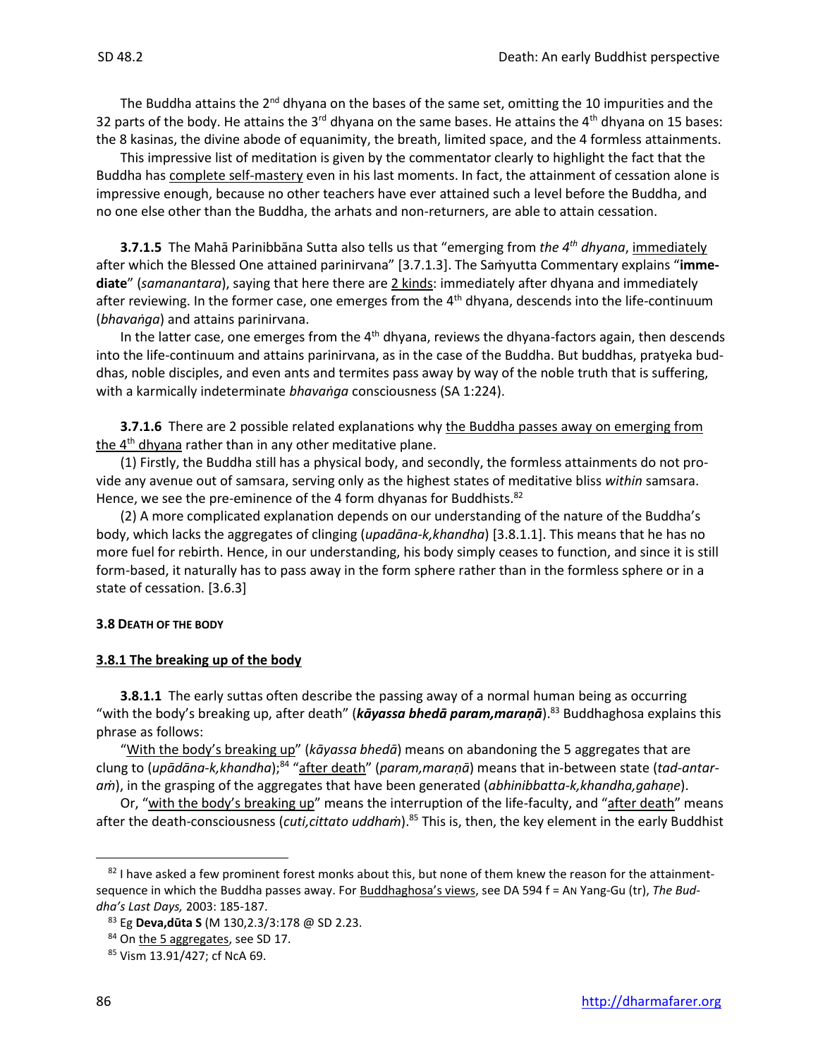The Buddha attains the 2nd dhyana on the bases of the same set, omitting the 10 impurities and the 32 parts of the body. He attains the 3rd dhyana on the same bases. He attains the 4th dhyana on 15 bases: the 8 kasinas, the divine abode of equanimity, the breath, limited space, and the 4 formless attainments.

This impressive list of meditation is given by the commentator clearly to highlight the fact that the Buddha has complete self-mastery even in his last moments. In fact, the attainment of cessation alone is impressive enough, because no other teachers have ever attained such a level before the Buddha, and no one else other than the Buddha, the arhats and non-returners, are able to attain cessation.

**3.7.1.5** The Mahā Parinibbāna Sutta also tells us that "emerging from *the 4th dhyana*, immediately after which the Blessed One attained parinirvana" [3.7.1.3]. The Saṁyutta Commentary explains "**immediate**" (*samanantara*), saying that here there are 2 kinds: immediately after dhyana and immediately after reviewing. In the former case, one emerges from the 4th dhyana, descends into the life-continuum (*bhavaṅga*) and attains parinirvana.

In the latter case, one emerges from the 4th dhyana, reviews the dhyana-factors again, then descends into the life-continuum and attains parinirvana, as in the case of the Buddha. But buddhas, pratyeka buddhas, noble disciples, and even ants and termites pass away by way of the noble truth that is suffering, with a karmically indeterminate *bhavaṅga* consciousness (SA 1:224).

**3.7.1.6** There are 2 possible related explanations why the Buddha passes away on emerging from the 4th dhyana rather than in any other meditative plane.

(1) Firstly, the Buddha still has a physical body, and secondly, the formless attainments do not provide any avenue out of samsara, serving only as the highest states of meditative bliss *within* samsara. Hence, we see the pre-eminence of the 4 form dhyanas for Buddhists.[82]

(2) A more complicated explanation depends on our understanding of the nature of the Buddha's body, which lacks the aggregates of clinging (*upadāna-k,khandha*) [3.8.1.1]. This means that he has no more fuel for rebirth. Hence, in our understanding, his body simply ceases to function, and since it is still form-based, it naturally has to pass away in the form sphere rather than in the formless sphere or in a state of cessation. [3.6.3]

### 3.8 DEATH OF THE BODY

#### 3.8.1 The breaking up of the body

**3.8.1.1** The early suttas often describe the passing away of a normal human being as occurring "with the body's breaking up, after death" (***kāyassa bhedā param,maraṇā***).[83] Buddhaghosa explains this phrase as follows:

"With the body's breaking up" (*kāyassa bhedā*) means on abandoning the 5 aggregates that are clung to (*upādāna-k,khandha*);[84] "after death" (*param,maraṇā*) means that in-between state (*tad-antaraṁ*), in the grasping of the aggregates that have been generated (*abhinibbatta-k,khandha,gahaṇe*).

Or, "with the body's breaking up" means the interruption of the life-faculty, and "after death" means after the death-consciousness (*cuti,cittato uddhaṁ*).[85] This is, then, the key element in the early Buddhist

---

[82] I have asked a few prominent forest monks about this, but none of them knew the reason for the attainment-sequence in which the Buddha passes away. For Buddhaghosa's views, see DA 594 f = AN Yang-Gu (tr), *The Buddha's Last Days,* 2003: 185-187.

[83] Eg **Deva,dūta S** (M 130,2.3/3:178 @ SD 2.23.

[84] On the 5 aggregates, see SD 17.

[85] Vism 13.91/427; cf NcA 69.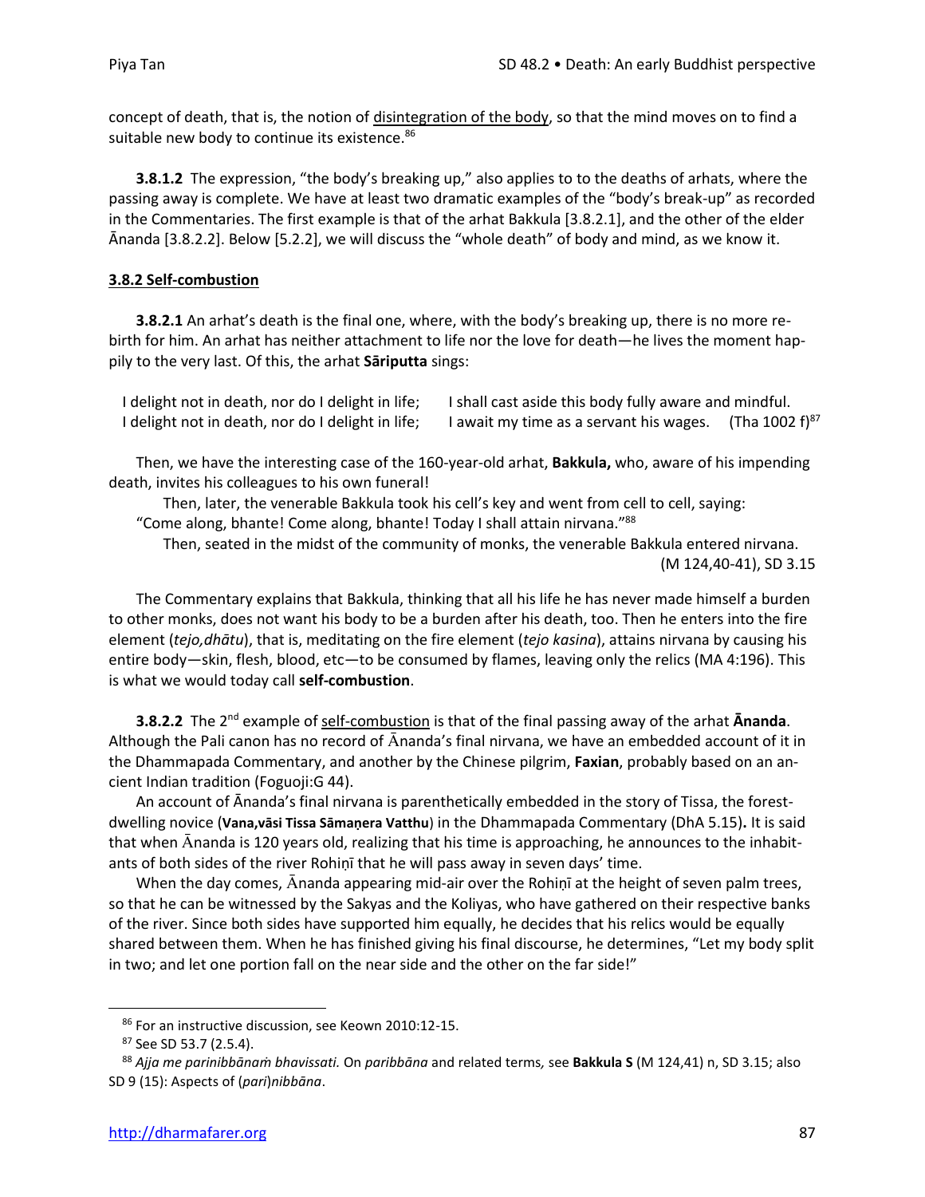concept of death, that is, the notion of disintegration of the body, so that the mind moves on to find a suitable new body to continue its existence.[86]

**3.8.1.2** The expression, "the body's breaking up," also applies to to the deaths of arhats, where the passing away is complete. We have at least two dramatic examples of the "body's break-up" as recorded in the Commentaries. The first example is that of the arhat Bakkula [3.8.2.1], and the other of the elder Ānanda [3.8.2.2]. Below [5.2.2], we will discuss the "whole death" of body and mind, as we know it.

### 3.8.2 Self-combustion

**3.8.2.1** An arhat's death is the final one, where, with the body's breaking up, there is no more rebirth for him. An arhat has neither attachment to life nor the love for death—he lives the moment happily to the very last. Of this, the arhat **Sāriputta** sings:

> I delight not in death, nor do I delight in life; I shall cast aside this body fully aware and mindful.
> I delight not in death, nor do I delight in life; I await my time as a servant his wages. (Tha 1002 f)[87]

Then, we have the interesting case of the 160-year-old arhat, **Bakkula,** who, aware of his impending death, invites his colleagues to his own funeral!

> Then, later, the venerable Bakkula took his cell's key and went from cell to cell, saying: "Come along, bhante! Come along, bhante! Today I shall attain nirvana."[88]
>
> Then, seated in the midst of the community of monks, the venerable Bakkula entered nirvana. (M 124,40-41), SD 3.15

The Commentary explains that Bakkula, thinking that all his life he has never made himself a burden to other monks, does not want his body to be a burden after his death, too. Then he enters into the fire element (*tejo,dhātu*), that is, meditating on the fire element (*tejo kasina*), attains nirvana by causing his entire body—skin, flesh, blood, etc—to be consumed by flames, leaving only the relics (MA 4:196). This is what we would today call **self-combustion**.

**3.8.2.2** The 2nd example of self-combustion is that of the final passing away of the arhat **Ānanda**. Although the Pali canon has no record of Ānanda's final nirvana, we have an embedded account of it in the Dhammapada Commentary, and another by the Chinese pilgrim, **Faxian**, probably based on an ancient Indian tradition (Foguoji:G 44).

An account of Ānanda's final nirvana is parenthetically embedded in the story of Tissa, the forest-dwelling novice (**Vana,vāsi Tissa Sāmaṇera Vatthu**) in the Dhammapada Commentary (DhA 5.15)**.** It is said that when Ānanda is 120 years old, realizing that his time is approaching, he announces to the inhabitants of both sides of the river Rohiṇī that he will pass away in seven days' time.

When the day comes, Ānanda appearing mid-air over the Rohiṇī at the height of seven palm trees, so that he can be witnessed by the Sakyas and the Koliyas, who have gathered on their respective banks of the river. Since both sides have supported him equally, he decides that his relics would be equally shared between them. When he has finished giving his final discourse, he determines, "Let my body split in two; and let one portion fall on the near side and the other on the far side!"

---

[86] For an instructive discussion, see Keown 2010:12-15.

[87] See SD 53.7 (2.5.4).

[88] *Ajja me parinibbānaṁ bhavissati.* On *paribbāna* and related terms, see **Bakkula S** (M 124,41) n, SD 3.15; also SD 9 (15): Aspects of (*pari*)*nibbāna*.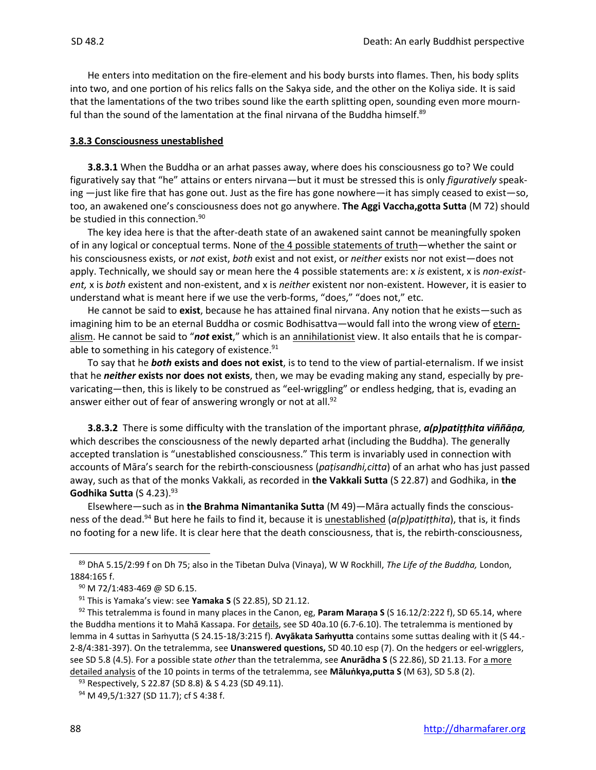He enters into meditation on the fire-element and his body bursts into flames. Then, his body splits into two, and one portion of his relics falls on the Sakya side, and the other on the Koliya side. It is said that the lamentations of the two tribes sound like the earth splitting open, sounding even more mournful than the sound of the lamentation at the final nirvana of the Buddha himself.[89]

### 3.8.3 Consciousness unestablished

**3.8.3.1** When the Buddha or an arhat passes away, where does his consciousness go to? We could figuratively say that "he" attains or enters nirvana—but it must be stressed this is only *figuratively* speaking —just like fire that has gone out. Just as the fire has gone nowhere—it has simply ceased to exist—so, too, an awakened one's consciousness does not go anywhere. **The Aggi Vaccha,gotta Sutta** (M 72) should be studied in this connection.[90]

The key idea here is that the after-death state of an awakened saint cannot be meaningfully spoken of in any logical or conceptual terms. None of the 4 possible statements of truth—whether the saint or his consciousness exists, or *not* exist, *both* exist and not exist, or *neither* exists nor not exist—does not apply. Technically, we should say or mean here the 4 possible statements are: x *is* existent, x is *non-existent,* x is *both* existent and non-existent, and x is *neither* existent nor non-existent. However, it is easier to understand what is meant here if we use the verb-forms, "does," "does not," etc.

He cannot be said to **exist**, because he has attained final nirvana. Any notion that he exists—such as imagining him to be an eternal Buddha or cosmic Bodhisattva—would fall into the wrong view of eternalism. He cannot be said to "***not*** **exist**," which is an annihilationist view. It also entails that he is comparable to something in his category of existence.[91]

To say that he ***both*** **exists and does not exist**, is to tend to the view of partial-eternalism. If we insist that he ***neither*** **exists nor does not exists**, then, we may be evading making any stand, especially by prevaricating—then, this is likely to be construed as "eel-wriggling" or endless hedging, that is, evading an answer either out of fear of answering wrongly or not at all.[92]

**3.8.3.2** There is some difficulty with the translation of the important phrase, ***a(p)patiṭṭhita viññāṇa,*** which describes the consciousness of the newly departed arhat (including the Buddha). The generally accepted translation is "unestablished consciousness." This term is invariably used in connection with accounts of Māra's search for the rebirth-consciousness (*paṭisandhi,citta*) of an arhat who has just passed away, such as that of the monks Vakkali, as recorded in **the Vakkali Sutta** (S 22.87) and Godhika, in **the Godhika Sutta** (S 4.23).[93]

Elsewhere—such as in **the Brahma Nimantanika Sutta** (M 49)—Māra actually finds the consciousness of the dead.[94] But here he fails to find it, because it is unestablished (*a(p)patiṭṭhita*), that is, it finds no footing for a new life. It is clear here that the death consciousness, that is, the rebirth-consciousness,

---

[89] DhA 5.15/2:99 f on Dh 75; also in the Tibetan Dulva (Vinaya), W W Rockhill, *The Life of the Buddha,* London, 1884:165 f.

[90] M 72/1:483-469 @ SD 6.15.

[91] This is Yamaka's view: see **Yamaka S** (S 22.85), SD 21.12.

[92] This tetralemma is found in many places in the Canon, eg, **Param Maraṇa S** (S 16.12/2:222 f), SD 65.14, where the Buddha mentions it to Mahā Kassapa. For details, see SD 40a.10 (6.7-6.10). The tetralemma is mentioned by lemma in 4 suttas in Saṁyutta (S 24.15-18/3:215 f). **Avyākata Saṁyutta** contains some suttas dealing with it (S 44.-2-8/4:381-397). On the tetralemma, see **Unanswered questions,** SD 40.10 esp (7). On the hedgers or eel-wrigglers, see SD 5.8 (4.5). For a possible state *other* than the tetralemma, see **Anurādha S** (S 22.86), SD 21.13. For a more detailed analysis of the 10 points in terms of the tetralemma, see **Māluṅkya,putta S** (M 63), SD 5.8 (2).

[93] Respectively, S 22.87 (SD 8.8) & S 4.23 (SD 49.11).

[94] M 49,5/1:327 (SD 11.7); cf S 4:38 f.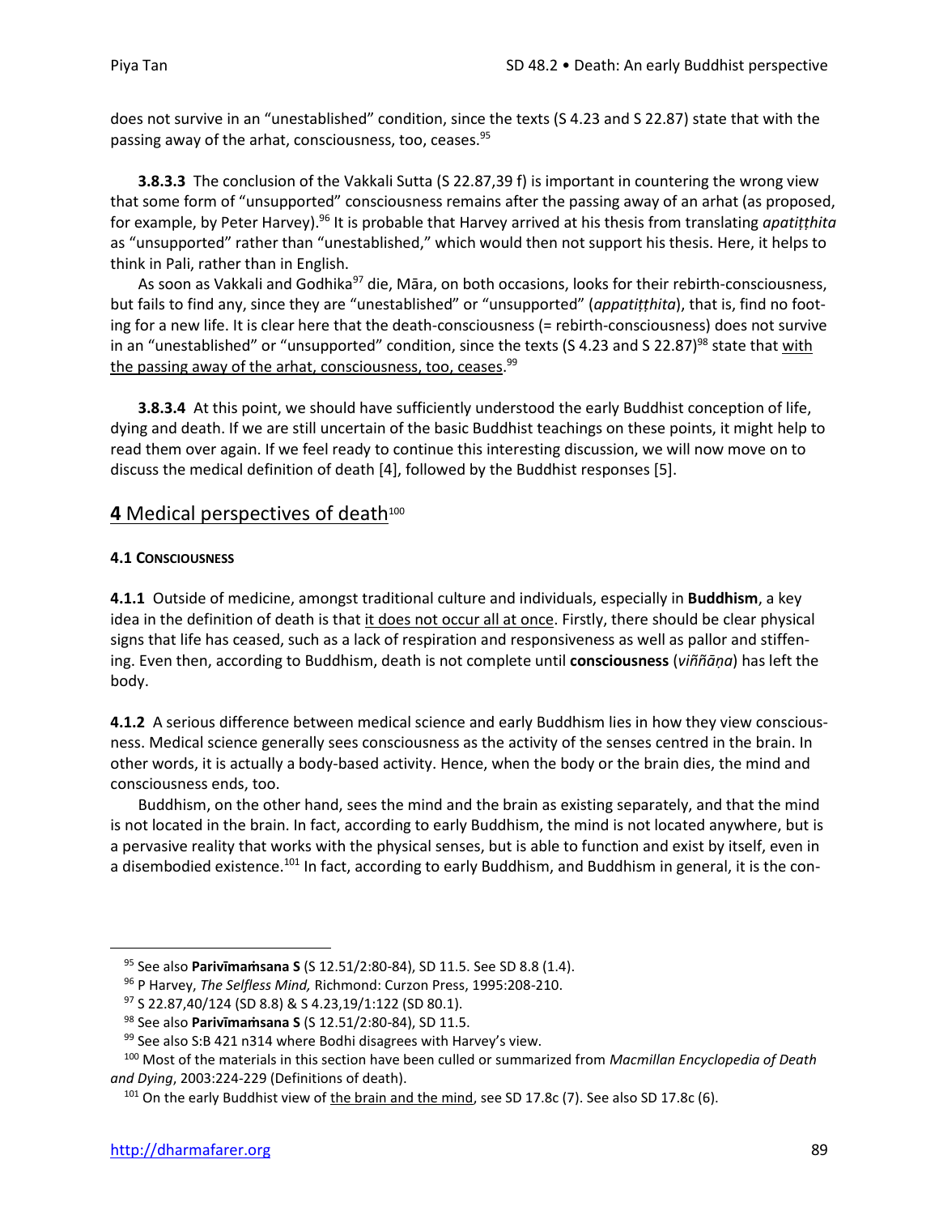does not survive in an "unestablished" condition, since the texts (S 4.23 and S 22.87) state that with the passing away of the arhat, consciousness, too, ceases.[95]

**3.8.3.3** The conclusion of the Vakkali Sutta (S 22.87,39 f) is important in countering the wrong view that some form of "unsupported" consciousness remains after the passing away of an arhat (as proposed, for example, by Peter Harvey).[96] It is probable that Harvey arrived at his thesis from translating *apatiṭṭhita* as "unsupported" rather than "unestablished," which would then not support his thesis. Here, it helps to think in Pali, rather than in English.

As soon as Vakkali and Godhika[97] die, Māra, on both occasions, looks for their rebirth-consciousness, but fails to find any, since they are "unestablished" or "unsupported" (*appatiṭṭhita*), that is, find no footing for a new life. It is clear here that the death-consciousness (= rebirth-consciousness) does not survive in an "unestablished" or "unsupported" condition, since the texts (S 4.23 and S 22.87)[98] state that with the passing away of the arhat, consciousness, too, ceases.[99]

**3.8.3.4** At this point, we should have sufficiently understood the early Buddhist conception of life, dying and death. If we are still uncertain of the basic Buddhist teachings on these points, it might help to read them over again. If we feel ready to continue this interesting discussion, we will now move on to discuss the medical definition of death [4], followed by the Buddhist responses [5].

## 4 Medical perspectives of death[100]

#### 4.1 Consciousness

**4.1.1** Outside of medicine, amongst traditional culture and individuals, especially in **Buddhism**, a key idea in the definition of death is that it does not occur all at once. Firstly, there should be clear physical signs that life has ceased, such as a lack of respiration and responsiveness as well as pallor and stiffening. Even then, according to Buddhism, death is not complete until **consciousness** (*viññāṇa*) has left the body.

**4.1.2** A serious difference between medical science and early Buddhism lies in how they view consciousness. Medical science generally sees consciousness as the activity of the senses centred in the brain. In other words, it is actually a body-based activity. Hence, when the body or the brain dies, the mind and consciousness ends, too.

Buddhism, on the other hand, sees the mind and the brain as existing separately, and that the mind is not located in the brain. In fact, according to early Buddhism, the mind is not located anywhere, but is a pervasive reality that works with the physical senses, but is able to function and exist by itself, even in a disembodied existence.[101] In fact, according to early Buddhism, and Buddhism in general, it is the con-

---

[95] See also **Parivīmaṁsana S** (S 12.51/2:80-84), SD 11.5. See SD 8.8 (1.4).

[96] P Harvey, *The Selfless Mind,* Richmond: Curzon Press, 1995:208-210.

[97] S 22.87,40/124 (SD 8.8) & S 4.23,19/1:122 (SD 80.1).

[98] See also **Parivīmaṁsana S** (S 12.51/2:80-84), SD 11.5.

[99] See also S:B 421 n314 where Bodhi disagrees with Harvey's view.

[100] Most of the materials in this section have been culled or summarized from *Macmillan Encyclopedia of Death and Dying*, 2003:224-229 (Definitions of death).

[101] On the early Buddhist view of the brain and the mind, see SD 17.8c (7). See also SD 17.8c (6).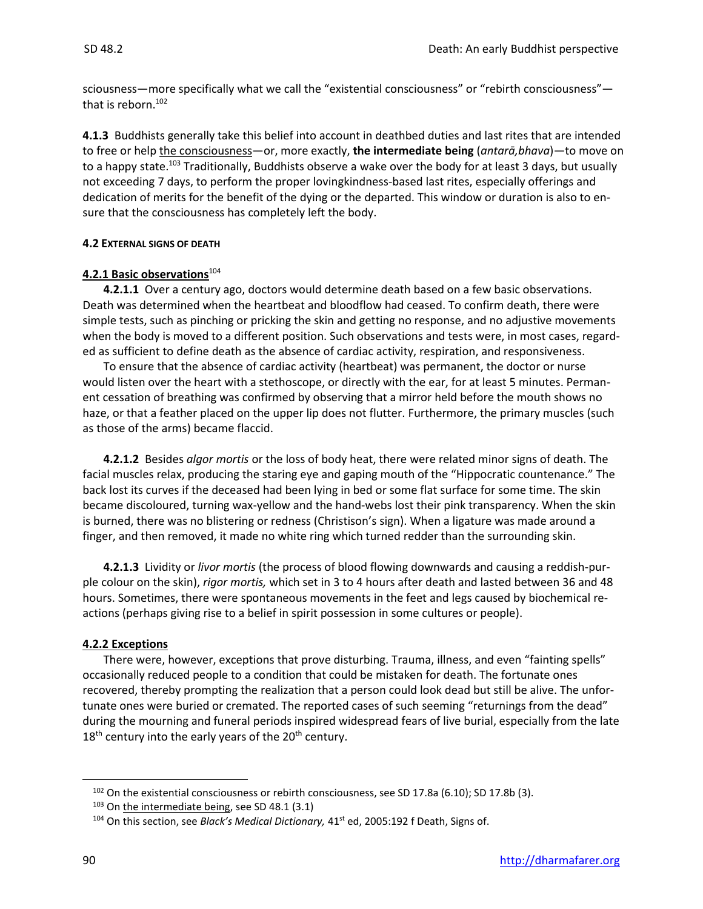sciousness—more specifically what we call the "existential consciousness" or "rebirth consciousness"—that is reborn.[102]

**4.1.3** Buddhists generally take this belief into account in deathbed duties and last rites that are intended to free or help the consciousness—or, more exactly, **the intermediate being** (*antarā,bhava*)—to move on to a happy state.[103] Traditionally, Buddhists observe a wake over the body for at least 3 days, but usually not exceeding 7 days, to perform the proper lovingkindness-based last rites, especially offerings and dedication of merits for the benefit of the dying or the departed. This window or duration is also to ensure that the consciousness has completely left the body.

#### 4.2 EXTERNAL SIGNS OF DEATH

#### 4.2.1 Basic observations[104]

**4.2.1.1** Over a century ago, doctors would determine death based on a few basic observations. Death was determined when the heartbeat and bloodflow had ceased. To confirm death, there were simple tests, such as pinching or pricking the skin and getting no response, and no adjustive movements when the body is moved to a different position. Such observations and tests were, in most cases, regarded as sufficient to define death as the absence of cardiac activity, respiration, and responsiveness.

To ensure that the absence of cardiac activity (heartbeat) was permanent, the doctor or nurse would listen over the heart with a stethoscope, or directly with the ear, for at least 5 minutes. Permanent cessation of breathing was confirmed by observing that a mirror held before the mouth shows no haze, or that a feather placed on the upper lip does not flutter. Furthermore, the primary muscles (such as those of the arms) became flaccid.

**4.2.1.2** Besides *algor mortis* or the loss of body heat, there were related minor signs of death. The facial muscles relax, producing the staring eye and gaping mouth of the "Hippocratic countenance." The back lost its curves if the deceased had been lying in bed or some flat surface for some time. The skin became discoloured, turning wax-yellow and the hand-webs lost their pink transparency. When the skin is burned, there was no blistering or redness (Christison's sign). When a ligature was made around a finger, and then removed, it made no white ring which turned redder than the surrounding skin.

**4.2.1.3** Lividity or *livor mortis* (the process of blood flowing downwards and causing a reddish-purple colour on the skin), *rigor mortis,* which set in 3 to 4 hours after death and lasted between 36 and 48 hours. Sometimes, there were spontaneous movements in the feet and legs caused by biochemical reactions (perhaps giving rise to a belief in spirit possession in some cultures or people).

#### 4.2.2 Exceptions

There were, however, exceptions that prove disturbing. Trauma, illness, and even "fainting spells" occasionally reduced people to a condition that could be mistaken for death. The fortunate ones recovered, thereby prompting the realization that a person could look dead but still be alive. The unfortunate ones were buried or cremated. The reported cases of such seeming "returnings from the dead" during the mourning and funeral periods inspired widespread fears of live burial, especially from the late 18th century into the early years of the 20th century.

---

[102] On the existential consciousness or rebirth consciousness, see SD 17.8a (6.10); SD 17.8b (3).

[103] On the intermediate being, see SD 48.1 (3.1)

[104] On this section, see *Black's Medical Dictionary,* 41st ed, 2005:192 f Death, Signs of.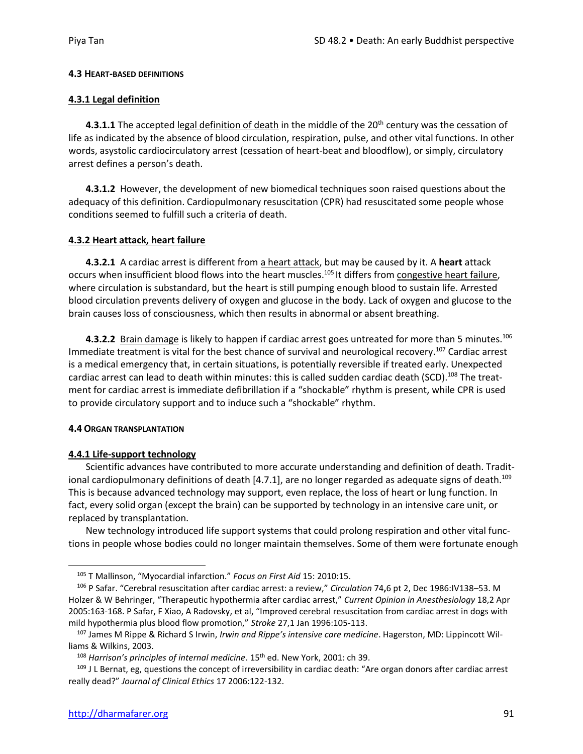#### 4.3 HEART-BASED DEFINITIONS

##### 4.3.1 Legal definition

**4.3.1.1** The accepted legal definition of death in the middle of the 20th century was the cessation of life as indicated by the absence of blood circulation, respiration, pulse, and other vital functions. In other words, asystolic cardiocirculatory arrest (cessation of heart-beat and bloodflow), or simply, circulatory arrest defines a person's death.

**4.3.1.2** However, the development of new biomedical techniques soon raised questions about the adequacy of this definition. Cardiopulmonary resuscitation (CPR) had resuscitated some people whose conditions seemed to fulfill such a criteria of death.

##### 4.3.2 Heart attack, heart failure

**4.3.2.1** A cardiac arrest is different from a heart attack, but may be caused by it. A **heart** attack occurs when insufficient blood flows into the heart muscles.[105] It differs from congestive heart failure, where circulation is substandard, but the heart is still pumping enough blood to sustain life. Arrested blood circulation prevents delivery of oxygen and glucose in the body. Lack of oxygen and glucose to the brain causes loss of consciousness, which then results in abnormal or absent breathing.

**4.3.2.2** Brain damage is likely to happen if cardiac arrest goes untreated for more than 5 minutes.[106] Immediate treatment is vital for the best chance of survival and neurological recovery.[107] Cardiac arrest is a medical emergency that, in certain situations, is potentially reversible if treated early. Unexpected cardiac arrest can lead to death within minutes: this is called sudden cardiac death (SCD).[108] The treatment for cardiac arrest is immediate defibrillation if a "shockable" rhythm is present, while CPR is used to provide circulatory support and to induce such a "shockable" rhythm.

#### 4.4 ORGAN TRANSPLANTATION

##### 4.4.1 Life-support technology

Scientific advances have contributed to more accurate understanding and definition of death. Traditional cardiopulmonary definitions of death [4.7.1], are no longer regarded as adequate signs of death.[109] This is because advanced technology may support, even replace, the loss of heart or lung function. In fact, every solid organ (except the brain) can be supported by technology in an intensive care unit, or replaced by transplantation.

New technology introduced life support systems that could prolong respiration and other vital functions in people whose bodies could no longer maintain themselves. Some of them were fortunate enough

---

[105] T Mallinson, "Myocardial infarction." *Focus on First Aid* 15: 2010:15.

[106] P Safar. "Cerebral resuscitation after cardiac arrest: a review," *Circulation* 74**,**6 pt 2, Dec 1986:IV138–53. M Holzer & W Behringer, "Therapeutic hypothermia after cardiac arrest," *Current Opinion in Anesthesiology* 18,2 Apr 2005:163-168. P Safar, F Xiao, A Radovsky, et al, "Improved cerebral resuscitation from cardiac arrest in dogs with mild hypothermia plus blood flow promotion," *Stroke* 27,1 Jan 1996:105-113.

[107] James M Rippe & Richard S Irwin, *Irwin and Rippe's intensive care medicine*. Hagerston, MD: Lippincott Williams & Wilkins, 2003.

[108] *Harrison's principles of internal medicine*. 15th ed. New York, 2001: ch 39.

[109] J L Bernat, eg, questions the concept of irreversibility in cardiac death: "Are organ donors after cardiac arrest really dead?" *Journal of Clinical Ethics* 17 2006:122-132.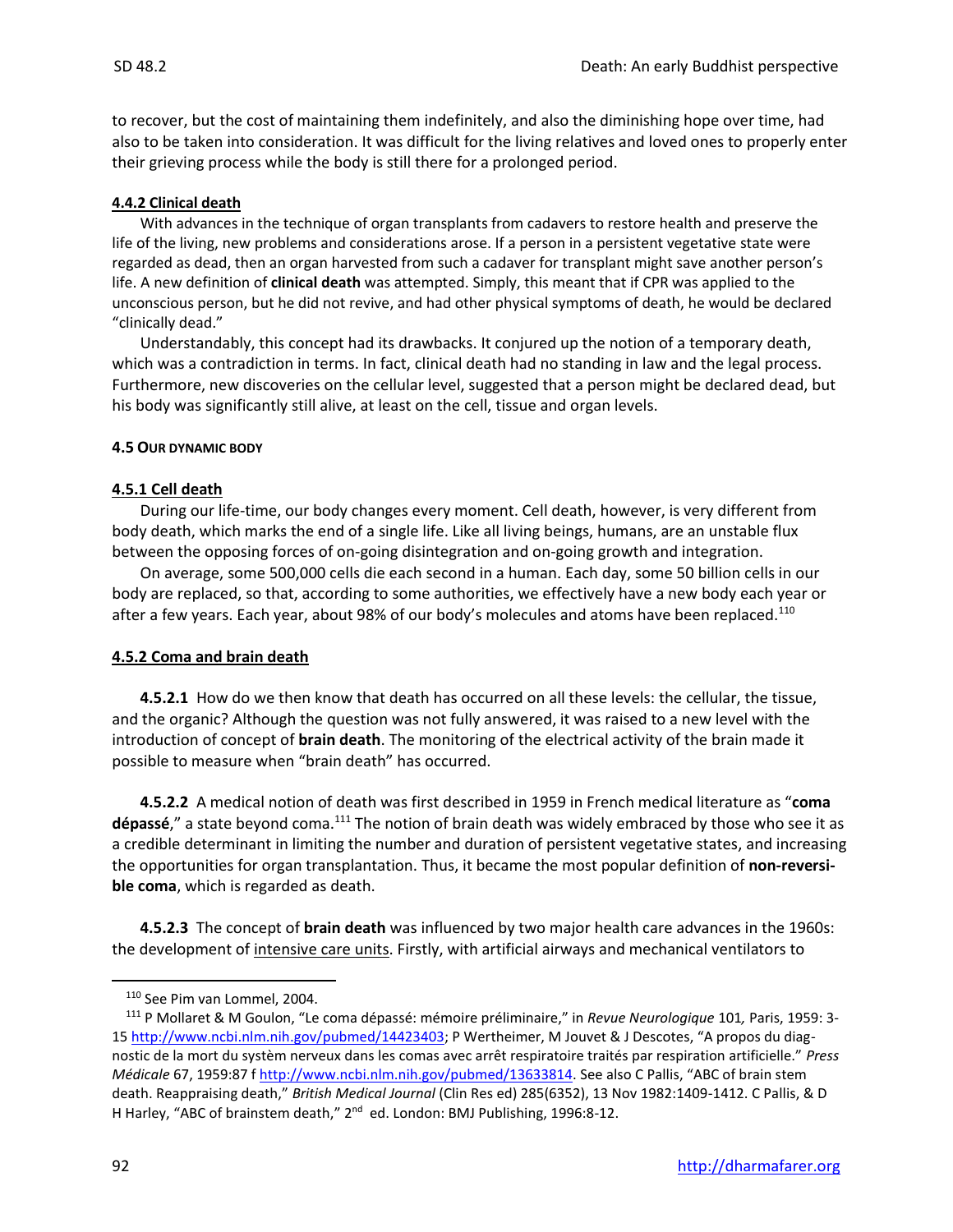to recover, but the cost of maintaining them indefinitely, and also the diminishing hope over time, had also to be taken into consideration. It was difficult for the living relatives and loved ones to properly enter their grieving process while the body is still there for a prolonged period.

#### 4.4.2 Clinical death

With advances in the technique of organ transplants from cadavers to restore health and preserve the life of the living, new problems and considerations arose. If a person in a persistent vegetative state were regarded as dead, then an organ harvested from such a cadaver for transplant might save another person's life. A new definition of **clinical death** was attempted. Simply, this meant that if CPR was applied to the unconscious person, but he did not revive, and had other physical symptoms of death, he would be declared "clinically dead."

Understandably, this concept had its drawbacks. It conjured up the notion of a temporary death, which was a contradiction in terms. In fact, clinical death had no standing in law and the legal process. Furthermore, new discoveries on the cellular level, suggested that a person might be declared dead, but his body was significantly still alive, at least on the cell, tissue and organ levels.

### 4.5 OUR DYNAMIC BODY

#### 4.5.1 Cell death

During our life-time, our body changes every moment. Cell death, however, is very different from body death, which marks the end of a single life. Like all living beings, humans, are an unstable flux between the opposing forces of on-going disintegration and on-going growth and integration.

On average, some 500,000 cells die each second in a human. Each day, some 50 billion cells in our body are replaced, so that, according to some authorities, we effectively have a new body each year or after a few years. Each year, about 98% of our body's molecules and atoms have been replaced.[110]

#### 4.5.2 Coma and brain death

**4.5.2.1** How do we then know that death has occurred on all these levels: the cellular, the tissue, and the organic? Although the question was not fully answered, it was raised to a new level with the introduction of concept of **brain death**. The monitoring of the electrical activity of the brain made it possible to measure when "brain death" has occurred.

**4.5.2.2** A medical notion of death was first described in 1959 in French medical literature as "**coma dépassé**," a state beyond coma.[111] The notion of brain death was widely embraced by those who see it as a credible determinant in limiting the number and duration of persistent vegetative states, and increasing the opportunities for organ transplantation. Thus, it became the most popular definition of **non-reversible coma**, which is regarded as death.

**4.5.2.3** The concept of **brain death** was influenced by two major health care advances in the 1960s: the development of intensive care units. Firstly, with artificial airways and mechanical ventilators to

---

[110] See Pim van Lommel, 2004.

[111] P Mollaret & M Goulon, "Le coma dépassé: mémoire préliminaire," in *Revue Neurologique* 101*,* Paris, 1959: 3-15 http://www.ncbi.nlm.nih.gov/pubmed/14423403; P Wertheimer, M Jouvet & J Descotes, "A propos du diagnostic de la mort du systèm nerveux dans les comas avec arrêt respiratoire traités par respiration artificielle." *Press Médicale* 67, 1959:87 f http://www.ncbi.nlm.nih.gov/pubmed/13633814. See also C Pallis, "ABC of brain stem death. Reappraising death," *British Medical Journal* (Clin Res ed) 285(6352), 13 Nov 1982:1409-1412. C Pallis, & D H Harley, "ABC of brainstem death," 2nd ed. London: BMJ Publishing, 1996:8-12.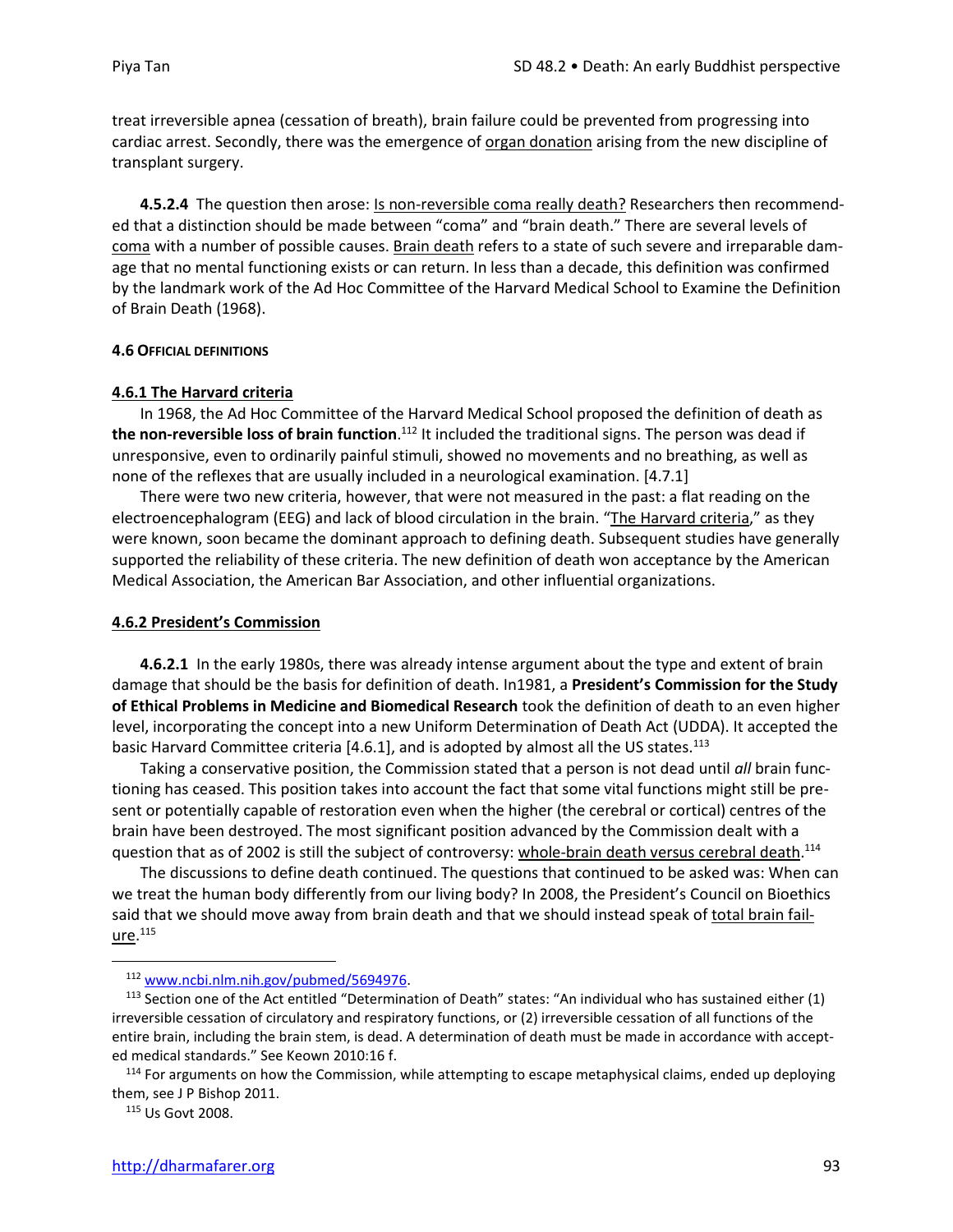treat irreversible apnea (cessation of breath), brain failure could be prevented from progressing into cardiac arrest. Secondly, there was the emergence of organ donation arising from the new discipline of transplant surgery.

**4.5.2.4** The question then arose: Is non-reversible coma really death? Researchers then recommended that a distinction should be made between "coma" and "brain death." There are several levels of coma with a number of possible causes. Brain death refers to a state of such severe and irreparable damage that no mental functioning exists or can return. In less than a decade, this definition was confirmed by the landmark work of the Ad Hoc Committee of the Harvard Medical School to Examine the Definition of Brain Death (1968).

#### 4.6 OFFICIAL DEFINITIONS

#### 4.6.1 The Harvard criteria

In 1968, the Ad Hoc Committee of the Harvard Medical School proposed the definition of death as **the non-reversible loss of brain function**.[112] It included the traditional signs. The person was dead if unresponsive, even to ordinarily painful stimuli, showed no movements and no breathing, as well as none of the reflexes that are usually included in a neurological examination. [4.7.1]

There were two new criteria, however, that were not measured in the past: a flat reading on the electroencephalogram (EEG) and lack of blood circulation in the brain. "The Harvard criteria," as they were known, soon became the dominant approach to defining death. Subsequent studies have generally supported the reliability of these criteria. The new definition of death won acceptance by the American Medical Association, the American Bar Association, and other influential organizations.

#### 4.6.2 President's Commission

**4.6.2.1** In the early 1980s, there was already intense argument about the type and extent of brain damage that should be the basis for definition of death. In1981, a **President's Commission for the Study of Ethical Problems in Medicine and Biomedical Research** took the definition of death to an even higher level, incorporating the concept into a new Uniform Determination of Death Act (UDDA). It accepted the basic Harvard Committee criteria [4.6.1], and is adopted by almost all the US states.[113]

Taking a conservative position, the Commission stated that a person is not dead until *all* brain functioning has ceased. This position takes into account the fact that some vital functions might still be present or potentially capable of restoration even when the higher (the cerebral or cortical) centres of the brain have been destroyed. The most significant position advanced by the Commission dealt with a question that as of 2002 is still the subject of controversy: whole-brain death versus cerebral death.[114]

The discussions to define death continued. The questions that continued to be asked was: When can we treat the human body differently from our living body? In 2008, the President's Council on Bioethics said that we should move away from brain death and that we should instead speak of total brain failure.[115]

---

[112] www.ncbi.nlm.nih.gov/pubmed/5694976.

[113] Section one of the Act entitled "Determination of Death" states: "An individual who has sustained either (1) irreversible cessation of circulatory and respiratory functions, or (2) irreversible cessation of all functions of the entire brain, including the brain stem, is dead. A determination of death must be made in accordance with accepted medical standards." See Keown 2010:16 f.

[114] For arguments on how the Commission, while attempting to escape metaphysical claims, ended up deploying them, see J P Bishop 2011.

[115] Us Govt 2008.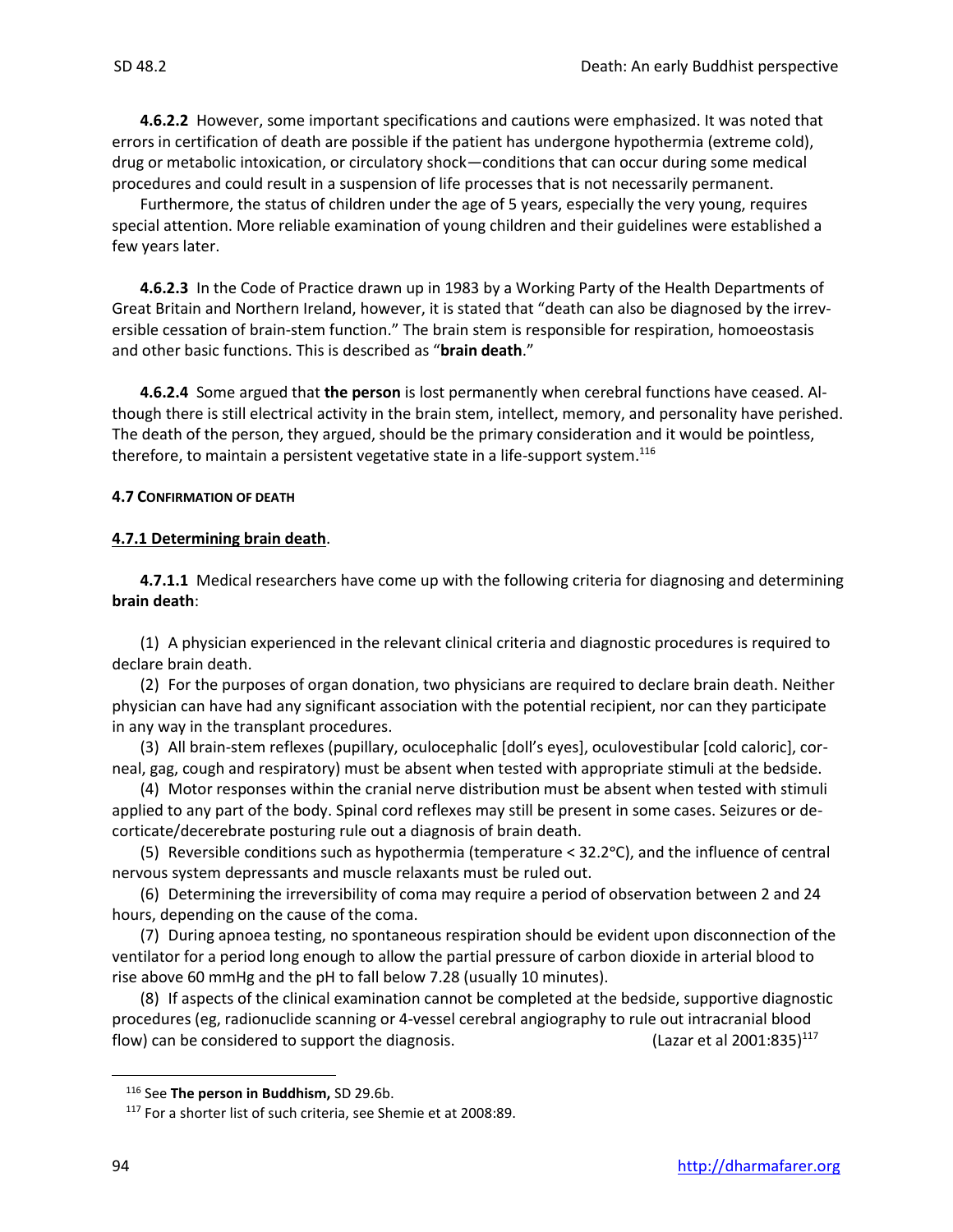**4.6.2.2** However, some important specifications and cautions were emphasized. It was noted that errors in certification of death are possible if the patient has undergone hypothermia (extreme cold), drug or metabolic intoxication, or circulatory shock—conditions that can occur during some medical procedures and could result in a suspension of life processes that is not necessarily permanent.

Furthermore, the status of children under the age of 5 years, especially the very young, requires special attention. More reliable examination of young children and their guidelines were established a few years later.

**4.6.2.3** In the Code of Practice drawn up in 1983 by a Working Party of the Health Departments of Great Britain and Northern Ireland, however, it is stated that "death can also be diagnosed by the irreversible cessation of brain-stem function." The brain stem is responsible for respiration, homoeostasis and other basic functions. This is described as "**brain death**."

**4.6.2.4** Some argued that **the person** is lost permanently when cerebral functions have ceased. Although there is still electrical activity in the brain stem, intellect, memory, and personality have perished. The death of the person, they argued, should be the primary consideration and it would be pointless, therefore, to maintain a persistent vegetative state in a life-support system.[116]

#### 4.7 CONFIRMATION OF DEATH

#### 4.7.1 Determining brain death.

**4.7.1.1** Medical researchers have come up with the following criteria for diagnosing and determining **brain death**:

(1) A physician experienced in the relevant clinical criteria and diagnostic procedures is required to declare brain death.

(2) For the purposes of organ donation, two physicians are required to declare brain death. Neither physician can have had any significant association with the potential recipient, nor can they participate in any way in the transplant procedures.

(3) All brain-stem reflexes (pupillary, oculocephalic [doll's eyes], oculovestibular [cold caloric], corneal, gag, cough and respiratory) must be absent when tested with appropriate stimuli at the bedside.

(4) Motor responses within the cranial nerve distribution must be absent when tested with stimuli applied to any part of the body. Spinal cord reflexes may still be present in some cases. Seizures or decorticate/decerebrate posturing rule out a diagnosis of brain death.

(5) Reversible conditions such as hypothermia (temperature < 32.2ºC), and the influence of central nervous system depressants and muscle relaxants must be ruled out.

(6) Determining the irreversibility of coma may require a period of observation between 2 and 24 hours, depending on the cause of the coma.

(7) During apnoea testing, no spontaneous respiration should be evident upon disconnection of the ventilator for a period long enough to allow the partial pressure of carbon dioxide in arterial blood to rise above 60 mmHg and the pH to fall below 7.28 (usually 10 minutes).

(8) If aspects of the clinical examination cannot be completed at the bedside, supportive diagnostic procedures (eg, radionuclide scanning or 4-vessel cerebral angiography to rule out intracranial blood flow) can be considered to support the diagnosis. (Lazar et al 2001:835)[117]

---

[116] See **The person in Buddhism,** SD 29.6b.

[117] For a shorter list of such criteria, see Shemie et at 2008:89.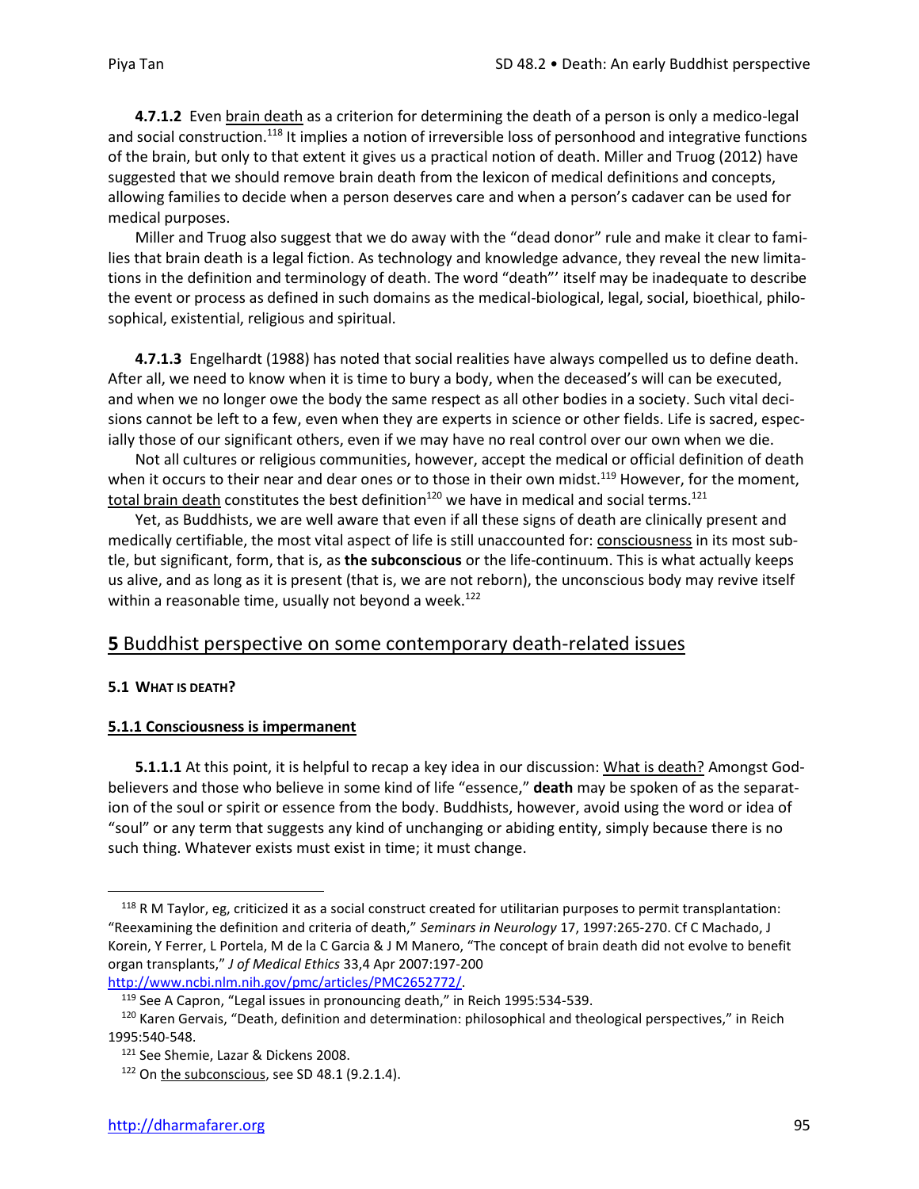**4.7.1.2** Even brain death as a criterion for determining the death of a person is only a medico-legal and social construction.[118] It implies a notion of irreversible loss of personhood and integrative functions of the brain, but only to that extent it gives us a practical notion of death. Miller and Truog (2012) have suggested that we should remove brain death from the lexicon of medical definitions and concepts, allowing families to decide when a person deserves care and when a person's cadaver can be used for medical purposes.

Miller and Truog also suggest that we do away with the "dead donor" rule and make it clear to families that brain death is a legal fiction. As technology and knowledge advance, they reveal the new limitations in the definition and terminology of death. The word "death"' itself may be inadequate to describe the event or process as defined in such domains as the medical-biological, legal, social, bioethical, philosophical, existential, religious and spiritual.

**4.7.1.3** Engelhardt (1988) has noted that social realities have always compelled us to define death. After all, we need to know when it is time to bury a body, when the deceased's will can be executed, and when we no longer owe the body the same respect as all other bodies in a society. Such vital decisions cannot be left to a few, even when they are experts in science or other fields. Life is sacred, especially those of our significant others, even if we may have no real control over our own when we die.

Not all cultures or religious communities, however, accept the medical or official definition of death when it occurs to their near and dear ones or to those in their own midst.[119] However, for the moment, total brain death constitutes the best definition[120] we have in medical and social terms.[121]

Yet, as Buddhists, we are well aware that even if all these signs of death are clinically present and medically certifiable, the most vital aspect of life is still unaccounted for: consciousness in its most subtle, but significant, form, that is, as **the subconscious** or the life-continuum. This is what actually keeps us alive, and as long as it is present (that is, we are not reborn), the unconscious body may revive itself within a reasonable time, usually not beyond a week.[122]

## **5** Buddhist perspective on some contemporary death-related issues

### 5.1 WHAT IS DEATH?

#### 5.1.1 Consciousness is impermanent

**5.1.1.1** At this point, it is helpful to recap a key idea in our discussion: What is death? Amongst God-believers and those who believe in some kind of life "essence," **death** may be spoken of as the separation of the soul or spirit or essence from the body. Buddhists, however, avoid using the word or idea of "soul" or any term that suggests any kind of unchanging or abiding entity, simply because there is no such thing. Whatever exists must exist in time; it must change.

---

[118] R M Taylor, eg, criticized it as a social construct created for utilitarian purposes to permit transplantation: "Reexamining the definition and criteria of death," *Seminars in Neurology* 17, 1997:265-270. Cf C Machado, J Korein, Y Ferrer, L Portela, M de la C Garcia & J M Manero, "The concept of brain death did not evolve to benefit organ transplants," *J of Medical Ethics* 33,4 Apr 2007:197-200 http://www.ncbi.nlm.nih.gov/pmc/articles/PMC2652772/.

[119] See A Capron, "Legal issues in pronouncing death," in Reich 1995:534-539.

[120] Karen Gervais, "Death, definition and determination: philosophical and theological perspectives," in Reich 1995:540-548.

[121] See Shemie, Lazar & Dickens 2008.

[122] On the subconscious, see SD 48.1 (9.2.1.4).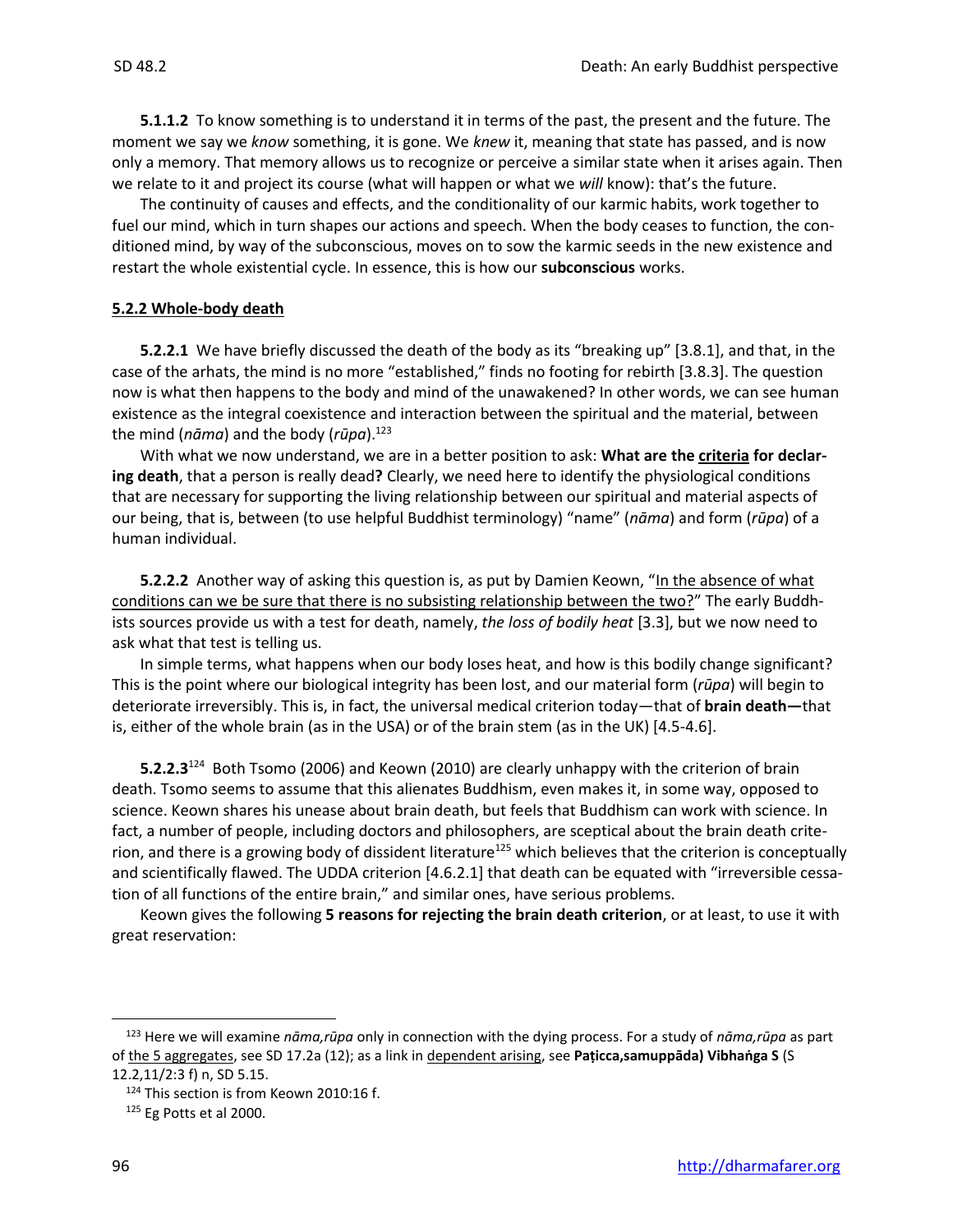**5.1.1.2** To know something is to understand it in terms of the past, the present and the future. The moment we say we *know* something, it is gone. We *knew* it, meaning that state has passed, and is now only a memory. That memory allows us to recognize or perceive a similar state when it arises again. Then we relate to it and project its course (what will happen or what we *will* know): that's the future.

The continuity of causes and effects, and the conditionality of our karmic habits, work together to fuel our mind, which in turn shapes our actions and speech. When the body ceases to function, the conditioned mind, by way of the subconscious, moves on to sow the karmic seeds in the new existence and restart the whole existential cycle. In essence, this is how our **subconscious** works.

## 5.2.2 Whole-body death

**5.2.2.1** We have briefly discussed the death of the body as its "breaking up" [3.8.1], and that, in the case of the arhats, the mind is no more "established," finds no footing for rebirth [3.8.3]. The question now is what then happens to the body and mind of the unawakened? In other words, we can see human existence as the integral coexistence and interaction between the spiritual and the material, between the mind (*nāma*) and the body (*rūpa*).[123]

With what we now understand, we are in a better position to ask: **What are the <u>criteria</u> for declaring death**, that a person is really dead**?** Clearly, we need here to identify the physiological conditions that are necessary for supporting the living relationship between our spiritual and material aspects of our being, that is, between (to use helpful Buddhist terminology) "name" (*nāma*) and form (*rūpa*) of a human individual.

**5.2.2.2** Another way of asking this question is, as put by Damien Keown, "<u>In the absence of what conditions can we be sure that there is no subsisting relationship between the two?</u>" The early Buddhists sources provide us with a test for death, namely, *the loss of bodily heat* [3.3], but we now need to ask what that test is telling us.

In simple terms, what happens when our body loses heat, and how is this bodily change significant? This is the point where our biological integrity has been lost, and our material form (*rūpa*) will begin to deteriorate irreversibly. This is, in fact, the universal medical criterion today—that of **brain death—**that is, either of the whole brain (as in the USA) or of the brain stem (as in the UK) [4.5-4.6].

**5.2.2.3**[124] Both Tsomo (2006) and Keown (2010) are clearly unhappy with the criterion of brain death. Tsomo seems to assume that this alienates Buddhism, even makes it, in some way, opposed to science. Keown shares his unease about brain death, but feels that Buddhism can work with science. In fact, a number of people, including doctors and philosophers, are sceptical about the brain death criterion, and there is a growing body of dissident literature[125] which believes that the criterion is conceptually and scientifically flawed. The UDDA criterion [4.6.2.1] that death can be equated with "irreversible cessation of all functions of the entire brain," and similar ones, have serious problems.

Keown gives the following **5 reasons for rejecting the brain death criterion**, or at least, to use it with great reservation:

---

[123] Here we will examine *nāma,rūpa* only in connection with the dying process. For a study of *nāma,rūpa* as part of <u>the 5 aggregates</u>, see SD 17.2a (12); as a link in <u>dependent arising</u>, see **Paṭicca,samuppāda) Vibhaṅga S** (S 12.2,11/2:3 f) n, SD 5.15.

[124] This section is from Keown 2010:16 f.

[125] Eg Potts et al 2000.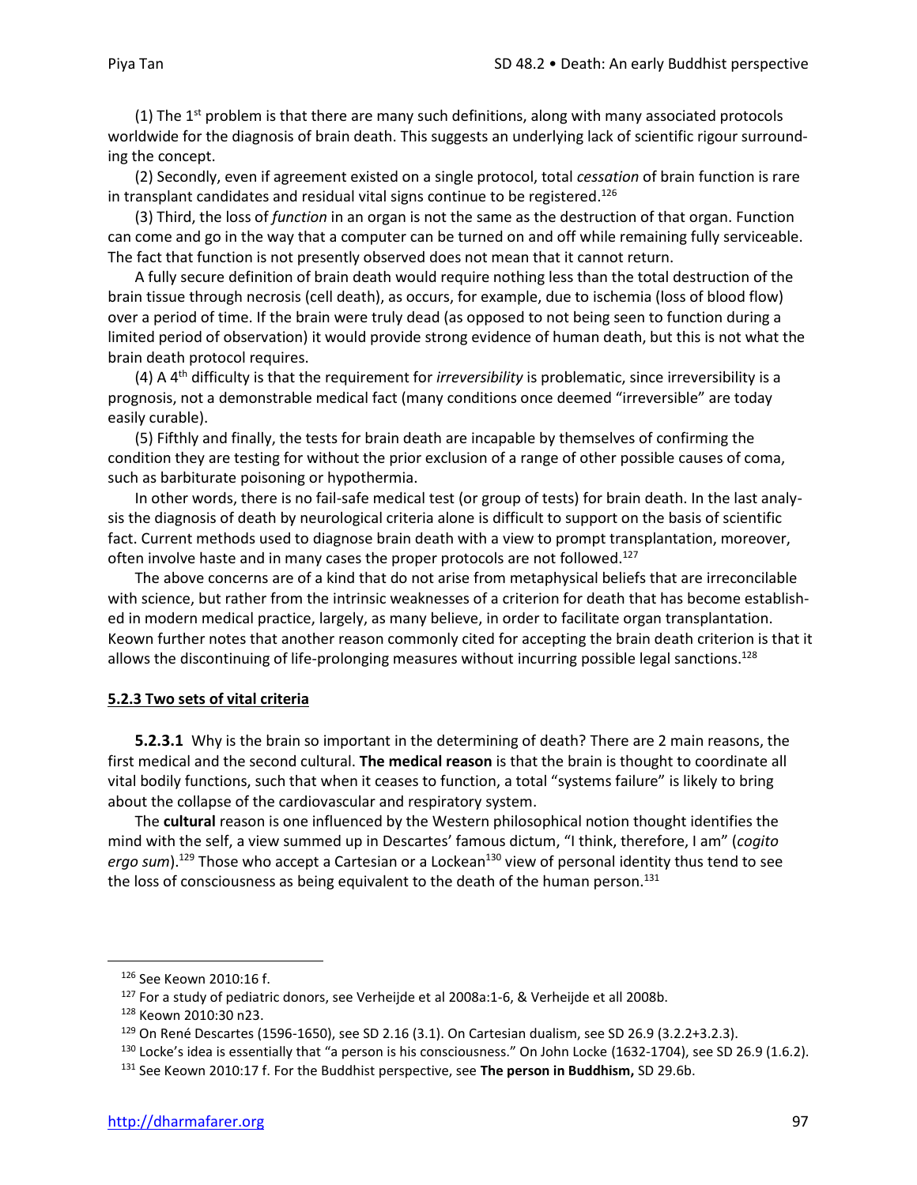(1) The 1st problem is that there are many such definitions, along with many associated protocols worldwide for the diagnosis of brain death. This suggests an underlying lack of scientific rigour surrounding the concept.

(2) Secondly, even if agreement existed on a single protocol, total *cessation* of brain function is rare in transplant candidates and residual vital signs continue to be registered.[126]

(3) Third, the loss of *function* in an organ is not the same as the destruction of that organ. Function can come and go in the way that a computer can be turned on and off while remaining fully serviceable. The fact that function is not presently observed does not mean that it cannot return.

A fully secure definition of brain death would require nothing less than the total destruction of the brain tissue through necrosis (cell death), as occurs, for example, due to ischemia (loss of blood flow) over a period of time. If the brain were truly dead (as opposed to not being seen to function during a limited period of observation) it would provide strong evidence of human death, but this is not what the brain death protocol requires.

(4) A 4th difficulty is that the requirement for *irreversibility* is problematic, since irreversibility is a prognosis, not a demonstrable medical fact (many conditions once deemed "irreversible" are today easily curable).

(5) Fifthly and finally, the tests for brain death are incapable by themselves of confirming the condition they are testing for without the prior exclusion of a range of other possible causes of coma, such as barbiturate poisoning or hypothermia.

In other words, there is no fail-safe medical test (or group of tests) for brain death. In the last analysis the diagnosis of death by neurological criteria alone is difficult to support on the basis of scientific fact. Current methods used to diagnose brain death with a view to prompt transplantation, moreover, often involve haste and in many cases the proper protocols are not followed.[127]

The above concerns are of a kind that do not arise from metaphysical beliefs that are irreconcilable with science, but rather from the intrinsic weaknesses of a criterion for death that has become established in modern medical practice, largely, as many believe, in order to facilitate organ transplantation. Keown further notes that another reason commonly cited for accepting the brain death criterion is that it allows the discontinuing of life-prolonging measures without incurring possible legal sanctions.[128]

### 5.2.3 Two sets of vital criteria

**5.2.3.1** Why is the brain so important in the determining of death? There are 2 main reasons, the first medical and the second cultural. **The medical reason** is that the brain is thought to coordinate all vital bodily functions, such that when it ceases to function, a total "systems failure" is likely to bring about the collapse of the cardiovascular and respiratory system.

The **cultural** reason is one influenced by the Western philosophical notion thought identifies the mind with the self, a view summed up in Descartes' famous dictum, "I think, therefore, I am" (*cogito ergo sum*).[129] Those who accept a Cartesian or a Lockean[130] view of personal identity thus tend to see the loss of consciousness as being equivalent to the death of the human person.[131]

---

[126] See Keown 2010:16 f.

[127] For a study of pediatric donors, see Verheijde et al 2008a:1-6, & Verheijde et all 2008b.

[128] Keown 2010:30 n23.

[129] On René Descartes (1596-1650), see SD 2.16 (3.1). On Cartesian dualism, see SD 26.9 (3.2.2+3.2.3).

[130] Locke's idea is essentially that "a person is his consciousness." On John Locke (1632-1704), see SD 26.9 (1.6.2).

[131] See Keown 2010:17 f. For the Buddhist perspective, see **The person in Buddhism,** SD 29.6b.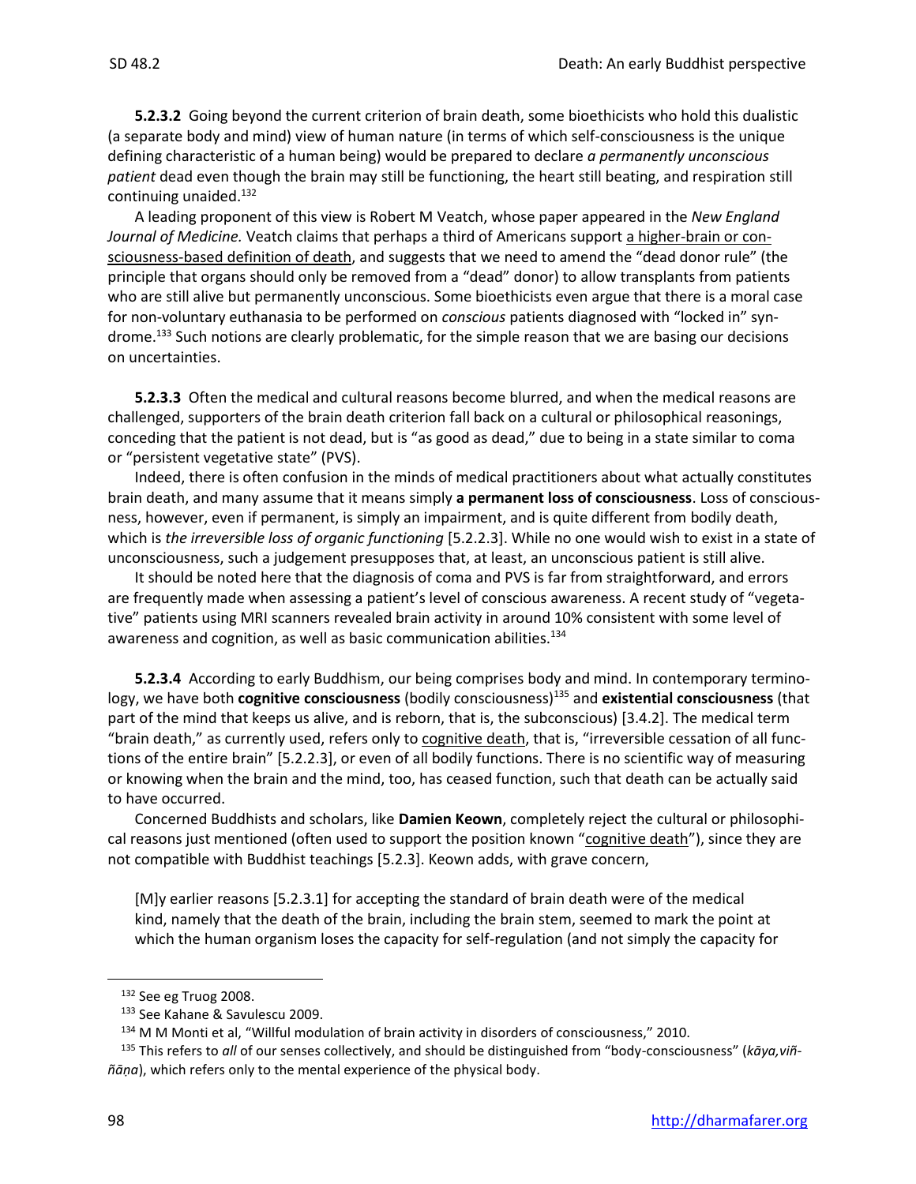**5.2.3.2** Going beyond the current criterion of brain death, some bioethicists who hold this dualistic (a separate body and mind) view of human nature (in terms of which self-consciousness is the unique defining characteristic of a human being) would be prepared to declare *a permanently unconscious patient* dead even though the brain may still be functioning, the heart still beating, and respiration still continuing unaided.[132]

A leading proponent of this view is Robert M Veatch, whose paper appeared in the *New England Journal of Medicine.* Veatch claims that perhaps a third of Americans support a higher-brain or consciousness-based definition of death, and suggests that we need to amend the "dead donor rule" (the principle that organs should only be removed from a "dead" donor) to allow transplants from patients who are still alive but permanently unconscious. Some bioethicists even argue that there is a moral case for non-voluntary euthanasia to be performed on *conscious* patients diagnosed with "locked in" syndrome.[133] Such notions are clearly problematic, for the simple reason that we are basing our decisions on uncertainties.

**5.2.3.3** Often the medical and cultural reasons become blurred, and when the medical reasons are challenged, supporters of the brain death criterion fall back on a cultural or philosophical reasonings, conceding that the patient is not dead, but is "as good as dead," due to being in a state similar to coma or "persistent vegetative state" (PVS).

Indeed, there is often confusion in the minds of medical practitioners about what actually constitutes brain death, and many assume that it means simply **a permanent loss of consciousness**. Loss of consciousness, however, even if permanent, is simply an impairment, and is quite different from bodily death, which is *the irreversible loss of organic functioning* [5.2.2.3]. While no one would wish to exist in a state of unconsciousness, such a judgement presupposes that, at least, an unconscious patient is still alive.

It should be noted here that the diagnosis of coma and PVS is far from straightforward, and errors are frequently made when assessing a patient's level of conscious awareness. A recent study of "vegetative" patients using MRI scanners revealed brain activity in around 10% consistent with some level of awareness and cognition, as well as basic communication abilities.[134]

**5.2.3.4** According to early Buddhism, our being comprises body and mind. In contemporary terminology, we have both **cognitive consciousness** (bodily consciousness)[135] and **existential consciousness** (that part of the mind that keeps us alive, and is reborn, that is, the subconscious) [3.4.2]. The medical term "brain death," as currently used, refers only to cognitive death, that is, "irreversible cessation of all functions of the entire brain" [5.2.2.3], or even of all bodily functions. There is no scientific way of measuring or knowing when the brain and the mind, too, has ceased function, such that death can be actually said to have occurred.

Concerned Buddhists and scholars, like **Damien Keown**, completely reject the cultural or philosophical reasons just mentioned (often used to support the position known "cognitive death"), since they are not compatible with Buddhist teachings [5.2.3]. Keown adds, with grave concern,

> [M]y earlier reasons [5.2.3.1] for accepting the standard of brain death were of the medical kind, namely that the death of the brain, including the brain stem, seemed to mark the point at which the human organism loses the capacity for self-regulation (and not simply the capacity for

---

[132] See eg Truog 2008.

[133] See Kahane & Savulescu 2009.

[134] M M Monti et al, "Willful modulation of brain activity in disorders of consciousness," 2010.

[135] This refers to *all* of our senses collectively, and should be distinguished from "body-consciousness" (*kāya,viññāṇa*), which refers only to the mental experience of the physical body.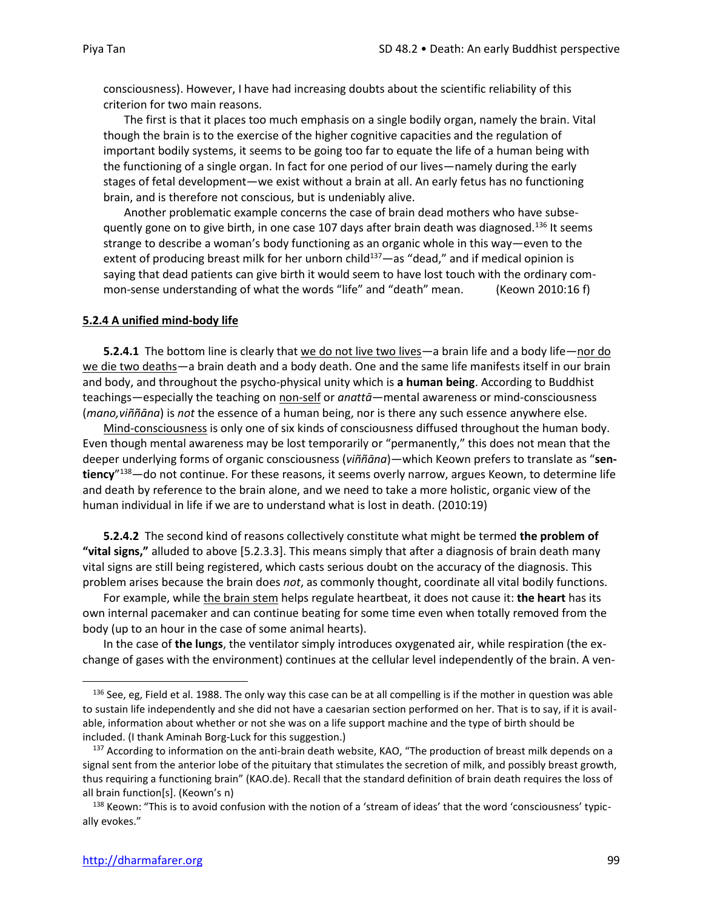consciousness). However, I have had increasing doubts about the scientific reliability of this criterion for two main reasons.

The first is that it places too much emphasis on a single bodily organ, namely the brain. Vital though the brain is to the exercise of the higher cognitive capacities and the regulation of important bodily systems, it seems to be going too far to equate the life of a human being with the functioning of a single organ. In fact for one period of our lives—namely during the early stages of fetal development—we exist without a brain at all. An early fetus has no functioning brain, and is therefore not conscious, but is undeniably alive.

Another problematic example concerns the case of brain dead mothers who have subsequently gone on to give birth, in one case 107 days after brain death was diagnosed.[136] It seems strange to describe a woman's body functioning as an organic whole in this way—even to the extent of producing breast milk for her unborn child[137]—as "dead," and if medical opinion is saying that dead patients can give birth it would seem to have lost touch with the ordinary common-sense understanding of what the words "life" and "death" mean. (Keown 2010:16 f)

#### 5.2.4 A unified mind-body life

**5.2.4.1** The bottom line is clearly that we do not live two lives—a brain life and a body life—nor do we die two deaths—a brain death and a body death. One and the same life manifests itself in our brain and body, and throughout the psycho-physical unity which is **a human being**. According to Buddhist teachings—especially the teaching on non-self or *anattā*—mental awareness or mind-consciousness (*mano,viññāna*) is *not* the essence of a human being, nor is there any such essence anywhere else.

Mind-consciousness is only one of six kinds of consciousness diffused throughout the human body. Even though mental awareness may be lost temporarily or "permanently," this does not mean that the deeper underlying forms of organic consciousness (*viññāna*)—which Keown prefers to translate as "**sentiency**"[138]—do not continue. For these reasons, it seems overly narrow, argues Keown, to determine life and death by reference to the brain alone, and we need to take a more holistic, organic view of the human individual in life if we are to understand what is lost in death. (2010:19)

**5.2.4.2** The second kind of reasons collectively constitute what might be termed **the problem of "vital signs,"** alluded to above [5.2.3.3]. This means simply that after a diagnosis of brain death many vital signs are still being registered, which casts serious doubt on the accuracy of the diagnosis. This problem arises because the brain does *not*, as commonly thought, coordinate all vital bodily functions.

For example, while the brain stem helps regulate heartbeat, it does not cause it: **the heart** has its own internal pacemaker and can continue beating for some time even when totally removed from the body (up to an hour in the case of some animal hearts).

In the case of **the lungs**, the ventilator simply introduces oxygenated air, while respiration (the exchange of gases with the environment) continues at the cellular level independently of the brain. A ven-

---

[136] See, eg, Field et al. 1988. The only way this case can be at all compelling is if the mother in question was able to sustain life independently and she did not have a caesarian section performed on her. That is to say, if it is available, information about whether or not she was on a life support machine and the type of birth should be included. (I thank Aminah Borg-Luck for this suggestion.)

[137] According to information on the anti-brain death website, KAO, "The production of breast milk depends on a signal sent from the anterior lobe of the pituitary that stimulates the secretion of milk, and possibly breast growth, thus requiring a functioning brain" (KAO.de). Recall that the standard definition of brain death requires the loss of all brain function[s]. (Keown's n)

[138] Keown: "This is to avoid confusion with the notion of a 'stream of ideas' that the word 'consciousness' typically evokes."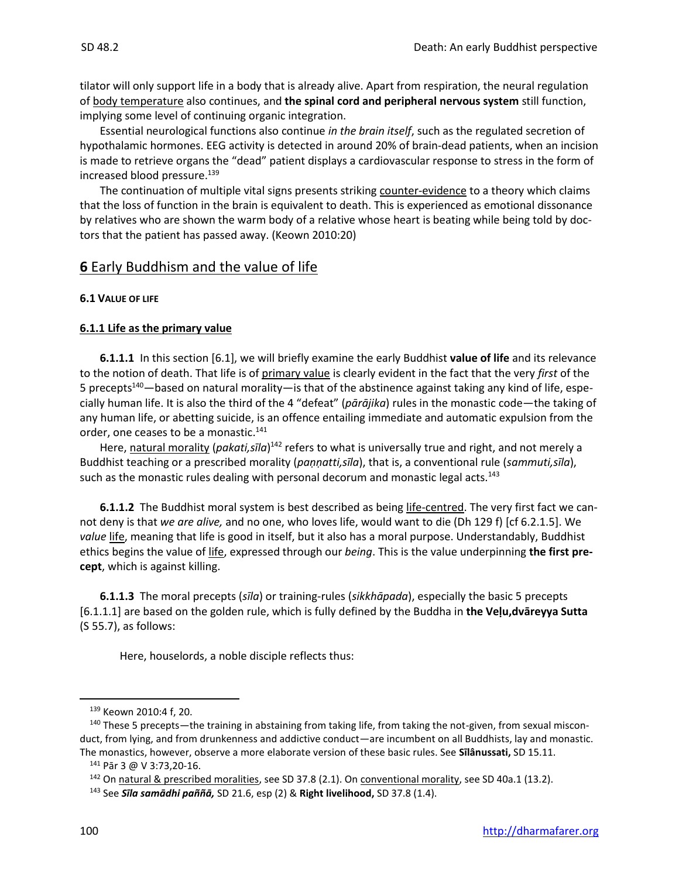tilator will only support life in a body that is already alive. Apart from respiration, the neural regulation of body temperature also continues, and **the spinal cord and peripheral nervous system** still function, implying some level of continuing organic integration.

Essential neurological functions also continue *in the brain itself*, such as the regulated secretion of hypothalamic hormones. EEG activity is detected in around 20% of brain-dead patients, when an incision is made to retrieve organs the "dead" patient displays a cardiovascular response to stress in the form of increased blood pressure.[139]

The continuation of multiple vital signs presents striking counter-evidence to a theory which claims that the loss of function in the brain is equivalent to death. This is experienced as emotional dissonance by relatives who are shown the warm body of a relative whose heart is beating while being told by doctors that the patient has passed away. (Keown 2010:20)

## **6** Early Buddhism and the value of life

### **6.1 VALUE OF LIFE**

#### **6.1.1 Life as the primary value**

**6.1.1.1** In this section [6.1], we will briefly examine the early Buddhist **value of life** and its relevance to the notion of death. That life is of primary value is clearly evident in the fact that the very *first* of the 5 precepts[140]—based on natural morality—is that of the abstinence against taking any kind of life, especially human life. It is also the third of the 4 "defeat" (*pārājika*) rules in the monastic code—the taking of any human life, or abetting suicide, is an offence entailing immediate and automatic expulsion from the order, one ceases to be a monastic.[141]

Here, natural morality (*pakati,sīla*)[142] refers to what is universally true and right, and not merely a Buddhist teaching or a prescribed morality (*paṇṇatti,sīla*), that is, a conventional rule (*sammuti,sīla*), such as the monastic rules dealing with personal decorum and monastic legal acts.[143]

**6.1.1.2** The Buddhist moral system is best described as being life-centred. The very first fact we cannot deny is that *we are alive,* and no one, who loves life, would want to die (Dh 129 f) [cf 6.2.1.5]. We *value* life, meaning that life is good in itself, but it also has a moral purpose. Understandably, Buddhist ethics begins the value of life, expressed through our *being*. This is the value underpinning **the first precept**, which is against killing.

**6.1.1.3** The moral precepts (*sīla*) or training-rules (*sikkhāpada*), especially the basic 5 precepts [6.1.1.1] are based on the golden rule, which is fully defined by the Buddha in **the Veḷu,dvāreyya Sutta** (S 55.7), as follows:

> Here, houselords, a noble disciple reflects thus:

---

[139] Keown 2010:4 f, 20.

[140] These 5 precepts—the training in abstaining from taking life, from taking the not-given, from sexual misconduct, from lying, and from drunkenness and addictive conduct—are incumbent on all Buddhists, lay and monastic. The monastics, however, observe a more elaborate version of these basic rules. See **Sīlânussati,** SD 15.11.

[141] Pār 3 @ V 3:73,20-16.

[142] On natural & prescribed moralities, see SD 37.8 (2.1). On conventional morality, see SD 40a.1 (13.2).

[143] See ***Sīla samādhi paññā,*** SD 21.6, esp (2) & **Right livelihood,** SD 37.8 (1.4).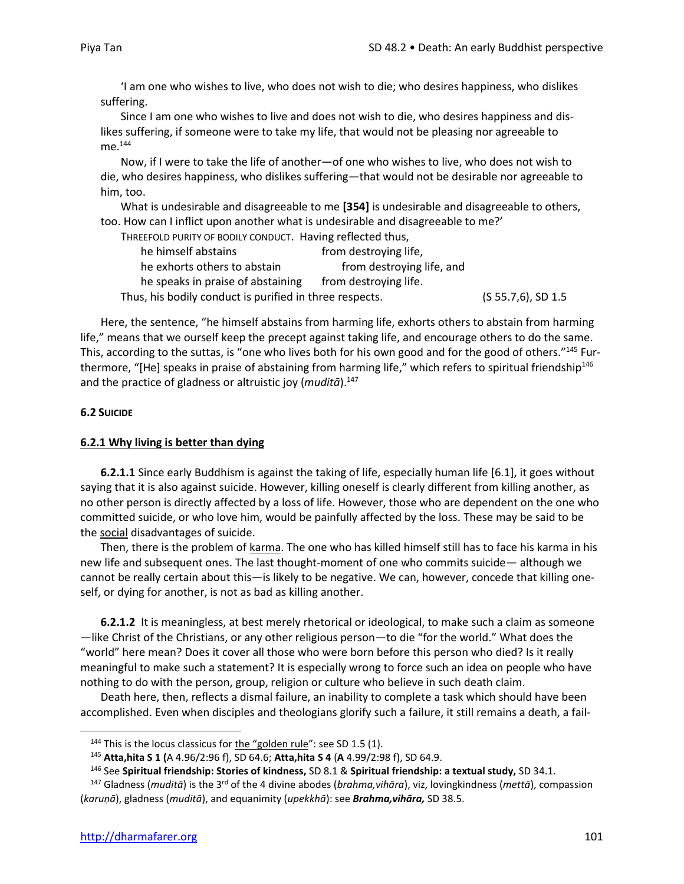'I am one who wishes to live, who does not wish to die; who desires happiness, who dislikes suffering.

Since I am one who wishes to live and does not wish to die, who desires happiness and dislikes suffering, if someone were to take my life, that would not be pleasing nor agreeable to me.[144]

Now, if I were to take the life of another—of one who wishes to live, who does not wish to die, who desires happiness, who dislikes suffering—that would not be desirable nor agreeable to him, too.

What is undesirable and disagreeable to me **[354]** is undesirable and disagreeable to others, too. How can I inflict upon another what is undesirable and disagreeable to me?'

THREEFOLD PURITY OF BODILY CONDUCT. Having reflected thus,

he himself abstains from destroying life,
he exhorts others to abstain from destroying life, and
he speaks in praise of abstaining from destroying life.

Thus, his bodily conduct is purified in three respects. (S 55.7,6), SD 1.5

Here, the sentence, "he himself abstains from harming life, exhorts others to abstain from harming life," means that we ourself keep the precept against taking life, and encourage others to do the same. This, according to the suttas, is "one who lives both for his own good and for the good of others."[145] Furthermore, "[He] speaks in praise of abstaining from harming life," which refers to spiritual friendship[146] and the practice of gladness or altruistic joy (*muditā*).[147]

#### 6.2 SUICIDE

##### 6.2.1 Why living is better than dying

**6.2.1.1** Since early Buddhism is against the taking of life, especially human life [6.1], it goes without saying that it is also against suicide. However, killing oneself is clearly different from killing another, as no other person is directly affected by a loss of life. However, those who are dependent on the one who committed suicide, or who love him, would be painfully affected by the loss. These may be said to be the social disadvantages of suicide.

Then, there is the problem of karma. The one who has killed himself still has to face his karma in his new life and subsequent ones. The last thought-moment of one who commits suicide— although we cannot be really certain about this—is likely to be negative. We can, however, concede that killing oneself, or dying for another, is not as bad as killing another.

**6.2.1.2** It is meaningless, at best merely rhetorical or ideological, to make such a claim as someone—like Christ of the Christians, or any other religious person—to die "for the world." What does the "world" here mean? Does it cover all those who were born before this person who died? Is it really meaningful to make such a statement? It is especially wrong to force such an idea on people who have nothing to do with the person, group, religion or culture who believe in such death claim.

Death here, then, reflects a dismal failure, an inability to complete a task which should have been accomplished. Even when disciples and theologians glorify such a failure, it still remains a death, a fail-

---

[144] This is the locus classicus for the "golden rule": see SD 1.5 (1).

[145] **Atta,hita S 1 (**A 4.96/2:96 f), SD 64.6; **Atta,hita S 4** (**A** 4.99/2:98 f), SD 64.9.

[146] See **Spiritual friendship: Stories of kindness,** SD 8.1 & **Spiritual friendship: a textual study,** SD 34.1.

[147] Gladness (*muditā*) is the 3rd of the 4 divine abodes (*brahma,vihāra*), viz, lovingkindness (*mettā*), compassion (*karuṇā*), gladness (*muditā*), and equanimity (*upekkhā*): see ***Brahma,vihāra,*** SD 38.5.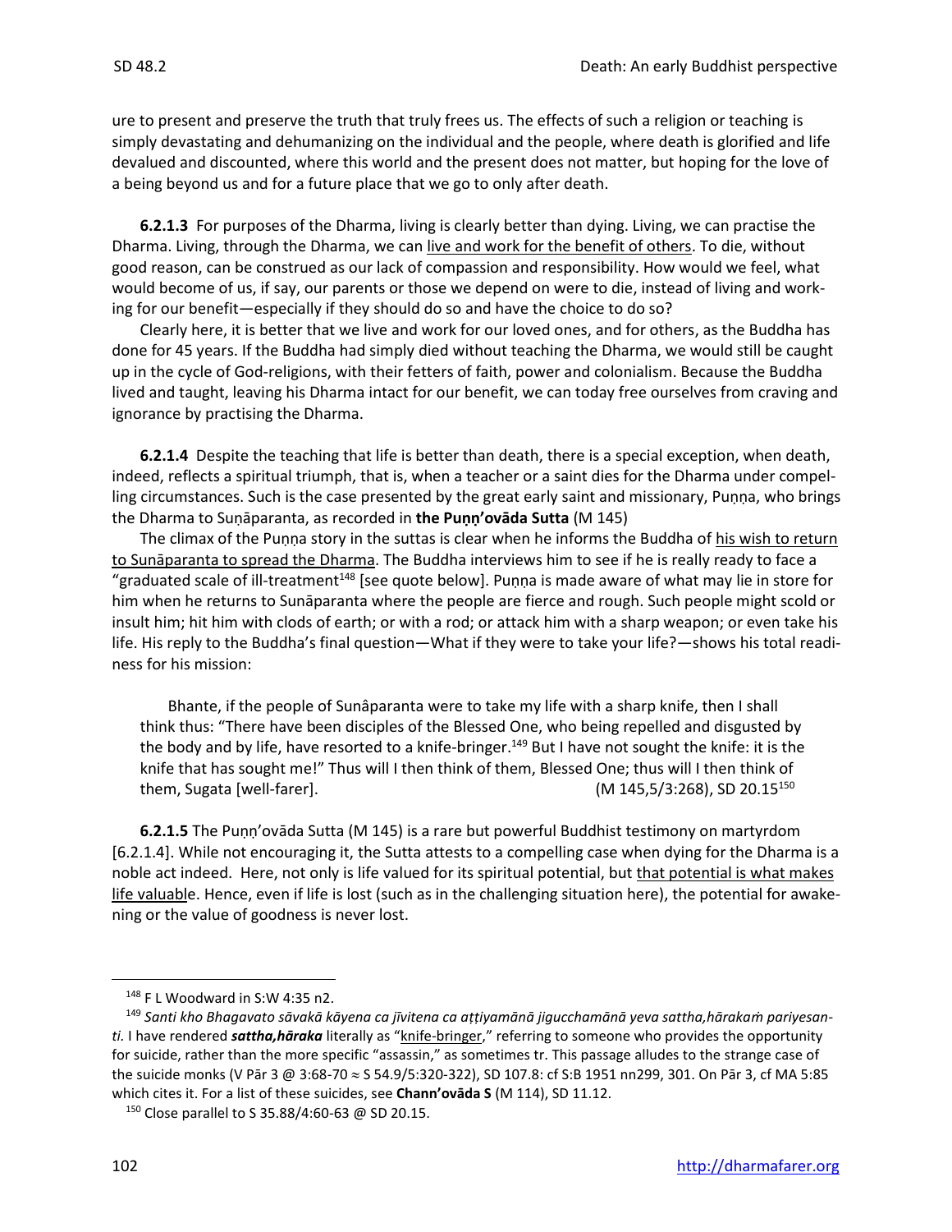ure to present and preserve the truth that truly frees us. The effects of such a religion or teaching is simply devastating and dehumanizing on the individual and the people, where death is glorified and life devalued and discounted, where this world and the present does not matter, but hoping for the love of a being beyond us and for a future place that we go to only after death.

**6.2.1.3** For purposes of the Dharma, living is clearly better than dying. Living, we can practise the Dharma. Living, through the Dharma, we can live and work for the benefit of others. To die, without good reason, can be construed as our lack of compassion and responsibility. How would we feel, what would become of us, if say, our parents or those we depend on were to die, instead of living and working for our benefit—especially if they should do so and have the choice to do so?

Clearly here, it is better that we live and work for our loved ones, and for others, as the Buddha has done for 45 years. If the Buddha had simply died without teaching the Dharma, we would still be caught up in the cycle of God-religions, with their fetters of faith, power and colonialism. Because the Buddha lived and taught, leaving his Dharma intact for our benefit, we can today free ourselves from craving and ignorance by practising the Dharma.

**6.2.1.4** Despite the teaching that life is better than death, there is a special exception, when death, indeed, reflects a spiritual triumph, that is, when a teacher or a saint dies for the Dharma under compelling circumstances. Such is the case presented by the great early saint and missionary, Puṇṇa, who brings the Dharma to Suṇāparanta, as recorded in **the Puṇṇ'ovāda Sutta** (M 145)

The climax of the Puṇṇa story in the suttas is clear when he informs the Buddha of his wish to return to Sunāparanta to spread the Dharma. The Buddha interviews him to see if he is really ready to face a "graduated scale of ill-treatment[148] [see quote below]. Puṇṇa is made aware of what may lie in store for him when he returns to Sunāparanta where the people are fierce and rough. Such people might scold or insult him; hit him with clods of earth; or with a rod; or attack him with a sharp weapon; or even take his life. His reply to the Buddha's final question—What if they were to take your life?—shows his total readiness for his mission:

> Bhante, if the people of Sunâparanta were to take my life with a sharp knife, then I shall think thus: "There have been disciples of the Blessed One, who being repelled and disgusted by the body and by life, have resorted to a knife-bringer.[149] But I have not sought the knife: it is the knife that has sought me!" Thus will I then think of them, Blessed One; thus will I then think of them, Sugata [well-farer]. (M 145,5/3:268), SD 20.15[150]

**6.2.1.5** The Puṇṇ'ovāda Sutta (M 145) is a rare but powerful Buddhist testimony on martyrdom [6.2.1.4]. While not encouraging it, the Sutta attests to a compelling case when dying for the Dharma is a noble act indeed. Here, not only is life valued for its spiritual potential, but that potential is what makes life valuable. Hence, even if life is lost (such as in the challenging situation here), the potential for awakening or the value of goodness is never lost.

---

[148] F L Woodward in S:W 4:35 n2.

[149] *Santi kho Bhagavato sāvakā kāyena ca jīvitena ca aṭṭiyamānā jigucchamānā yeva sattha,hārakaṁ pariyesanti.* I have rendered ***sattha,hāraka*** literally as "knife-bringer," referring to someone who provides the opportunity for suicide, rather than the more specific "assassin," as sometimes tr. This passage alludes to the strange case of the suicide monks (V Pār 3 @ 3:68-70 ≈ S 54.9/5:320-322), SD 107.8: cf S:B 1951 nn299, 301. On Pār 3, cf MA 5:85 which cites it. For a list of these suicides, see **Chann'ovāda S** (M 114), SD 11.12.

[150] Close parallel to S 35.88/4:60-63 @ SD 20.15.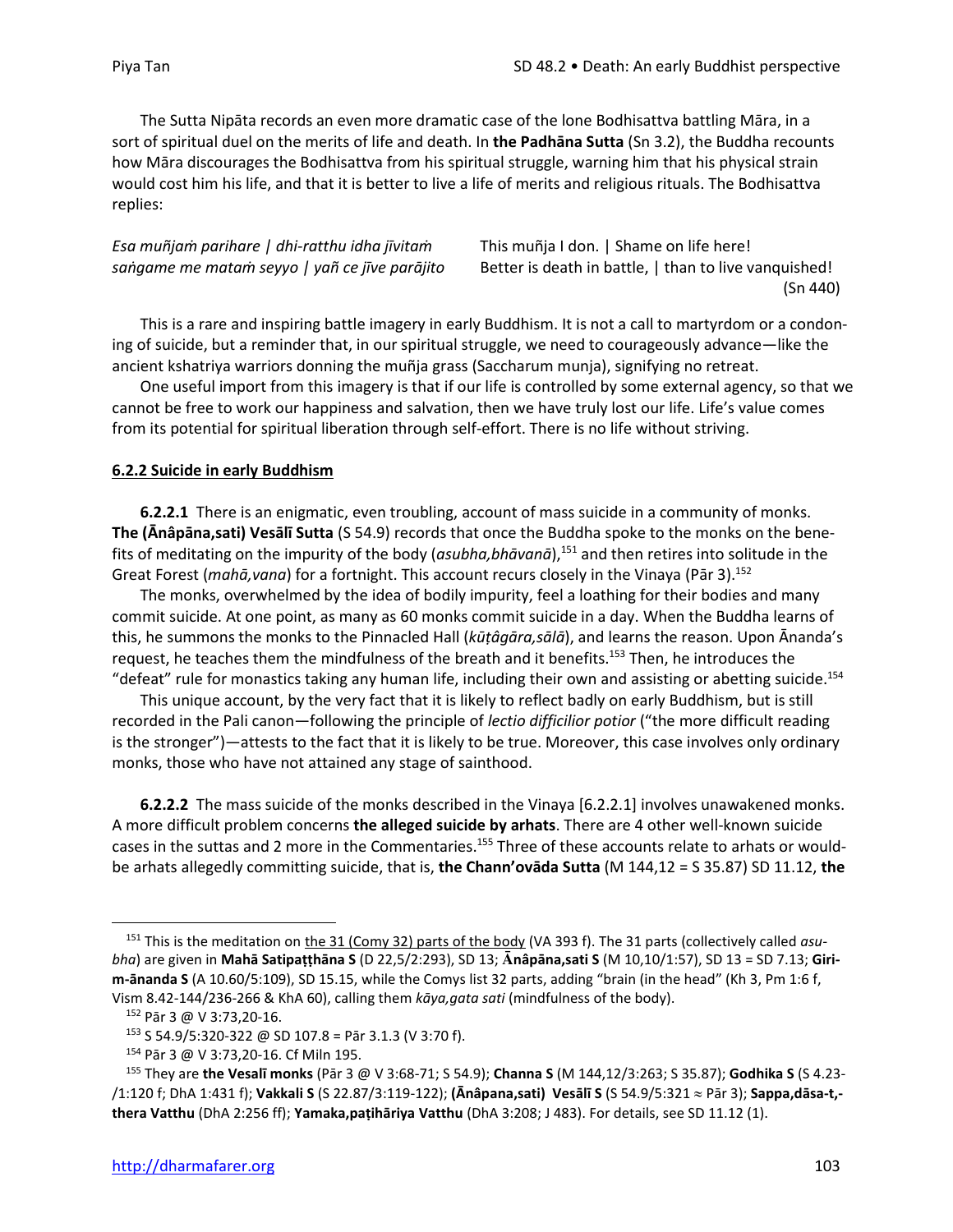The Sutta Nipāta records an even more dramatic case of the lone Bodhisattva battling Māra, in a sort of spiritual duel on the merits of life and death. In **the Padhāna Sutta** (Sn 3.2), the Buddha recounts how Māra discourages the Bodhisattva from his spiritual struggle, warning him that his physical strain would cost him his life, and that it is better to live a life of merits and religious rituals. The Bodhisattva replies:

| | |
|---|---|
| *Esa muñjaṁ parihare \| dhi-ratthu idha jīvitaṁ* | This muñja I don. \| Shame on life here! |
| *saṅgame me mataṁ seyyo \| yañ ce jīve parājito* | Better is death in battle, \| than to live vanquished! (Sn 440) |

This is a rare and inspiring battle imagery in early Buddhism. It is not a call to martyrdom or a condoning of suicide, but a reminder that, in our spiritual struggle, we need to courageously advance—like the ancient kshatriya warriors donning the muñja grass (Saccharum munja), signifying no retreat.

One useful import from this imagery is that if our life is controlled by some external agency, so that we cannot be free to work our happiness and salvation, then we have truly lost our life. Life's value comes from its potential for spiritual liberation through self-effort. There is no life without striving.

#### 6.2.2 Suicide in early Buddhism

**6.2.2.1** There is an enigmatic, even troubling, account of mass suicide in a community of monks. **The (Ānâpāna,sati) Vesālī Sutta** (S 54.9) records that once the Buddha spoke to the monks on the benefits of meditating on the impurity of the body (*asubha,bhāvanā*),[151] and then retires into solitude in the Great Forest (*mahā,vana*) for a fortnight. This account recurs closely in the Vinaya (Pār 3).[152]

The monks, overwhelmed by the idea of bodily impurity, feel a loathing for their bodies and many commit suicide. At one point, as many as 60 monks commit suicide in a day. When the Buddha learns of this, he summons the monks to the Pinnacled Hall (*kūṭâgāra,sālā*), and learns the reason. Upon Ānanda's request, he teaches them the mindfulness of the breath and it benefits.[153] Then, he introduces the "defeat" rule for monastics taking any human life, including their own and assisting or abetting suicide.[154]

This unique account, by the very fact that it is likely to reflect badly on early Buddhism, but is still recorded in the Pali canon—following the principle of *lectio difficilior potior* ("the more difficult reading is the stronger")—attests to the fact that it is likely to be true. Moreover, this case involves only ordinary monks, those who have not attained any stage of sainthood.

**6.2.2.2** The mass suicide of the monks described in the Vinaya [6.2.2.1] involves unawakened monks. A more difficult problem concerns **the alleged suicide by arhats**. There are 4 other well-known suicide cases in the suttas and 2 more in the Commentaries.[155] Three of these accounts relate to arhats or would-be arhats allegedly committing suicide, that is, **the Chann'ovāda Sutta** (M 144,12 = S 35.87) SD 11.12, **the**

---

[151] This is the meditation on <u>the 31 (Comy 32) parts of the body</u> (VA 393 f). The 31 parts (collectively called *asubha*) are given in **Mahā Satipaṭṭhāna S** (D 22,5/2:293), SD 13; **Ānâpāna,sati S** (M 10,10/1:57), SD 13 = SD 7.13; **Girim-ānanda S** (A 10.60/5:109), SD 15.15, while the Comys list 32 parts, adding "brain (in the head" (Kh 3, Pm 1:6 f, Vism 8.42-144/236-266 & KhA 60), calling them *kāya,gata sati* (mindfulness of the body).

[152] Pār 3 @ V 3:73,20-16.

[153] S 54.9/5:320-322 @ SD 107.8 = Pār 3.1.3 (V 3:70 f).

[154] Pār 3 @ V 3:73,20-16. Cf Miln 195.

[155] They are **the Vesalī monks** (Pār 3 @ V 3:68-71; S 54.9); **Channa S** (M 144,12/3:263; S 35.87); **Godhika S** (S 4.23-/1:120 f; DhA 1:431 f); **Vakkali S** (S 22.87/3:119-122); **(Ānâpana,sati) Vesālī S** (S 54.9/5:321 ≈ Pār 3); **Sappa,dāsa-t,-thera Vatthu** (DhA 2:256 ff); **Yamaka,paṭihāriya Vatthu** (DhA 3:208; J 483). For details, see SD 11.12 (1).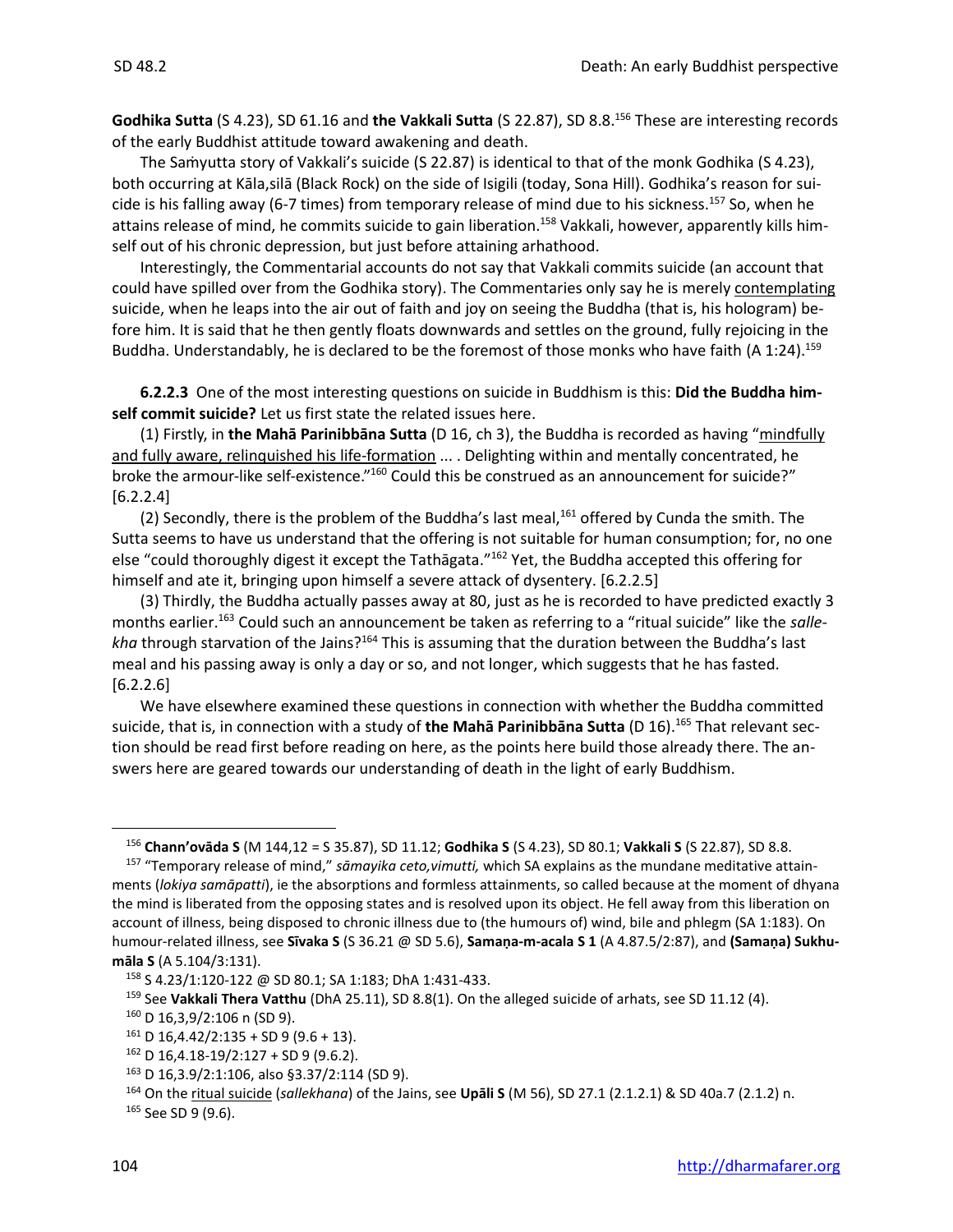**Godhika Sutta** (S 4.23), SD 61.16 and **the Vakkali Sutta** (S 22.87), SD 8.8.[156] These are interesting records of the early Buddhist attitude toward awakening and death.

The Saṁyutta story of Vakkali's suicide (S 22.87) is identical to that of the monk Godhika (S 4.23), both occurring at Kāla,silā (Black Rock) on the side of Isigili (today, Sona Hill). Godhika's reason for suicide is his falling away (6-7 times) from temporary release of mind due to his sickness.[157] So, when he attains release of mind, he commits suicide to gain liberation.[158] Vakkali, however, apparently kills himself out of his chronic depression, but just before attaining arhathood.

Interestingly, the Commentarial accounts do not say that Vakkali commits suicide (an account that could have spilled over from the Godhika story). The Commentaries only say he is merely contemplating suicide, when he leaps into the air out of faith and joy on seeing the Buddha (that is, his hologram) before him. It is said that he then gently floats downwards and settles on the ground, fully rejoicing in the Buddha. Understandably, he is declared to be the foremost of those monks who have faith (A 1:24).[159]

**6.2.2.3** One of the most interesting questions on suicide in Buddhism is this: **Did the Buddha himself commit suicide?** Let us first state the related issues here.

(1) Firstly, in **the Mahā Parinibbāna Sutta** (D 16, ch 3), the Buddha is recorded as having "mindfully and fully aware, relinquished his life-formation ... . Delighting within and mentally concentrated, he broke the armour-like self-existence."[160] Could this be construed as an announcement for suicide?" [6.2.2.4]

(2) Secondly, there is the problem of the Buddha's last meal,[161] offered by Cunda the smith. The Sutta seems to have us understand that the offering is not suitable for human consumption; for, no one else "could thoroughly digest it except the Tathāgata."[162] Yet, the Buddha accepted this offering for himself and ate it, bringing upon himself a severe attack of dysentery. [6.2.2.5]

(3) Thirdly, the Buddha actually passes away at 80, just as he is recorded to have predicted exactly 3 months earlier.[163] Could such an announcement be taken as referring to a "ritual suicide" like the *sallekha* through starvation of the Jains?[164] This is assuming that the duration between the Buddha's last meal and his passing away is only a day or so, and not longer, which suggests that he has fasted. [6.2.2.6]

We have elsewhere examined these questions in connection with whether the Buddha committed suicide, that is, in connection with a study of **the Mahā Parinibbāna Sutta** (D 16).[165] That relevant section should be read first before reading on here, as the points here build those already there. The answers here are geared towards our understanding of death in the light of early Buddhism.

---

[156] **Chann'ovāda S** (M 144,12 = S 35.87), SD 11.12; **Godhika S** (S 4.23), SD 80.1; **Vakkali S** (S 22.87), SD 8.8.

[157] "Temporary release of mind," *sāmayika ceto,vimutti,* which SA explains as the mundane meditative attainments (*lokiya samāpatti*), ie the absorptions and formless attainments, so called because at the moment of dhyana the mind is liberated from the opposing states and is resolved upon its object. He fell away from this liberation on account of illness, being disposed to chronic illness due to (the humours of) wind, bile and phlegm (SA 1:183). On humour-related illness, see **Sīvaka S** (S 36.21 @ SD 5.6), **Samaṇa-m-acala S 1** (A 4.87.5/2:87), and **(Samaṇa) Sukhumāla S** (A 5.104/3:131).

[158] S 4.23/1:120-122 @ SD 80.1; SA 1:183; DhA 1:431-433.

[159] See **Vakkali Thera Vatthu** (DhA 25.11), SD 8.8(1). On the alleged suicide of arhats, see SD 11.12 (4).

[160] D 16,3,9/2:106 n (SD 9).

[161] D 16,4.42/2:135 + SD 9 (9.6 + 13).

[162] D 16,4.18-19/2:127 + SD 9 (9.6.2).

[163] D 16,3.9/2:1:106, also §3.37/2:114 (SD 9).

[164] On the ritual suicide (*sallekhana*) of the Jains, see **Upāli S** (M 56), SD 27.1 (2.1.2.1) & SD 40a.7 (2.1.2) n.

[165] See SD 9 (9.6).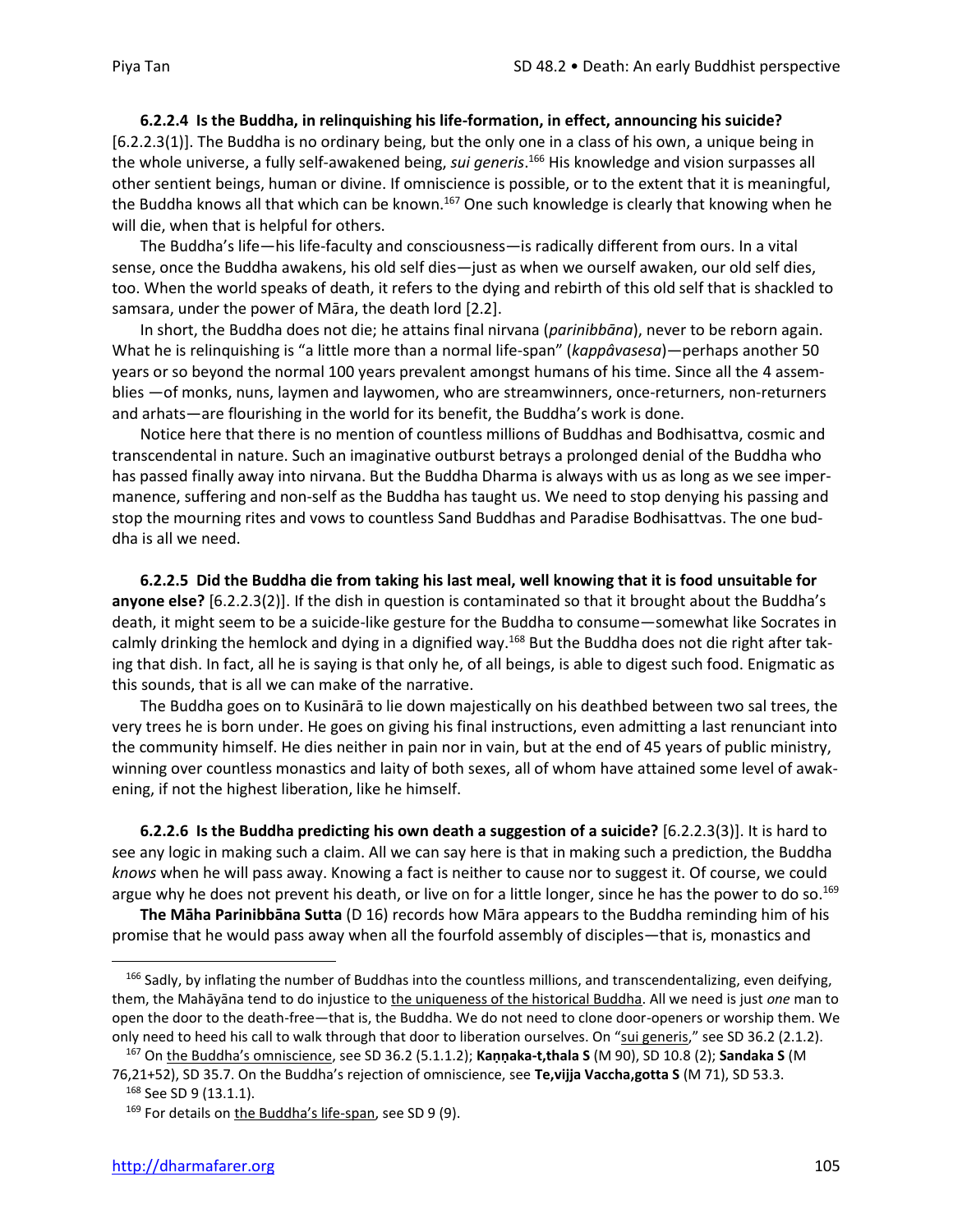**6.2.2.4 Is the Buddha, in relinquishing his life-formation, in effect, announcing his suicide?** [6.2.2.3(1)]. The Buddha is no ordinary being, but the only one in a class of his own, a unique being in the whole universe, a fully self-awakened being, *sui generis*.[166] His knowledge and vision surpasses all other sentient beings, human or divine. If omniscience is possible, or to the extent that it is meaningful, the Buddha knows all that which can be known.[167] One such knowledge is clearly that knowing when he will die, when that is helpful for others.

The Buddha's life—his life-faculty and consciousness—is radically different from ours. In a vital sense, once the Buddha awakens, his old self dies—just as when we ourself awaken, our old self dies, too. When the world speaks of death, it refers to the dying and rebirth of this old self that is shackled to samsara, under the power of Māra, the death lord [2.2].

In short, the Buddha does not die; he attains final nirvana (*parinibbāna*), never to be reborn again. What he is relinquishing is "a little more than a normal life-span" (*kappâvasesa*)—perhaps another 50 years or so beyond the normal 100 years prevalent amongst humans of his time. Since all the 4 assemblies —of monks, nuns, laymen and laywomen, who are streamwinners, once-returners, non-returners and arhats—are flourishing in the world for its benefit, the Buddha's work is done.

Notice here that there is no mention of countless millions of Buddhas and Bodhisattva, cosmic and transcendental in nature. Such an imaginative outburst betrays a prolonged denial of the Buddha who has passed finally away into nirvana. But the Buddha Dharma is always with us as long as we see impermanence, suffering and non-self as the Buddha has taught us. We need to stop denying his passing and stop the mourning rites and vows to countless Sand Buddhas and Paradise Bodhisattvas. The one buddha is all we need.

**6.2.2.5 Did the Buddha die from taking his last meal, well knowing that it is food unsuitable for anyone else?** [6.2.2.3(2)]. If the dish in question is contaminated so that it brought about the Buddha's death, it might seem to be a suicide-like gesture for the Buddha to consume—somewhat like Socrates in calmly drinking the hemlock and dying in a dignified way.[168] But the Buddha does not die right after taking that dish. In fact, all he is saying is that only he, of all beings, is able to digest such food. Enigmatic as this sounds, that is all we can make of the narrative.

The Buddha goes on to Kusinārā to lie down majestically on his deathbed between two sal trees, the very trees he is born under. He goes on giving his final instructions, even admitting a last renunciant into the community himself. He dies neither in pain nor in vain, but at the end of 45 years of public ministry, winning over countless monastics and laity of both sexes, all of whom have attained some level of awakening, if not the highest liberation, like he himself.

**6.2.2.6 Is the Buddha predicting his own death a suggestion of a suicide?** [6.2.2.3(3)]. It is hard to see any logic in making such a claim. All we can say here is that in making such a prediction, the Buddha *knows* when he will pass away. Knowing a fact is neither to cause nor to suggest it. Of course, we could argue why he does not prevent his death, or live on for a little longer, since he has the power to do so.[169]

**The Māha Parinibbāna Sutta** (D 16) records how Māra appears to the Buddha reminding him of his promise that he would pass away when all the fourfold assembly of disciples—that is, monastics and

---

[166] Sadly, by inflating the number of Buddhas into the countless millions, and transcendentalizing, even deifying, them, the Mahāyāna tend to do injustice to the uniqueness of the historical Buddha. All we need is just *one* man to open the door to the death-free—that is, the Buddha. We do not need to clone door-openers or worship them. We only need to heed his call to walk through that door to liberation ourselves. On "sui generis," see SD 36.2 (2.1.2).

[167] On the Buddha's omniscience, see SD 36.2 (5.1.1.2); **Kaṇṇaka-t,thala S** (M 90), SD 10.8 (2); **Sandaka S** (M 76,21+52), SD 35.7. On the Buddha's rejection of omniscience, see **Te,vijja Vaccha,gotta S** (M 71), SD 53.3.

[168] See SD 9 (13.1.1).

[169] For details on the Buddha's life-span, see SD 9 (9).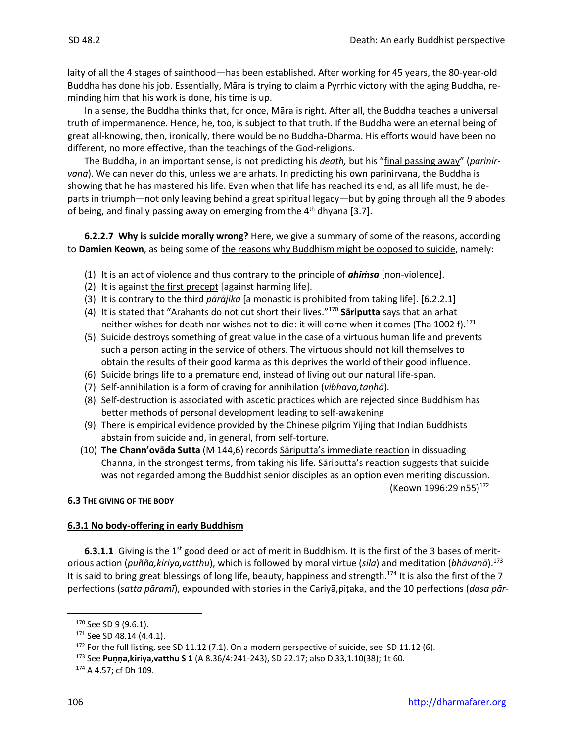laity of all the 4 stages of sainthood—has been established. After working for 45 years, the 80-year-old Buddha has done his job. Essentially, Māra is trying to claim a Pyrrhic victory with the aging Buddha, reminding him that his work is done, his time is up.

In a sense, the Buddha thinks that, for once, Māra is right. After all, the Buddha teaches a universal truth of impermanence. Hence, he, too, is subject to that truth. If the Buddha were an eternal being of great all-knowing, then, ironically, there would be no Buddha-Dharma. His efforts would have been no different, no more effective, than the teachings of the God-religions.

The Buddha, in an important sense, is not predicting his *death,* but his "final passing away" (*parinirvana*). We can never do this, unless we are arhats. In predicting his own parinirvana, the Buddha is showing that he has mastered his life. Even when that life has reached its end, as all life must, he departs in triumph—not only leaving behind a great spiritual legacy—but by going through all the 9 abodes of being, and finally passing away on emerging from the 4th dhyana [3.7].

**6.2.2.7 Why is suicide morally wrong?** Here, we give a summary of some of the reasons, according to **Damien Keown**, as being some of the reasons why Buddhism might be opposed to suicide, namely:

(1) It is an act of violence and thus contrary to the principle of ***ahiṁsa*** [non-violence].
(2) It is against the first precept [against harming life].
(3) It is contrary to the third *pārājika* [a monastic is prohibited from taking life]. [6.2.2.1]
(4) It is stated that "Arahants do not cut short their lives."[170] **Sāriputta** says that an arhat neither wishes for death nor wishes not to die: it will come when it comes (Tha 1002 f).[171]
(5) Suicide destroys something of great value in the case of a virtuous human life and prevents such a person acting in the service of others. The virtuous should not kill themselves to obtain the results of their good karma as this deprives the world of their good influence.
(6) Suicide brings life to a premature end, instead of living out our natural life-span.
(7) Self-annihilation is a form of craving for annihilation (*vibhava,taṇhā*).
(8) Self-destruction is associated with ascetic practices which are rejected since Buddhism has better methods of personal development leading to self-awakening
(9) There is empirical evidence provided by the Chinese pilgrim Yijing that Indian Buddhists abstain from suicide and, in general, from self-torture.
(10) **The Chann'ovāda Sutta** (M 144,6) records Sāriputta's immediate reaction in dissuading Channa, in the strongest terms, from taking his life. Sāriputta's reaction suggests that suicide was not regarded among the Buddhist senior disciples as an option even meriting discussion.

(Keown 1996:29 n55)[172]

### 6.3 The giving of the body

#### 6.3.1 No body-offering in early Buddhism

**6.3.1.1** Giving is the 1st good deed or act of merit in Buddhism. It is the first of the 3 bases of meritorious action (*puñña,kiriya,vatthu*), which is followed by moral virtue (*sīla*) and meditation (*bhāvanā*).[173] It is said to bring great blessings of long life, beauty, happiness and strength.[174] It is also the first of the 7 perfections (*satta pāramī*), expounded with stories in the Cariyā,piṭaka, and the 10 perfections (*dasa pār-*

---

[170] See SD 9 (9.6.1).
[171] See SD 48.14 (4.4.1).
[172] For the full listing, see SD 11.12 (7.1). On a modern perspective of suicide, see SD 11.12 (6).
[173] See **Puṇṇa,kiriya,vatthu S 1** (A 8.36/4:241-243), SD 22.17; also D 33,1.10(38); 1t 60.
[174] A 4.57; cf Dh 109.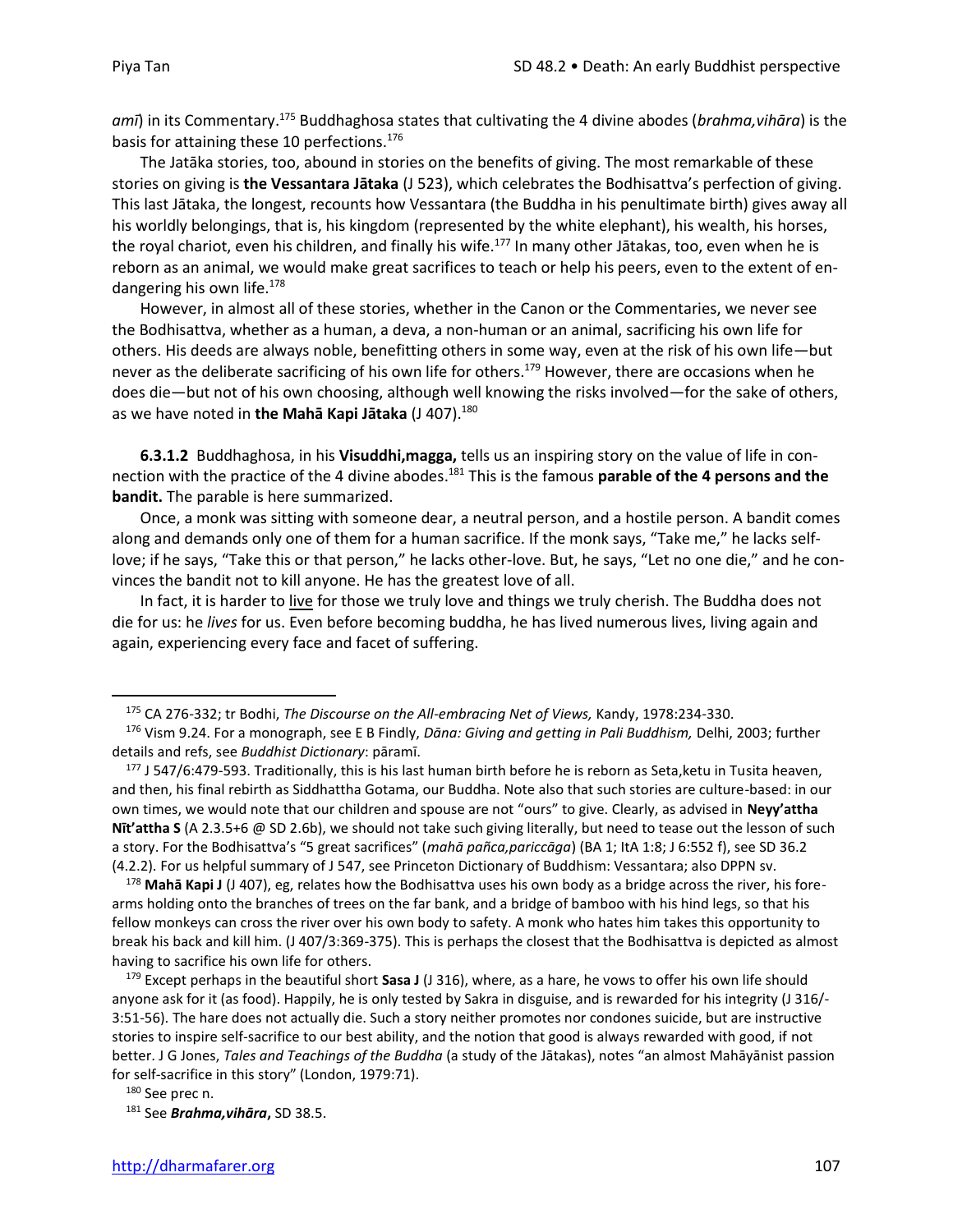*amī*) in its Commentary.[175] Buddhaghosa states that cultivating the 4 divine abodes (*brahma,vihāra*) is the basis for attaining these 10 perfections.[176]

The Jatāka stories, too, abound in stories on the benefits of giving. The most remarkable of these stories on giving is **the Vessantara Jātaka** (J 523), which celebrates the Bodhisattva's perfection of giving. This last Jātaka, the longest, recounts how Vessantara (the Buddha in his penultimate birth) gives away all his worldly belongings, that is, his kingdom (represented by the white elephant), his wealth, his horses, the royal chariot, even his children, and finally his wife.[177] In many other Jātakas, too, even when he is reborn as an animal, we would make great sacrifices to teach or help his peers, even to the extent of endangering his own life.[178]

However, in almost all of these stories, whether in the Canon or the Commentaries, we never see the Bodhisattva, whether as a human, a deva, a non-human or an animal, sacrificing his own life for others. His deeds are always noble, benefitting others in some way, even at the risk of his own life—but never as the deliberate sacrificing of his own life for others.[179] However, there are occasions when he does die—but not of his own choosing, although well knowing the risks involved—for the sake of others, as we have noted in **the Mahā Kapi Jātaka** (J 407).[180]

**6.3.1.2** Buddhaghosa, in his **Visuddhi,magga,** tells us an inspiring story on the value of life in connection with the practice of the 4 divine abodes.[181] This is the famous **parable of the 4 persons and the bandit.** The parable is here summarized.

Once, a monk was sitting with someone dear, a neutral person, and a hostile person. A bandit comes along and demands only one of them for a human sacrifice. If the monk says, "Take me," he lacks self-love; if he says, "Take this or that person," he lacks other-love. But, he says, "Let no one die," and he convinces the bandit not to kill anyone. He has the greatest love of all.

In fact, it is harder to live for those we truly love and things we truly cherish. The Buddha does not die for us: he *lives* for us. Even before becoming buddha, he has lived numerous lives, living again and again, experiencing every face and facet of suffering.

---

[175] CA 276-332; tr Bodhi, *The Discourse on the All-embracing Net of Views,* Kandy, 1978:234-330.

[176] Vism 9.24. For a monograph, see E B Findly, *Dāna: Giving and getting in Pali Buddhism,* Delhi, 2003; further details and refs, see *Buddhist Dictionary*: pāramī.

[177] J 547/6:479-593. Traditionally, this is his last human birth before he is reborn as Seta,ketu in Tusita heaven, and then, his final rebirth as Siddhattha Gotama, our Buddha. Note also that such stories are culture-based: in our own times, we would note that our children and spouse are not "ours" to give. Clearly, as advised in **Neyy'attha Nīt'attha S** (A 2.3.5+6 @ SD 2.6b), we should not take such giving literally, but need to tease out the lesson of such a story. For the Bodhisattva's "5 great sacrifices" (*mahā pañca,pariccāga*) (BA 1; ItA 1:8; J 6:552 f), see SD 36.2 (4.2.2). For us helpful summary of J 547, see Princeton Dictionary of Buddhism: Vessantara; also DPPN sv.

[178] **Mahā Kapi J** (J 407), eg, relates how the Bodhisattva uses his own body as a bridge across the river, his fore-arms holding onto the branches of trees on the far bank, and a bridge of bamboo with his hind legs, so that his fellow monkeys can cross the river over his own body to safety. A monk who hates him takes this opportunity to break his back and kill him. (J 407/3:369-375). This is perhaps the closest that the Bodhisattva is depicted as almost having to sacrifice his own life for others.

[179] Except perhaps in the beautiful short **Sasa J** (J 316), where, as a hare, he vows to offer his own life should anyone ask for it (as food). Happily, he is only tested by Sakra in disguise, and is rewarded for his integrity (J 316/-3:51-56). The hare does not actually die. Such a story neither promotes nor condones suicide, but are instructive stories to inspire self-sacrifice to our best ability, and the notion that good is always rewarded with good, if not better. J G Jones, *Tales and Teachings of the Buddha* (a study of the Jātakas), notes "an almost Mahāyānist passion for self-sacrifice in this story" (London, 1979:71).

[180] See prec n.

[181] See ***Brahma,vihāra*****,** SD 38.5.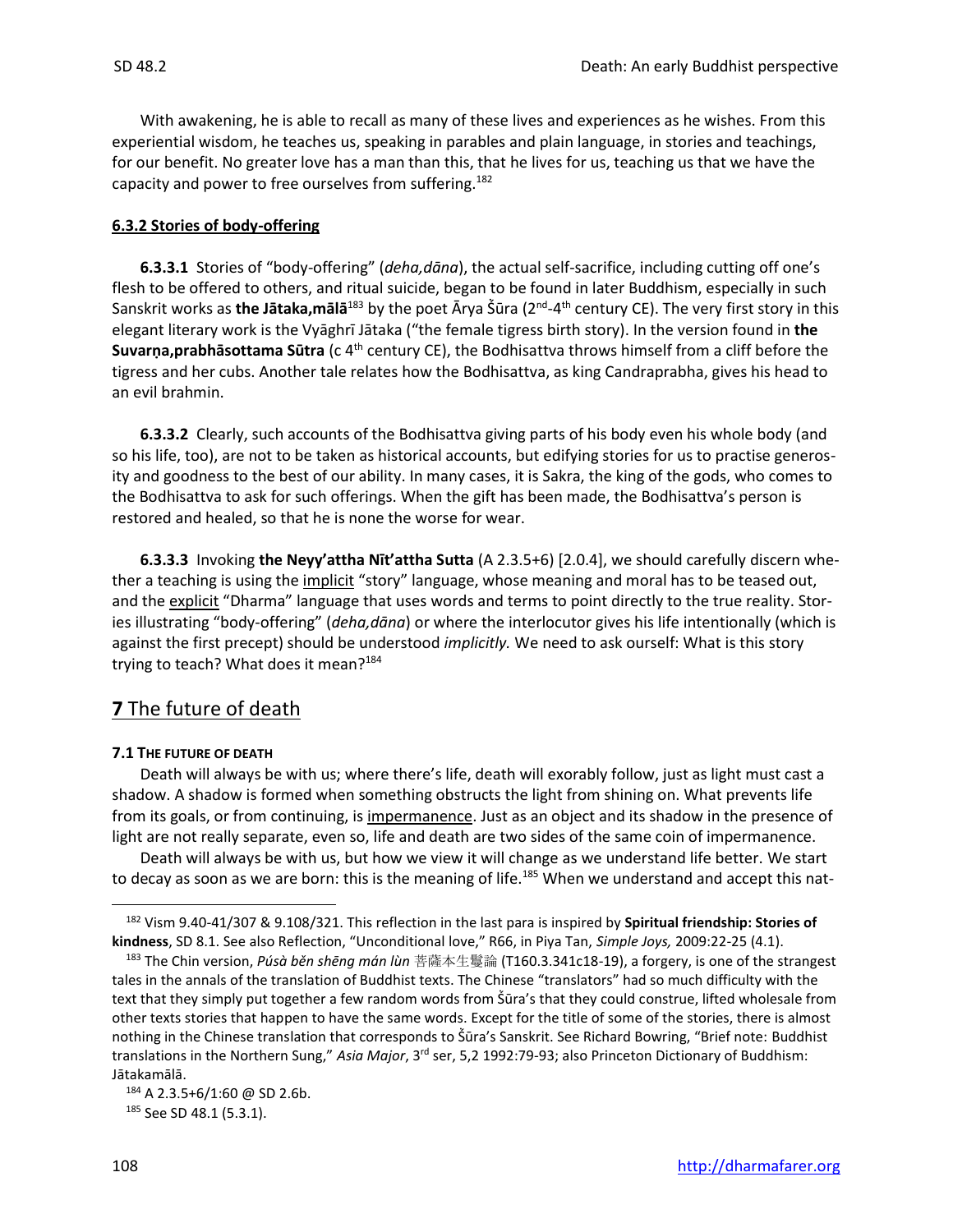With awakening, he is able to recall as many of these lives and experiences as he wishes. From this experiential wisdom, he teaches us, speaking in parables and plain language, in stories and teachings, for our benefit. No greater love has a man than this, that he lives for us, teaching us that we have the capacity and power to free ourselves from suffering.[182]

### 6.3.2 Stories of body-offering

**6.3.3.1** Stories of "body-offering" (*deha,dāna*), the actual self-sacrifice, including cutting off one's flesh to be offered to others, and ritual suicide, began to be found in later Buddhism, especially in such Sanskrit works as **the Jātaka,mālā**[183] by the poet Ārya Śūra (2nd-4th century CE). The very first story in this elegant literary work is the Vyāghrī Jātaka ("the female tigress birth story). In the version found in **the Suvarṇa,prabhāsottama Sūtra** (c 4th century CE), the Bodhisattva throws himself from a cliff before the tigress and her cubs. Another tale relates how the Bodhisattva, as king Candraprabha, gives his head to an evil brahmin.

**6.3.3.2** Clearly, such accounts of the Bodhisattva giving parts of his body even his whole body (and so his life, too), are not to be taken as historical accounts, but edifying stories for us to practise generosity and goodness to the best of our ability. In many cases, it is Sakra, the king of the gods, who comes to the Bodhisattva to ask for such offerings. When the gift has been made, the Bodhisattva's person is restored and healed, so that he is none the worse for wear.

**6.3.3.3** Invoking **the Neyy'attha Nīt'attha Sutta** (A 2.3.5+6) [2.0.4], we should carefully discern whether a teaching is using the implicit "story" language, whose meaning and moral has to be teased out, and the explicit "Dharma" language that uses words and terms to point directly to the true reality. Stories illustrating "body-offering" (*deha,dāna*) or where the interlocutor gives his life intentionally (which is against the first precept) should be understood *implicitly.* We need to ask ourself: What is this story trying to teach? What does it mean?[184]

## 7 The future of death

#### 7.1 The future of death

Death will always be with us; where there's life, death will exorably follow, just as light must cast a shadow. A shadow is formed when something obstructs the light from shining on. What prevents life from its goals, or from continuing, is impermanence. Just as an object and its shadow in the presence of light are not really separate, even so, life and death are two sides of the same coin of impermanence.

Death will always be with us, but how we view it will change as we understand life better. We start to decay as soon as we are born: this is the meaning of life.[185] When we understand and accept this nat-

---

[182] Vism 9.40-41/307 & 9.108/321. This reflection in the last para is inspired by **Spiritual friendship: Stories of kindness**, SD 8.1. See also Reflection, "Unconditional love," R66, in Piya Tan, *Simple Joys,* 2009:22-25 (4.1).

[183] The Chin version, *Púsà běn shēng mán lùn* 菩薩本生鬘論 (T160.3.341c18-19), a forgery, is one of the strangest tales in the annals of the translation of Buddhist texts. The Chinese "translators" had so much difficulty with the text that they simply put together a few random words from Śūra's that they could construe, lifted wholesale from other texts stories that happen to have the same words. Except for the title of some of the stories, there is almost nothing in the Chinese translation that corresponds to Śūra's Sanskrit. See Richard Bowring, "Brief note: Buddhist translations in the Northern Sung," *Asia Major*, 3rd ser, 5,2 1992:79-93; also Princeton Dictionary of Buddhism: Jātakamālā.

[184] A 2.3.5+6/1:60 @ SD 2.6b.

[185] See SD 48.1 (5.3.1).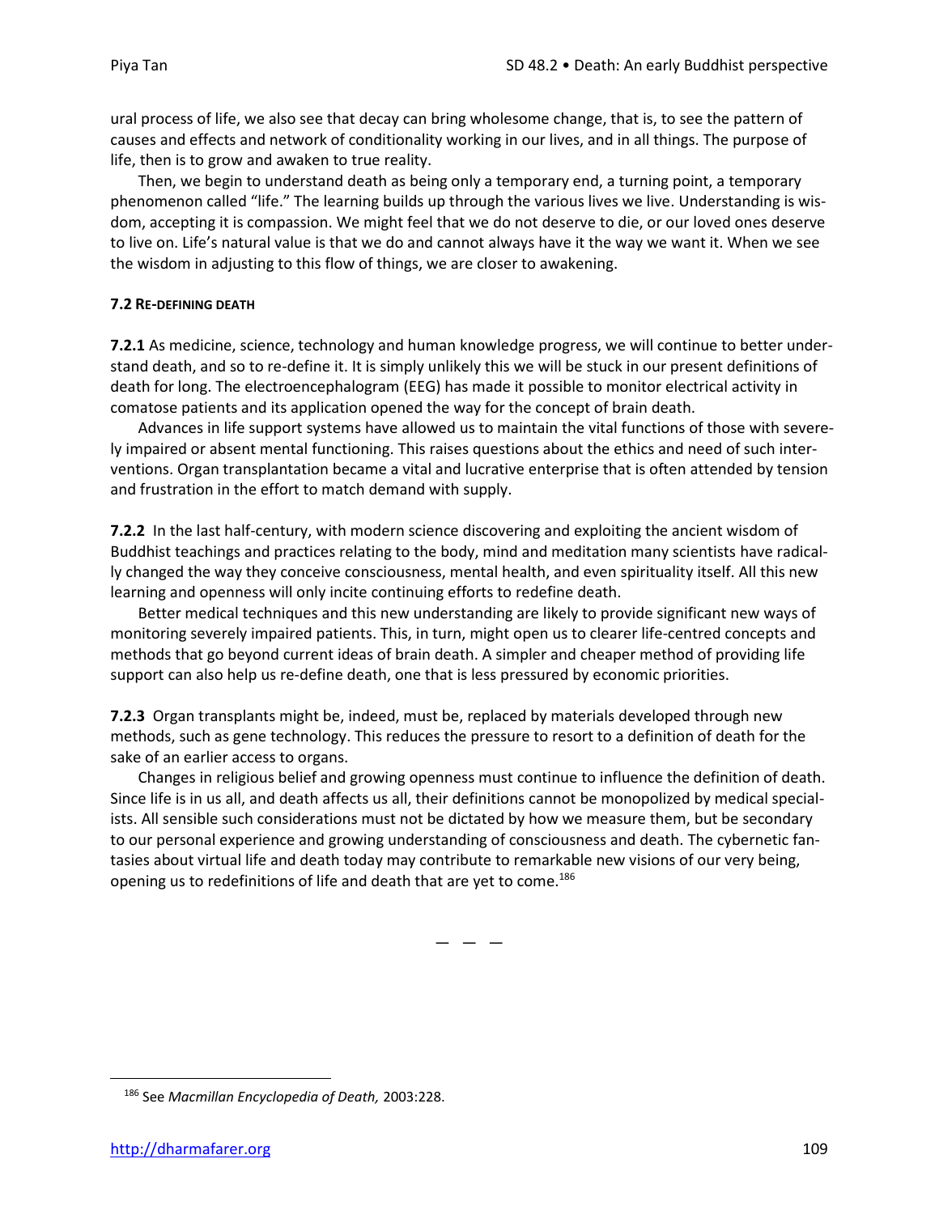ural process of life, we also see that decay can bring wholesome change, that is, to see the pattern of causes and effects and network of conditionality working in our lives, and in all things. The purpose of life, then is to grow and awaken to true reality.

Then, we begin to understand death as being only a temporary end, a turning point, a temporary phenomenon called "life." The learning builds up through the various lives we live. Understanding is wisdom, accepting it is compassion. We might feel that we do not deserve to die, or our loved ones deserve to live on. Life's natural value is that we do and cannot always have it the way we want it. When we see the wisdom in adjusting to this flow of things, we are closer to awakening.

### 7.2 RE-DEFINING DEATH

**7.2.1** As medicine, science, technology and human knowledge progress, we will continue to better understand death, and so to re-define it. It is simply unlikely this we will be stuck in our present definitions of death for long. The electroencephalogram (EEG) has made it possible to monitor electrical activity in comatose patients and its application opened the way for the concept of brain death.

Advances in life support systems have allowed us to maintain the vital functions of those with severely impaired or absent mental functioning. This raises questions about the ethics and need of such interventions. Organ transplantation became a vital and lucrative enterprise that is often attended by tension and frustration in the effort to match demand with supply.

**7.2.2** In the last half-century, with modern science discovering and exploiting the ancient wisdom of Buddhist teachings and practices relating to the body, mind and meditation many scientists have radically changed the way they conceive consciousness, mental health, and even spirituality itself. All this new learning and openness will only incite continuing efforts to redefine death.

Better medical techniques and this new understanding are likely to provide significant new ways of monitoring severely impaired patients. This, in turn, might open us to clearer life-centred concepts and methods that go beyond current ideas of brain death. A simpler and cheaper method of providing life support can also help us re-define death, one that is less pressured by economic priorities.

**7.2.3** Organ transplants might be, indeed, must be, replaced by materials developed through new methods, such as gene technology. This reduces the pressure to resort to a definition of death for the sake of an earlier access to organs.

Changes in religious belief and growing openness must continue to influence the definition of death. Since life is in us all, and death affects us all, their definitions cannot be monopolized by medical specialists. All sensible such considerations must not be dictated by how we measure them, but be secondary to our personal experience and growing understanding of consciousness and death. The cybernetic fantasies about virtual life and death today may contribute to remarkable new visions of our very being, opening us to redefinitions of life and death that are yet to come.[186]

— — —

[186] See *Macmillan Encyclopedia of Death,* 2003:228.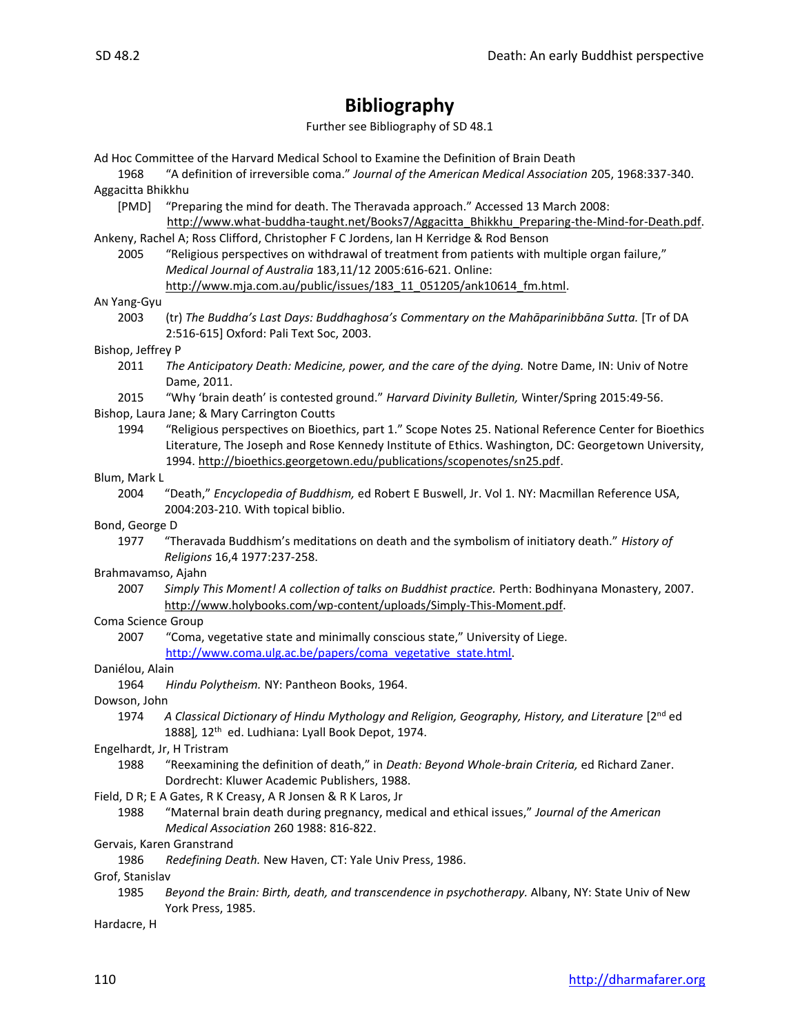# Bibliography

Further see Bibliography of SD 48.1

Ad Hoc Committee of the Harvard Medical School to Examine the Definition of Brain Death

1968 "A definition of irreversible coma." *Journal of the American Medical Association* 205, 1968:337-340.

Aggacitta Bhikkhu

[PMD] "Preparing the mind for death. The Theravada approach." Accessed 13 March 2008: http://www.what-buddha-taught.net/Books7/Aggacitta_Bhikkhu_Preparing-the-Mind-for-Death.pdf.

Ankeny, Rachel A; Ross Clifford, Christopher F C Jordens, Ian H Kerridge & Rod Benson

2005 "Religious perspectives on withdrawal of treatment from patients with multiple organ failure," *Medical Journal of Australia* 183,11/12 2005:616-621. Online: http://www.mja.com.au/public/issues/183_11_051205/ank10614_fm.html.

AN Yang-Gyu

2003 (tr) *The Buddha's Last Days: Buddhaghosa's Commentary on the Mahāparinibbāna Sutta.* [Tr of DA 2:516-615] Oxford: Pali Text Soc, 2003.

Bishop, Jeffrey P

2011 *The Anticipatory Death: Medicine, power, and the care of the dying.* Notre Dame, IN: Univ of Notre Dame, 2011.

2015 "Why 'brain death' is contested ground." *Harvard Divinity Bulletin,* Winter/Spring 2015:49-56.

Bishop, Laura Jane; & Mary Carrington Coutts

1994 "Religious perspectives on Bioethics, part 1." Scope Notes 25. National Reference Center for Bioethics Literature, The Joseph and Rose Kennedy Institute of Ethics. Washington, DC: Georgetown University, 1994. http://bioethics.georgetown.edu/publications/scopenotes/sn25.pdf.

Blum, Mark L

2004 "Death," *Encyclopedia of Buddhism,* ed Robert E Buswell, Jr. Vol 1. NY: Macmillan Reference USA, 2004:203-210. With topical biblio.

Bond, George D

1977 "Theravada Buddhism's meditations on death and the symbolism of initiatory death." *History of Religions* 16,4 1977:237-258.

Brahmavamso, Ajahn

2007 *Simply This Moment! A collection of talks on Buddhist practice.* Perth: Bodhinyana Monastery, 2007. http://www.holybooks.com/wp-content/uploads/Simply-This-Moment.pdf.

Coma Science Group

2007 "Coma, vegetative state and minimally conscious state," University of Liege. http://www.coma.ulg.ac.be/papers/coma_vegetative_state.html.

Daniélou, Alain

1964 *Hindu Polytheism.* NY: Pantheon Books, 1964.

Dowson, John

1974 *A Classical Dictionary of Hindu Mythology and Religion, Geography, History, and Literature* [2nd ed 1888], 12th ed. Ludhiana: Lyall Book Depot, 1974.

Engelhardt, Jr, H Tristram

1988 "Reexamining the definition of death," in *Death: Beyond Whole-brain Criteria,* ed Richard Zaner. Dordrecht: Kluwer Academic Publishers, 1988.

Field, D R; E A Gates, R K Creasy, A R Jonsen & R K Laros, Jr

1988 "Maternal brain death during pregnancy, medical and ethical issues," *Journal of the American Medical Association* 260 1988: 816-822.

Gervais, Karen Granstrand

1986 *Redefining Death.* New Haven, CT: Yale Univ Press, 1986.

Grof, Stanislav

1985 *Beyond the Brain: Birth, death, and transcendence in psychotherapy.* Albany, NY: State Univ of New York Press, 1985.

Hardacre, H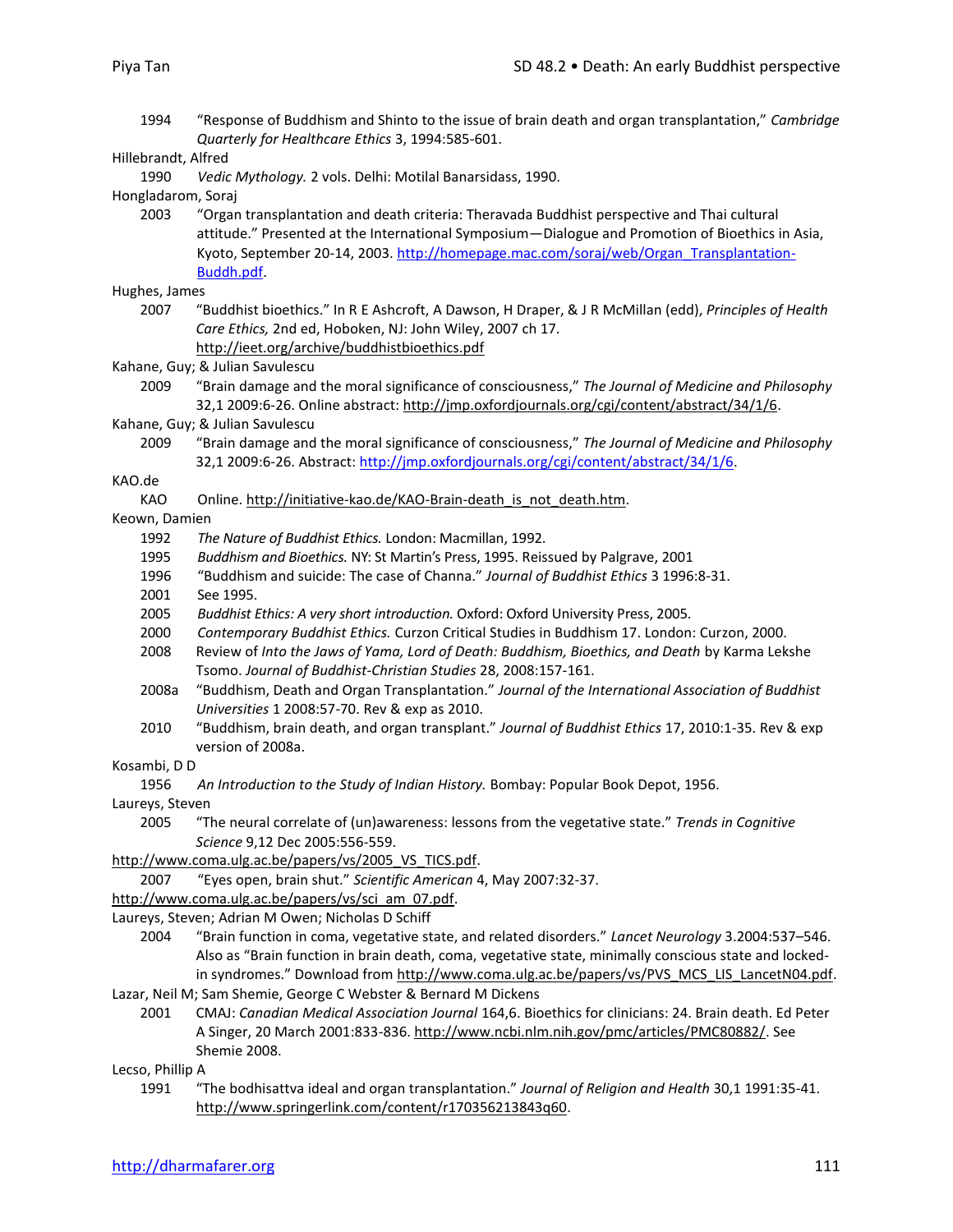1994 "Response of Buddhism and Shinto to the issue of brain death and organ transplantation," *Cambridge Quarterly for Healthcare Ethics* 3, 1994:585-601.

Hillebrandt, Alfred

1990 *Vedic Mythology.* 2 vols. Delhi: Motilal Banarsidass, 1990.

Hongladarom, Soraj

2003 "Organ transplantation and death criteria: Theravada Buddhist perspective and Thai cultural attitude." Presented at the International Symposium—Dialogue and Promotion of Bioethics in Asia, Kyoto, September 20-14, 2003. http://homepage.mac.com/soraj/web/Organ_Transplantation-Buddh.pdf.

Hughes, James

2007 "Buddhist bioethics." In R E Ashcroft, A Dawson, H Draper, & J R McMillan (edd), *Principles of Health Care Ethics,* 2nd ed, Hoboken, NJ: John Wiley, 2007 ch 17. http://ieet.org/archive/buddhistbioethics.pdf

Kahane, Guy; & Julian Savulescu

2009 "Brain damage and the moral significance of consciousness," *The Journal of Medicine and Philosophy* 32,1 2009:6-26. Online abstract: http://jmp.oxfordjournals.org/cgi/content/abstract/34/1/6.

Kahane, Guy; & Julian Savulescu

2009 "Brain damage and the moral significance of consciousness," *The Journal of Medicine and Philosophy* 32,1 2009:6-26. Abstract: http://jmp.oxfordjournals.org/cgi/content/abstract/34/1/6.

KAO.de

KAO Online. http://initiative-kao.de/KAO-Brain-death_is_not_death.htm.

Keown, Damien

1992 *The Nature of Buddhist Ethics.* London: Macmillan, 1992.

1995 *Buddhism and Bioethics.* NY: St Martin's Press, 1995. Reissued by Palgrave, 2001

1996 "Buddhism and suicide: The case of Channa." *Journal of Buddhist Ethics* 3 1996:8-31.

2001 See 1995.

2005 *Buddhist Ethics: A very short introduction.* Oxford: Oxford University Press, 2005.

2000 *Contemporary Buddhist Ethics.* Curzon Critical Studies in Buddhism 17. London: Curzon, 2000.

2008 Review of *Into the Jaws of Yama, Lord of Death: Buddhism, Bioethics, and Death* by Karma Lekshe Tsomo. *Journal of Buddhist-Christian Studies* 28, 2008:157-161.

2008a "Buddhism, Death and Organ Transplantation." *Journal of the International Association of Buddhist Universities* 1 2008:57-70. Rev & exp as 2010.

2010 "Buddhism, brain death, and organ transplant." *Journal of Buddhist Ethics* 17, 2010:1-35. Rev & exp version of 2008a.

Kosambi, D D

1956 *An Introduction to the Study of Indian History.* Bombay: Popular Book Depot, 1956.

Laureys, Steven

2005 "The neural correlate of (un)awareness: lessons from the vegetative state." *Trends in Cognitive Science* 9,12 Dec 2005:556-559. http://www.coma.ulg.ac.be/papers/vs/2005_VS_TICS.pdf.

2007 "Eyes open, brain shut." *Scientific American* 4, May 2007:32-37. http://www.coma.ulg.ac.be/papers/vs/sci_am_07.pdf.

Laureys, Steven; Adrian M Owen; Nicholas D Schiff

2004 "Brain function in coma, vegetative state, and related disorders." *Lancet Neurology* 3.2004:537–546. Also as "Brain function in brain death, coma, vegetative state, minimally conscious state and locked-in syndromes." Download from http://www.coma.ulg.ac.be/papers/vs/PVS_MCS_LIS_LancetN04.pdf.

Lazar, Neil M; Sam Shemie, George C Webster & Bernard M Dickens

2001 CMAJ: *Canadian Medical Association Journal* 164,6. Bioethics for clinicians: 24. Brain death. Ed Peter A Singer, 20 March 2001:833-836. http://www.ncbi.nlm.nih.gov/pmc/articles/PMC80882/. See Shemie 2008.

Lecso, Phillip A

1991 "The bodhisattva ideal and organ transplantation." *Journal of Religion and Health* 30,1 1991:35-41. http://www.springerlink.com/content/r170356213843q60.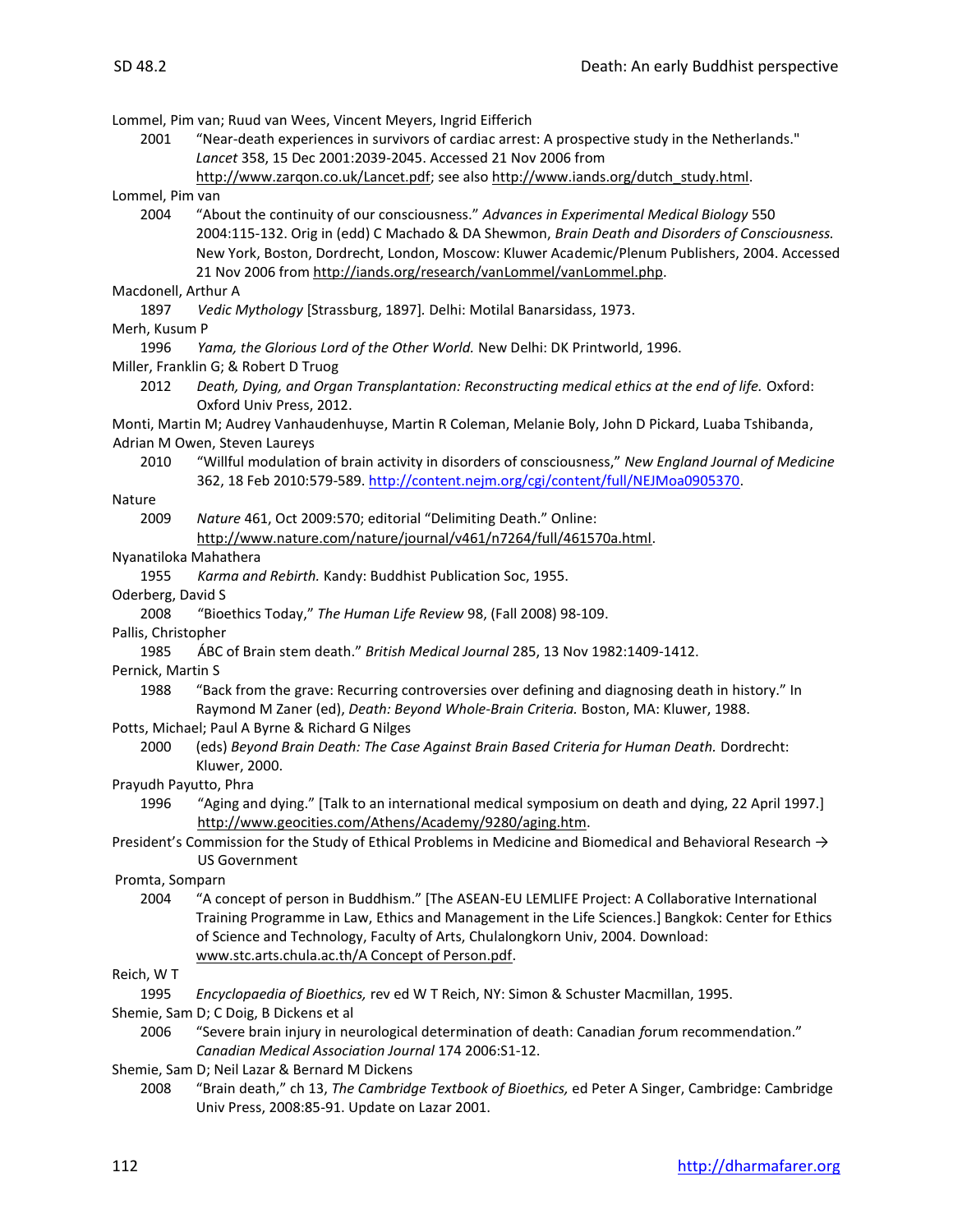Lommel, Pim van; Ruud van Wees, Vincent Meyers, Ingrid Eifferich

2001 "Near-death experiences in survivors of cardiac arrest: A prospective study in the Netherlands." *Lancet* 358, 15 Dec 2001:2039-2045. Accessed 21 Nov 2006 from http://www.zarqon.co.uk/Lancet.pdf; see also http://www.iands.org/dutch_study.html.

Lommel, Pim van

2004 "About the continuity of our consciousness." *Advances in Experimental Medical Biology* 550 2004:115-132. Orig in (edd) C Machado & DA Shewmon, *Brain Death and Disorders of Consciousness.* New York, Boston, Dordrecht, London, Moscow: Kluwer Academic/Plenum Publishers, 2004. Accessed 21 Nov 2006 from http://iands.org/research/vanLommel/vanLommel.php.

Macdonell, Arthur A

1897 *Vedic Mythology* [Strassburg, 1897]. Delhi: Motilal Banarsidass, 1973.

Merh, Kusum P

1996 *Yama, the Glorious Lord of the Other World.* New Delhi: DK Printworld, 1996.

Miller, Franklin G; & Robert D Truog

2012 *Death, Dying, and Organ Transplantation: Reconstructing medical ethics at the end of life.* Oxford: Oxford Univ Press, 2012.

Monti, Martin M; Audrey Vanhaudenhuyse, Martin R Coleman, Melanie Boly, John D Pickard, Luaba Tshibanda, Adrian M Owen, Steven Laureys

2010 "Willful modulation of brain activity in disorders of consciousness," *New England Journal of Medicine* 362, 18 Feb 2010:579-589. http://content.nejm.org/cgi/content/full/NEJMoa0905370.

Nature

2009 *Nature* 461, Oct 2009:570; editorial "Delimiting Death." Online: http://www.nature.com/nature/journal/v461/n7264/full/461570a.html.

Nyanatiloka Mahathera

1955 *Karma and Rebirth.* Kandy: Buddhist Publication Soc, 1955.

Oderberg, David S

2008 "Bioethics Today," *The Human Life Review* 98, (Fall 2008) 98-109.

Pallis, Christopher

1985 ÁBC of Brain stem death." *British Medical Journal* 285, 13 Nov 1982:1409-1412.

Pernick, Martin S

1988 "Back from the grave: Recurring controversies over defining and diagnosing death in history." In Raymond M Zaner (ed), *Death: Beyond Whole-Brain Criteria.* Boston, MA: Kluwer, 1988.

Potts, Michael; Paul A Byrne & Richard G Nilges

2000 (eds) *Beyond Brain Death: The Case Against Brain Based Criteria for Human Death.* Dordrecht: Kluwer, 2000.

Prayudh Payutto, Phra

1996 "Aging and dying." [Talk to an international medical symposium on death and dying, 22 April 1997.] http://www.geocities.com/Athens/Academy/9280/aging.htm.

President's Commission for the Study of Ethical Problems in Medicine and Biomedical and Behavioral Research → US Government

Promta, Somparn

2004 "A concept of person in Buddhism." [The ASEAN-EU LEMLIFE Project: A Collaborative International Training Programme in Law, Ethics and Management in the Life Sciences.] Bangkok: Center for Ethics of Science and Technology, Faculty of Arts, Chulalongkorn Univ, 2004. Download: www.stc.arts.chula.ac.th/A Concept of Person.pdf.

Reich, W T

1995 *Encyclopaedia of Bioethics,* rev ed W T Reich, NY: Simon & Schuster Macmillan, 1995.

Shemie, Sam D; C Doig, B Dickens et al

2006 "Severe brain injury in neurological determination of death: Canadian *f*orum recommendation." *Canadian Medical Association Journal* 174 2006:S1-12.

Shemie, Sam D; Neil Lazar & Bernard M Dickens

2008 "Brain death," ch 13, *The Cambridge Textbook of Bioethics,* ed Peter A Singer, Cambridge: Cambridge Univ Press, 2008:85-91. Update on Lazar 2001.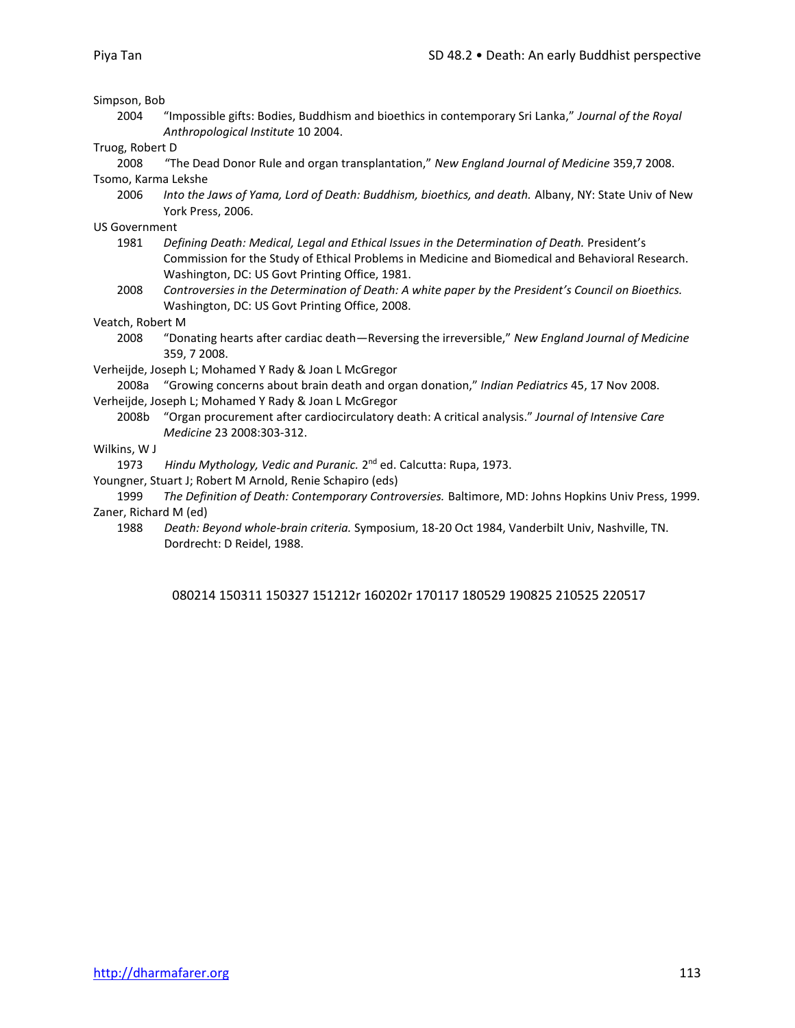Simpson, Bob

2004 "Impossible gifts: Bodies, Buddhism and bioethics in contemporary Sri Lanka," *Journal of the Royal Anthropological Institute* 10 2004.

Truog, Robert D

2008 "The Dead Donor Rule and organ transplantation," *New England Journal of Medicine* 359,7 2008.

Tsomo, Karma Lekshe

2006 *Into the Jaws of Yama, Lord of Death: Buddhism, bioethics, and death.* Albany, NY: State Univ of New York Press, 2006.

US Government

1981 *Defining Death: Medical, Legal and Ethical Issues in the Determination of Death.* President's Commission for the Study of Ethical Problems in Medicine and Biomedical and Behavioral Research. Washington, DC: US Govt Printing Office, 1981.

2008 *Controversies in the Determination of Death: A white paper by the President's Council on Bioethics.* Washington, DC: US Govt Printing Office, 2008.

Veatch, Robert M

2008 "Donating hearts after cardiac death—Reversing the irreversible," *New England Journal of Medicine* 359, 7 2008.

Verheijde, Joseph L; Mohamed Y Rady & Joan L McGregor

2008a "Growing concerns about brain death and organ donation," *Indian Pediatrics* 45, 17 Nov 2008.

Verheijde, Joseph L; Mohamed Y Rady & Joan L McGregor

2008b "Organ procurement after cardiocirculatory death: A critical analysis." *Journal of Intensive Care Medicine* 23 2008:303-312.

Wilkins, W J

1973 *Hindu Mythology, Vedic and Puranic.* 2nd ed. Calcutta: Rupa, 1973.

Youngner, Stuart J; Robert M Arnold, Renie Schapiro (eds)

1999 *The Definition of Death: Contemporary Controversies.* Baltimore, MD: Johns Hopkins Univ Press, 1999.

Zaner, Richard M (ed)

1988 *Death: Beyond whole-brain criteria.* Symposium, 18-20 Oct 1984, Vanderbilt Univ, Nashville, TN. Dordrecht: D Reidel, 1988.

080214 150311 150327 151212r 160202r 170117 180529 190825 210525 220517